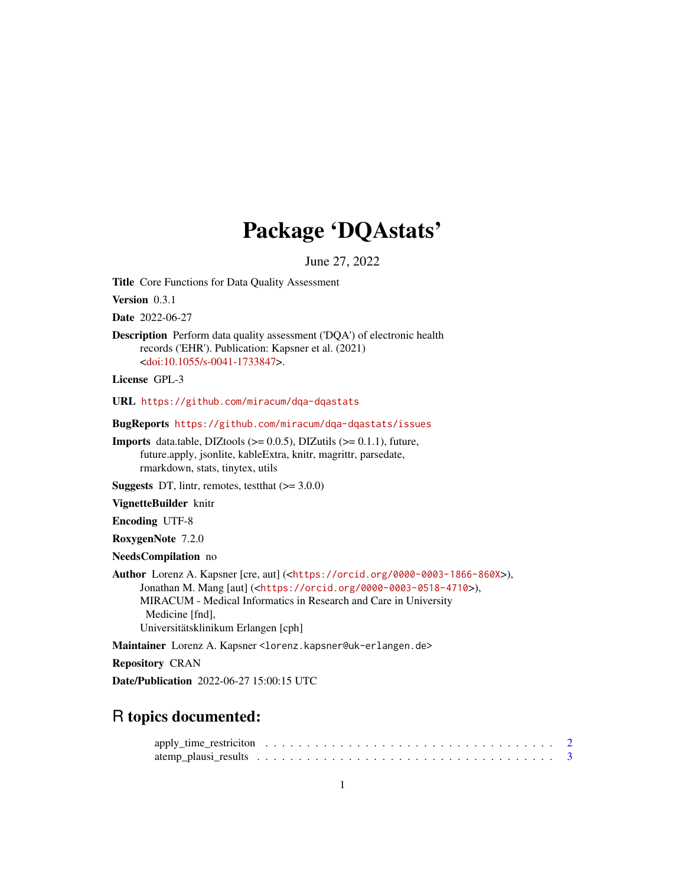# Package 'DQAstats'

June 27, 2022

**Title** Core Functions for Data Quality Assessment

**Version** 0.3.1

**Date** 2022-06-27

**Description** Perform data quality assessment ('DQA') of electronic health records ('EHR'). Publication: Kapsner et al. (2021) <doi:10.1055/s-0041-1733847>.

**License** GPL-3

**URL** https://github.com/miracum/dqa-dqastats

**BugReports** https://github.com/miracum/dqa-dqastats/issues

**Imports** data.table, DIZtools (>= 0.0.5), DIZutils (>= 0.1.1), future, future.apply, jsonlite, kableExtra, knitr, magrittr, parsedate, rmarkdown, stats, tinytex, utils

**Suggests** DT, lintr, remotes, testthat (>= 3.0.0)

**VignetteBuilder** knitr

**Encoding** UTF-8

**RoxygenNote** 7.2.0

**NeedsCompilation** no

**Author** Lorenz A. Kapsner [cre, aut] (<https://orcid.org/0000-0003-1866-860X>), Jonathan M. Mang [aut] (<https://orcid.org/0000-0003-0518-4710>), MIRACUM - Medical Informatics in Research and Care in University Medicine [fnd], Universitätsklinikum Erlangen [cph]

**Maintainer** Lorenz A. Kapsner <lorenz.kapsner@uk-erlangen.de>

**Repository** CRAN

**Date/Publication** 2022-06-27 15:00:15 UTC

## R topics documented:

apply_time_restriciton . . . . . . . . . . . . . . . . . . . . . . . . . . . . . . . . . . . 2
atemp_plausi_results . . . . . . . . . . . . . . . . . . . . . . . . . . . . . . . . . . . . 3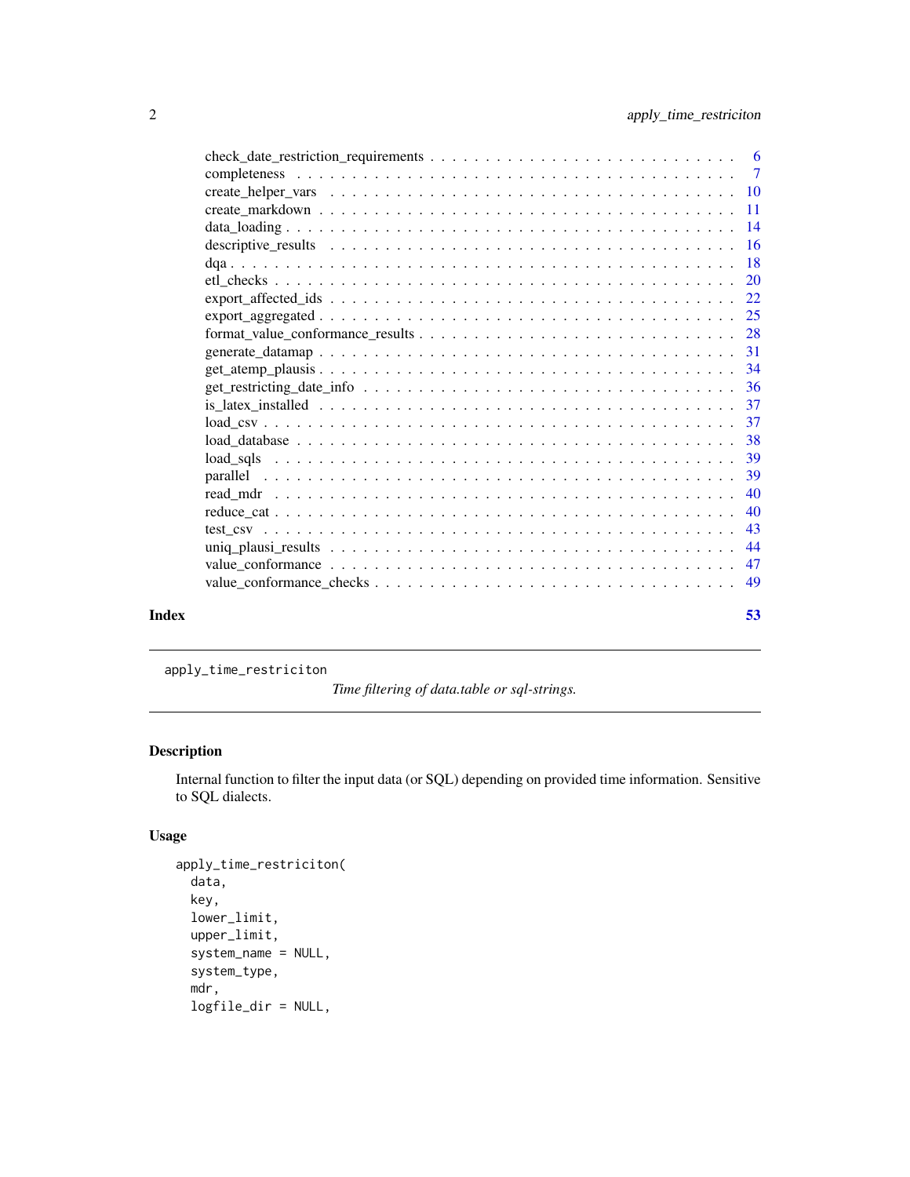check_date_restriction_requirements . . . . . . . . . . . . . . . . . . . . . . . . . . . . 6
completeness . . . . . . . . . . . . . . . . . . . . . . . . . . . . . . . . . . . . . . 7
create_helper_vars . . . . . . . . . . . . . . . . . . . . . . . . . . . . . . . . . . . 10
create_markdown . . . . . . . . . . . . . . . . . . . . . . . . . . . . . . . . . . . . 11
data_loading . . . . . . . . . . . . . . . . . . . . . . . . . . . . . . . . . . . . . . 14
descriptive_results . . . . . . . . . . . . . . . . . . . . . . . . . . . . . . . . . . . 16
dqa . . . . . . . . . . . . . . . . . . . . . . . . . . . . . . . . . . . . . . . . . . . 18
etl_checks . . . . . . . . . . . . . . . . . . . . . . . . . . . . . . . . . . . . . . . 20
export_affected_ids . . . . . . . . . . . . . . . . . . . . . . . . . . . . . . . . . . 22
export_aggregated . . . . . . . . . . . . . . . . . . . . . . . . . . . . . . . . . . . 25
format_value_conformance_results . . . . . . . . . . . . . . . . . . . . . . . . . . . 28
generate_datamap . . . . . . . . . . . . . . . . . . . . . . . . . . . . . . . . . . . 31
get_atemp_plausis . . . . . . . . . . . . . . . . . . . . . . . . . . . . . . . . . . . 34
get_restricting_date_info . . . . . . . . . . . . . . . . . . . . . . . . . . . . . . . 36
is_latex_installed . . . . . . . . . . . . . . . . . . . . . . . . . . . . . . . . . . . 37
load_csv . . . . . . . . . . . . . . . . . . . . . . . . . . . . . . . . . . . . . . . . 37
load_database . . . . . . . . . . . . . . . . . . . . . . . . . . . . . . . . . . . . . 38
load_sqls . . . . . . . . . . . . . . . . . . . . . . . . . . . . . . . . . . . . . . . 39
parallel . . . . . . . . . . . . . . . . . . . . . . . . . . . . . . . . . . . . . . . . 39
read_mdr . . . . . . . . . . . . . . . . . . . . . . . . . . . . . . . . . . . . . . . . 40
reduce_cat . . . . . . . . . . . . . . . . . . . . . . . . . . . . . . . . . . . . . . . 40
test_csv . . . . . . . . . . . . . . . . . . . . . . . . . . . . . . . . . . . . . . . . 43
uniq_plausi_results . . . . . . . . . . . . . . . . . . . . . . . . . . . . . . . . . . 44
value_conformance . . . . . . . . . . . . . . . . . . . . . . . . . . . . . . . . . . . 47
value_conformance_checks . . . . . . . . . . . . . . . . . . . . . . . . . . . . . . . 49

**Index** **53**

---

apply_time_restriciton *Time filtering of data.table or sql-strings.*

---

## Description

Internal function to filter the input data (or SQL) depending on provided time information. Sensitive to SQL dialects.

## Usage

```
apply_time_restriciton(
  data,
  key,
  lower_limit,
  upper_limit,
  system_name = NULL,
  system_type,
  mdr,
  logfile_dir = NULL,
```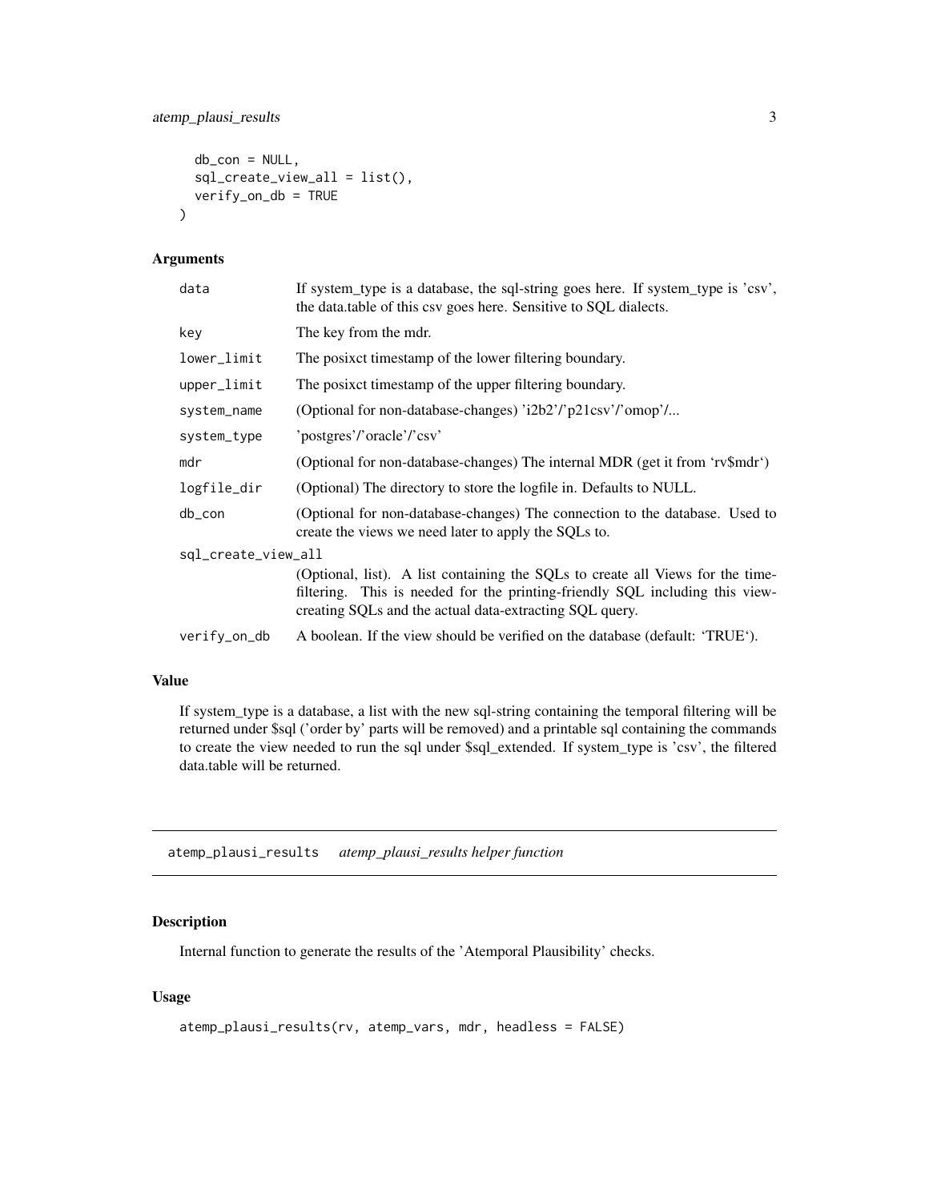```
  db_con = NULL,
  sql_create_view_all = list(),
  verify_on_db = TRUE
)
```

### Arguments

| | |
|---|---|
| `data` | If system_type is a database, the sql-string goes here. If system_type is 'csv', the data.table of this csv goes here. Sensitive to SQL dialects. |
| `key` | The key from the mdr. |
| `lower_limit` | The posixct timestamp of the lower filtering boundary. |
| `upper_limit` | The posixct timestamp of the upper filtering boundary. |
| `system_name` | (Optional for non-database-changes) 'i2b2'/'p21csv'/'omop'/... |
| `system_type` | 'postgres'/'oracle'/'csv' |
| `mdr` | (Optional for non-database-changes) The internal MDR (get it from 'rv$mdr') |
| `logfile_dir` | (Optional) The directory to store the logfile in. Defaults to NULL. |
| `db_con` | (Optional for non-database-changes) The connection to the database. Used to create the views we need later to apply the SQLs to. |
| `sql_create_view_all` | (Optional, list). A list containing the SQLs to create all Views for the time-filtering. This is needed for the printing-friendly SQL including this view-creating SQLs and the actual data-extracting SQL query. |
| `verify_on_db` | A boolean. If the view should be verified on the database (default: 'TRUE'). |

### Value

If system_type is a database, a list with the new sql-string containing the temporal filtering will be returned under $sql ('order by' parts will be removed) and a printable sql containing the commands to create the view needed to run the sql under $sql_extended. If system_type is 'csv', the filtered data.table will be returned.

## atemp_plausi_results    *atemp_plausi_results helper function*

### Description

Internal function to generate the results of the 'Atemporal Plausibility' checks.

### Usage

```
atemp_plausi_results(rv, atemp_vars, mdr, headless = FALSE)
```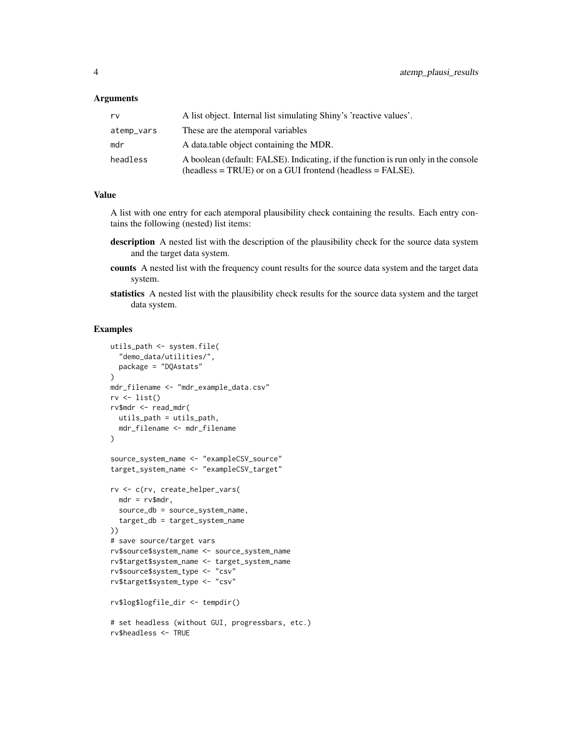### Arguments

| | |
|---|---|
| rv | A list object. Internal list simulating Shiny's 'reactive values'. |
| atemp_vars | These are the atemporal variables |
| mdr | A data.table object containing the MDR. |
| headless | A boolean (default: FALSE). Indicating, if the function is run only in the console (headless = TRUE) or on a GUI frontend (headless = FALSE). |

### Value

A list with one entry for each atemporal plausibility check containing the results. Each entry contains the following (nested) list items:

- **description** A nested list with the description of the plausibility check for the source data system and the target data system.
- **counts** A nested list with the frequency count results for the source data system and the target data system.
- **statistics** A nested list with the plausibility check results for the source data system and the target data system.

### Examples

```
utils_path <- system.file(
  "demo_data/utilities/",
  package = "DQAstats"
)
mdr_filename <- "mdr_example_data.csv"
rv <- list()
rv$mdr <- read_mdr(
  utils_path = utils_path,
  mdr_filename <- mdr_filename
)

source_system_name <- "exampleCSV_source"
target_system_name <- "exampleCSV_target"

rv <- c(rv, create_helper_vars(
  mdr = rv$mdr,
  source_db = source_system_name,
  target_db = target_system_name
))
# save source/target vars
rv$source$system_name <- source_system_name
rv$target$system_name <- target_system_name
rv$source$system_type <- "csv"
rv$target$system_type <- "csv"

rv$log$logfile_dir <- tempdir()

# set headless (without GUI, progressbars, etc.)
rv$headless <- TRUE
```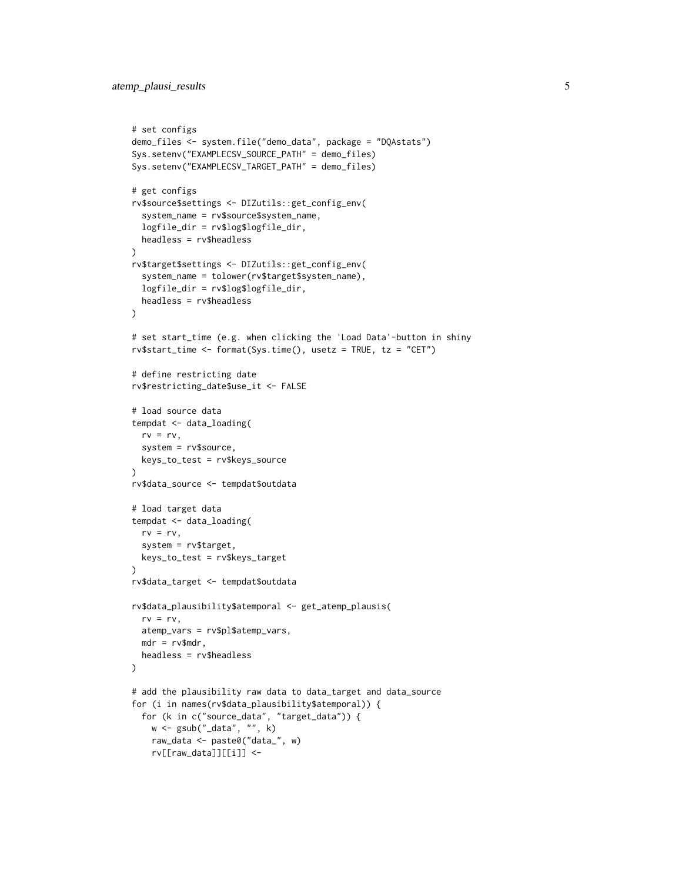```
# set configs
demo_files <- system.file("demo_data", package = "DQAstats")
Sys.setenv("EXAMPLECSV_SOURCE_PATH" = demo_files)
Sys.setenv("EXAMPLECSV_TARGET_PATH" = demo_files)

# get configs
rv$source$settings <- DIZutils::get_config_env(
  system_name = rv$source$system_name,
  logfile_dir = rv$log$logfile_dir,
  headless = rv$headless
)
rv$target$settings <- DIZutils::get_config_env(
  system_name = tolower(rv$target$system_name),
  logfile_dir = rv$log$logfile_dir,
  headless = rv$headless
)

# set start_time (e.g. when clicking the 'Load Data'-button in shiny
rv$start_time <- format(Sys.time(), usetz = TRUE, tz = "CET")

# define restricting date
rv$restricting_date$use_it <- FALSE

# load source data
tempdat <- data_loading(
  rv = rv,
  system = rv$source,
  keys_to_test = rv$keys_source
)
rv$data_source <- tempdat$outdata

# load target data
tempdat <- data_loading(
  rv = rv,
  system = rv$target,
  keys_to_test = rv$keys_target
)
rv$data_target <- tempdat$outdata

rv$data_plausibility$atemporal <- get_atemp_plausis(
  rv = rv,
  atemp_vars = rv$pl$atemp_vars,
  mdr = rv$mdr,
  headless = rv$headless
)

# add the plausibility raw data to data_target and data_source
for (i in names(rv$data_plausibility$atemporal)) {
  for (k in c("source_data", "target_data")) {
    w <- gsub("_data", "", k)
    raw_data <- paste0("data_", w)
    rv[[raw_data]][[i]] <-
```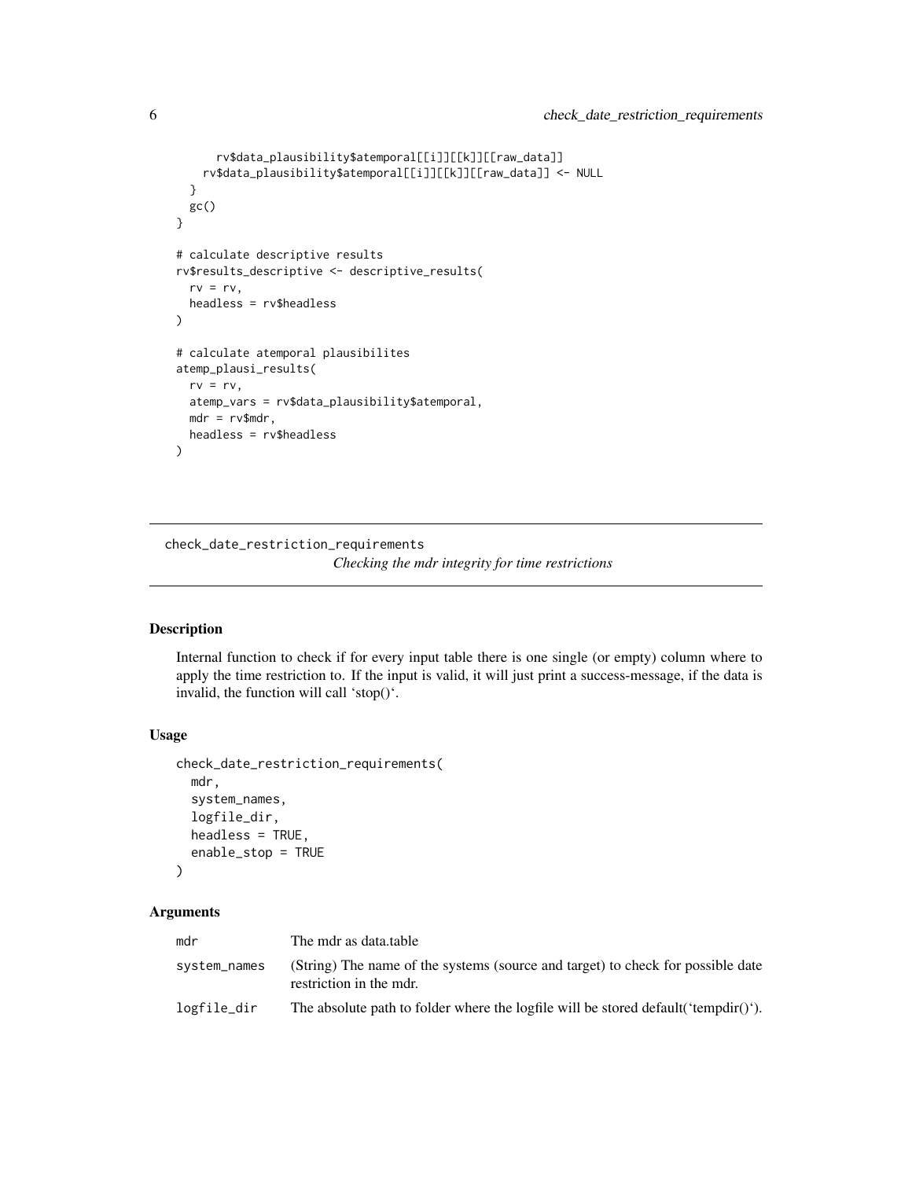```
      rv$data_plausibility$atemporal[[i]][[k]][[raw_data]]
    rv$data_plausibility$atemporal[[i]][[k]][[raw_data]] <- NULL
  }
  gc()
}

# calculate descriptive results
rv$results_descriptive <- descriptive_results(
  rv = rv,
  headless = rv$headless
)

# calculate atemporal plausibilites
atemp_plausi_results(
  rv = rv,
  atemp_vars = rv$data_plausibility$atemporal,
  mdr = rv$mdr,
  headless = rv$headless
)
```

---

## check_date_restriction_requirements

*Checking the mdr integrity for time restrictions*

---

### Description

Internal function to check if for every input table there is one single (or empty) column where to apply the time restriction to. If the input is valid, it will just print a success-message, if the data is invalid, the function will call 'stop()'.

### Usage

```
check_date_restriction_requirements(
  mdr,
  system_names,
  logfile_dir,
  headless = TRUE,
  enable_stop = TRUE
)
```

### Arguments

| | |
|---|---|
| `mdr` | The mdr as data.table |
| `system_names` | (String) The name of the systems (source and target) to check for possible date restriction in the mdr. |
| `logfile_dir` | The absolute path to folder where the logfile will be stored default('tempdir()'). |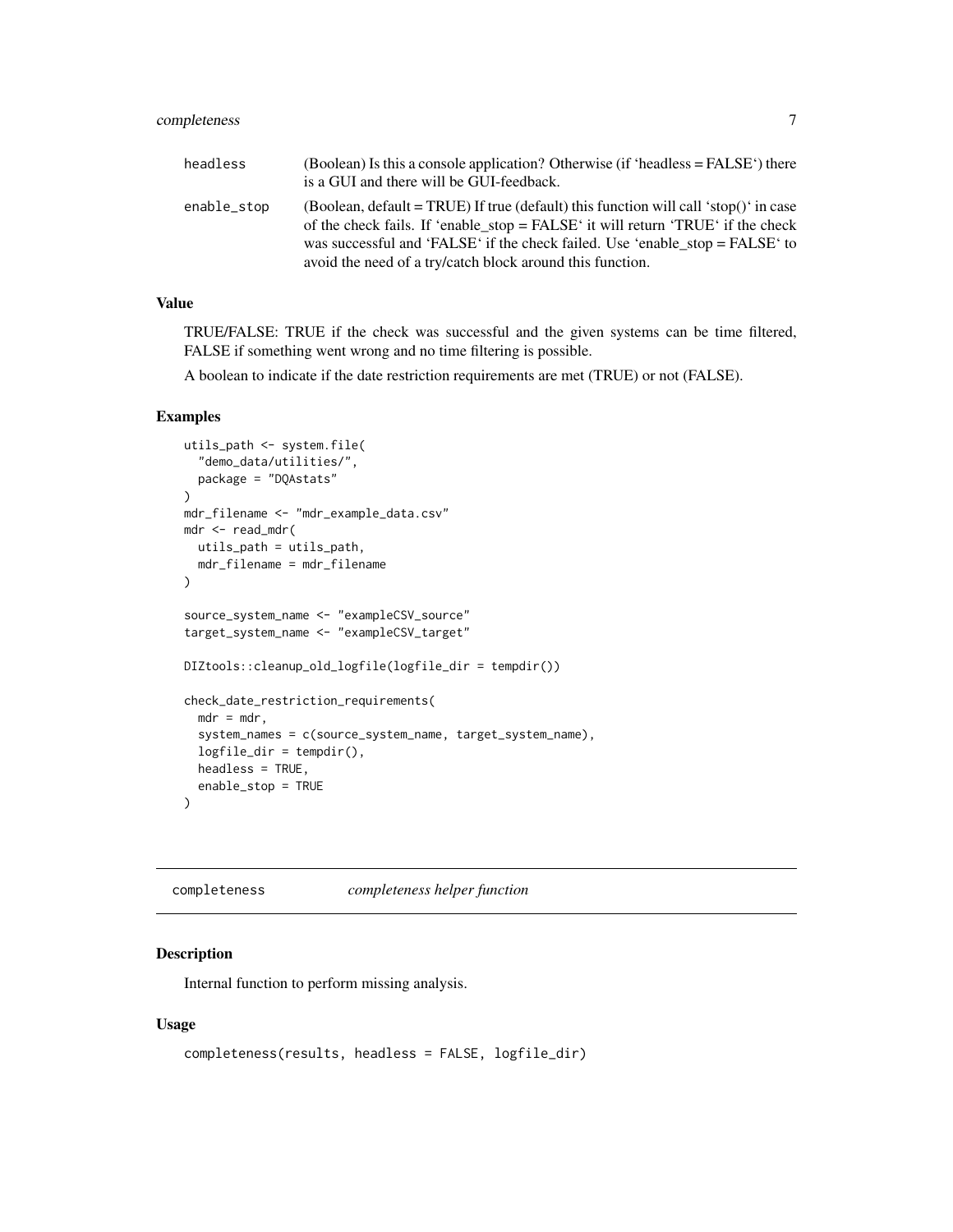| | |
|---|---|
| headless | (Boolean) Is this a console application? Otherwise (if 'headless = FALSE') there is a GUI and there will be GUI-feedback. |
| enable_stop | (Boolean, default = TRUE) If true (default) this function will call 'stop()' in case of the check fails. If 'enable_stop = FALSE' it will return 'TRUE' if the check was successful and 'FALSE' if the check failed. Use 'enable_stop = FALSE' to avoid the need of a try/catch block around this function. |

### Value

TRUE/FALSE: TRUE if the check was successful and the given systems can be time filtered, FALSE if something went wrong and no time filtering is possible.

A boolean to indicate if the date restriction requirements are met (TRUE) or not (FALSE).

### Examples

```
utils_path <- system.file(
  "demo_data/utilities/",
  package = "DQAstats"
)
mdr_filename <- "mdr_example_data.csv"
mdr <- read_mdr(
  utils_path = utils_path,
  mdr_filename = mdr_filename
)

source_system_name <- "exampleCSV_source"
target_system_name <- "exampleCSV_target"

DIZtools::cleanup_old_logfile(logfile_dir = tempdir())

check_date_restriction_requirements(
  mdr = mdr,
  system_names = c(source_system_name, target_system_name),
  logfile_dir = tempdir(),
  headless = TRUE,
  enable_stop = TRUE
)
```

## completeness *completeness helper function*

### Description

Internal function to perform missing analysis.

### Usage

```
completeness(results, headless = FALSE, logfile_dir)
```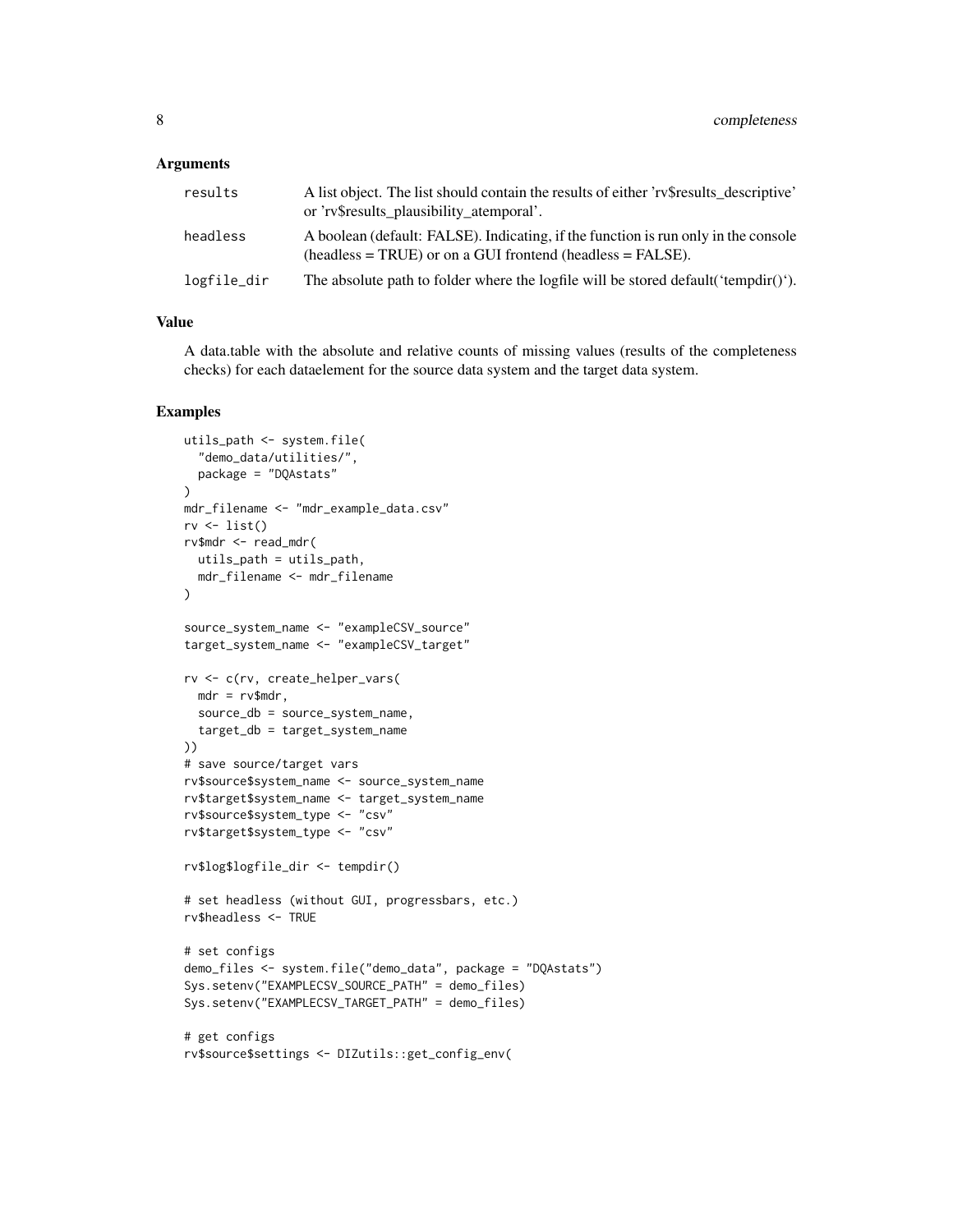### Arguments

| | |
|---|---|
| results | A list object. The list should contain the results of either 'rv$results_descriptive' or 'rv$results_plausibility_atemporal'. |
| headless | A boolean (default: FALSE). Indicating, if the function is run only in the console (headless = TRUE) or on a GUI frontend (headless = FALSE). |
| logfile_dir | The absolute path to folder where the logfile will be stored default('tempdir()'). |

### Value

A data.table with the absolute and relative counts of missing values (results of the completeness checks) for each dataelement for the source data system and the target data system.

### Examples

```
utils_path <- system.file(
  "demo_data/utilities/",
  package = "DQAstats"
)
mdr_filename <- "mdr_example_data.csv"
rv <- list()
rv$mdr <- read_mdr(
  utils_path = utils_path,
  mdr_filename <- mdr_filename
)

source_system_name <- "exampleCSV_source"
target_system_name <- "exampleCSV_target"

rv <- c(rv, create_helper_vars(
  mdr = rv$mdr,
  source_db = source_system_name,
  target_db = target_system_name
))
# save source/target vars
rv$source$system_name <- source_system_name
rv$target$system_name <- target_system_name
rv$source$system_type <- "csv"
rv$target$system_type <- "csv"

rv$log$logfile_dir <- tempdir()

# set headless (without GUI, progressbars, etc.)
rv$headless <- TRUE

# set configs
demo_files <- system.file("demo_data", package = "DQAstats")
Sys.setenv("EXAMPLECSV_SOURCE_PATH" = demo_files)
Sys.setenv("EXAMPLECSV_TARGET_PATH" = demo_files)

# get configs
rv$source$settings <- DIZutils::get_config_env(
```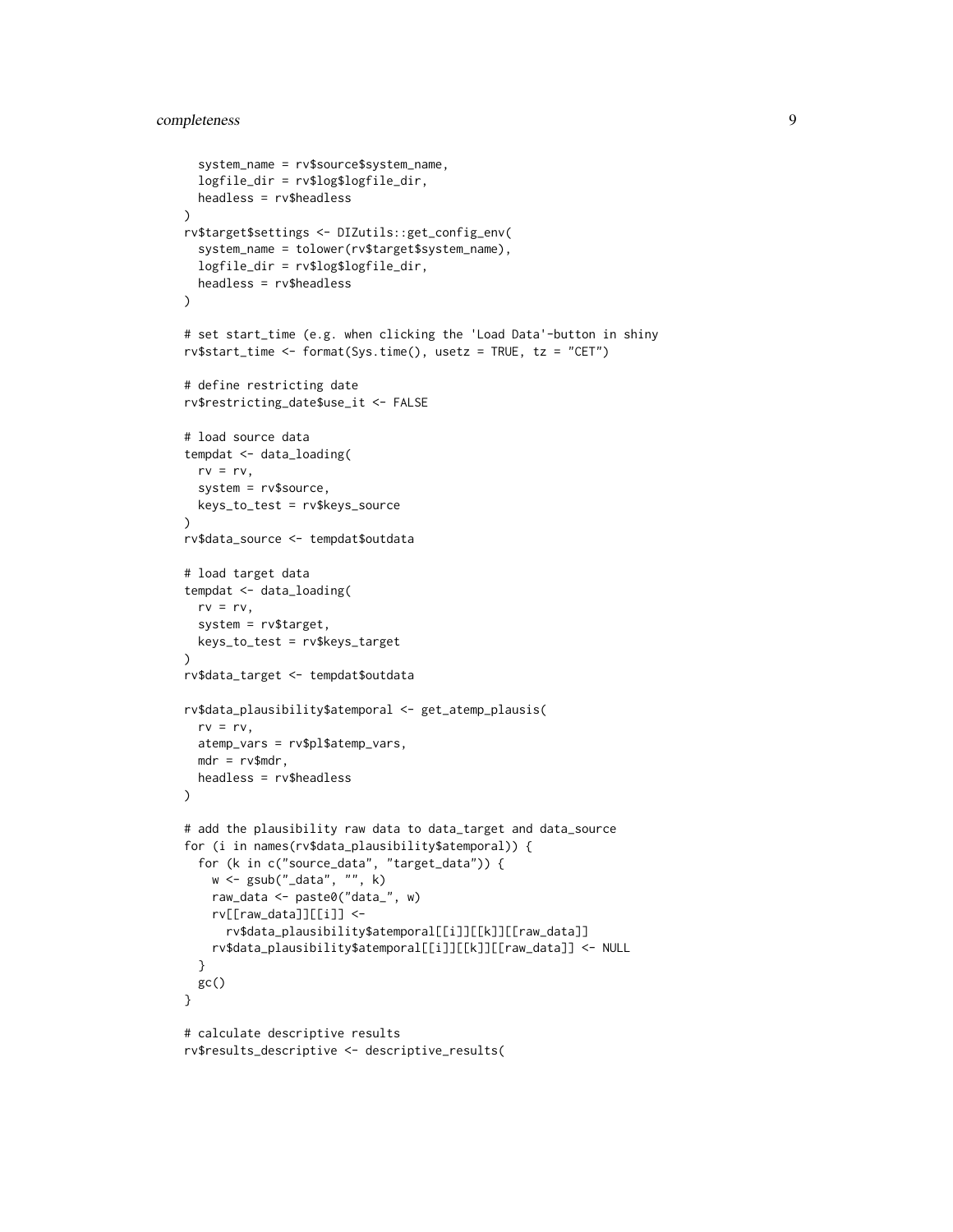```
    system_name = rv$source$system_name,
    logfile_dir = rv$log$logfile_dir,
    headless = rv$headless
  )
  rv$target$settings <- DIZutils::get_config_env(
    system_name = tolower(rv$target$system_name),
    logfile_dir = rv$log$logfile_dir,
    headless = rv$headless
  )

  # set start_time (e.g. when clicking the 'Load Data'-button in shiny
  rv$start_time <- format(Sys.time(), usetz = TRUE, tz = "CET")

  # define restricting date
  rv$restricting_date$use_it <- FALSE

  # load source data
  tempdat <- data_loading(
    rv = rv,
    system = rv$source,
    keys_to_test = rv$keys_source
  )
  rv$data_source <- tempdat$outdata

  # load target data
  tempdat <- data_loading(
    rv = rv,
    system = rv$target,
    keys_to_test = rv$keys_target
  )
  rv$data_target <- tempdat$outdata

  rv$data_plausibility$atemporal <- get_atemp_plausis(
    rv = rv,
    atemp_vars = rv$pl$atemp_vars,
    mdr = rv$mdr,
    headless = rv$headless
  )

  # add the plausibility raw data to data_target and data_source
  for (i in names(rv$data_plausibility$atemporal)) {
    for (k in c("source_data", "target_data")) {
      w <- gsub("_data", "", k)
      raw_data <- paste0("data_", w)
      rv[[raw_data]][[i]] <-
        rv$data_plausibility$atemporal[[i]][[k]][[raw_data]]
      rv$data_plausibility$atemporal[[i]][[k]][[raw_data]] <- NULL
    }
    gc()
  }

  # calculate descriptive results
  rv$results_descriptive <- descriptive_results(
```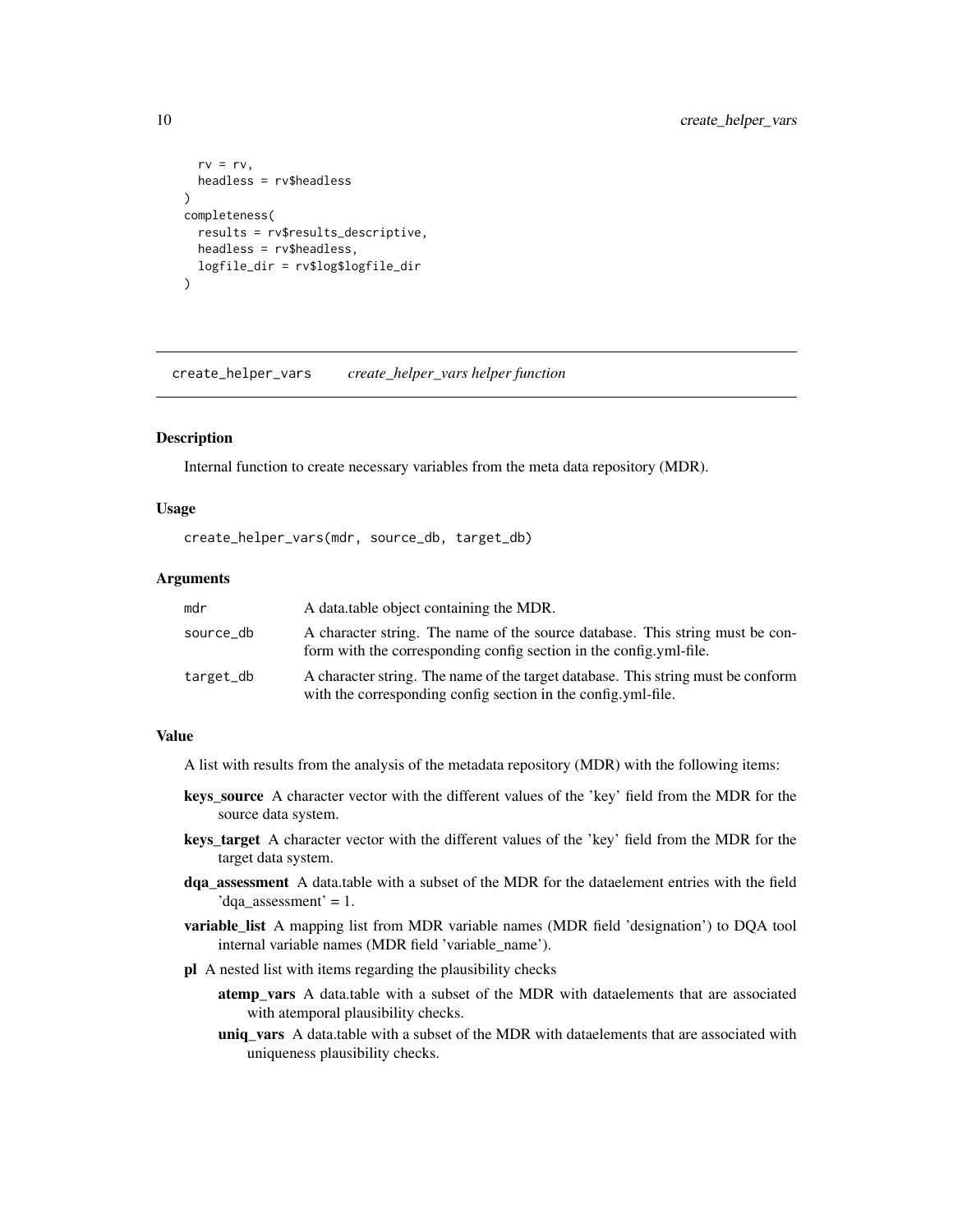```
  rv = rv,
  headless = rv$headless
)
completeness(
  results = rv$results_descriptive,
  headless = rv$headless,
  logfile_dir = rv$log$logfile_dir
)
```

---

## create_helper_vars    *create_helper_vars helper function*

### Description

Internal function to create necessary variables from the meta data repository (MDR).

### Usage

```
create_helper_vars(mdr, source_db, target_db)
```

### Arguments

| | |
|---|---|
| mdr | A data.table object containing the MDR. |
| source_db | A character string. The name of the source database. This string must be conform with the corresponding config section in the config.yml-file. |
| target_db | A character string. The name of the target database. This string must be conform with the corresponding config section in the config.yml-file. |

### Value

A list with results from the analysis of the metadata repository (MDR) with the following items:

- **keys_source** A character vector with the different values of the 'key' field from the MDR for the source data system.
- **keys_target** A character vector with the different values of the 'key' field from the MDR for the target data system.
- **dqa_assessment** A data.table with a subset of the MDR for the dataelement entries with the field 'dqa_assessment' = 1.
- **variable_list** A mapping list from MDR variable names (MDR field 'designation') to DQA tool internal variable names (MDR field 'variable_name').
- **pl** A nested list with items regarding the plausibility checks
  - **atemp_vars** A data.table with a subset of the MDR with dataelements that are associated with atemporal plausibility checks.
  - **uniq_vars** A data.table with a subset of the MDR with dataelements that are associated with uniqueness plausibility checks.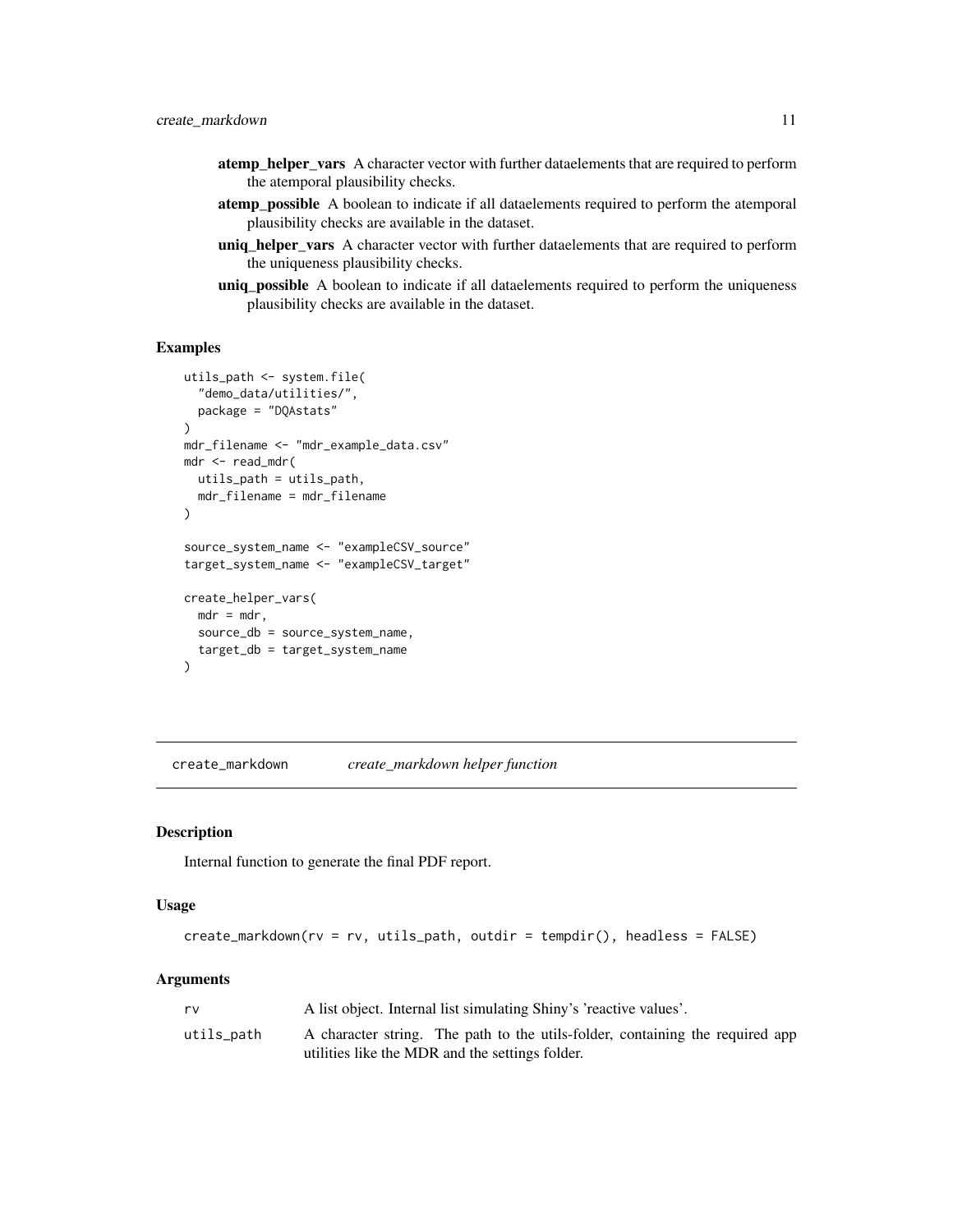- **atemp_helper_vars** A character vector with further dataelements that are required to perform the atemporal plausibility checks.
- **atemp_possible** A boolean to indicate if all dataelements required to perform the atemporal plausibility checks are available in the dataset.
- **uniq_helper_vars** A character vector with further dataelements that are required to perform the uniqueness plausibility checks.
- **uniq_possible** A boolean to indicate if all dataelements required to perform the uniqueness plausibility checks are available in the dataset.

### Examples

```
utils_path <- system.file(
  "demo_data/utilities/",
  package = "DQAstats"
)
mdr_filename <- "mdr_example_data.csv"
mdr <- read_mdr(
  utils_path = utils_path,
  mdr_filename = mdr_filename
)

source_system_name <- "exampleCSV_source"
target_system_name <- "exampleCSV_target"

create_helper_vars(
  mdr = mdr,
  source_db = source_system_name,
  target_db = target_system_name
)
```

---

## create_markdown &nbsp;&nbsp;&nbsp; *create_markdown helper function*

---

### Description

Internal function to generate the final PDF report.

### Usage

```
create_markdown(rv = rv, utils_path, outdir = tempdir(), headless = FALSE)
```

### Arguments

| | |
|---|---|
| `rv` | A list object. Internal list simulating Shiny's 'reactive values'. |
| `utils_path` | A character string. The path to the utils-folder, containing the required app utilities like the MDR and the settings folder. |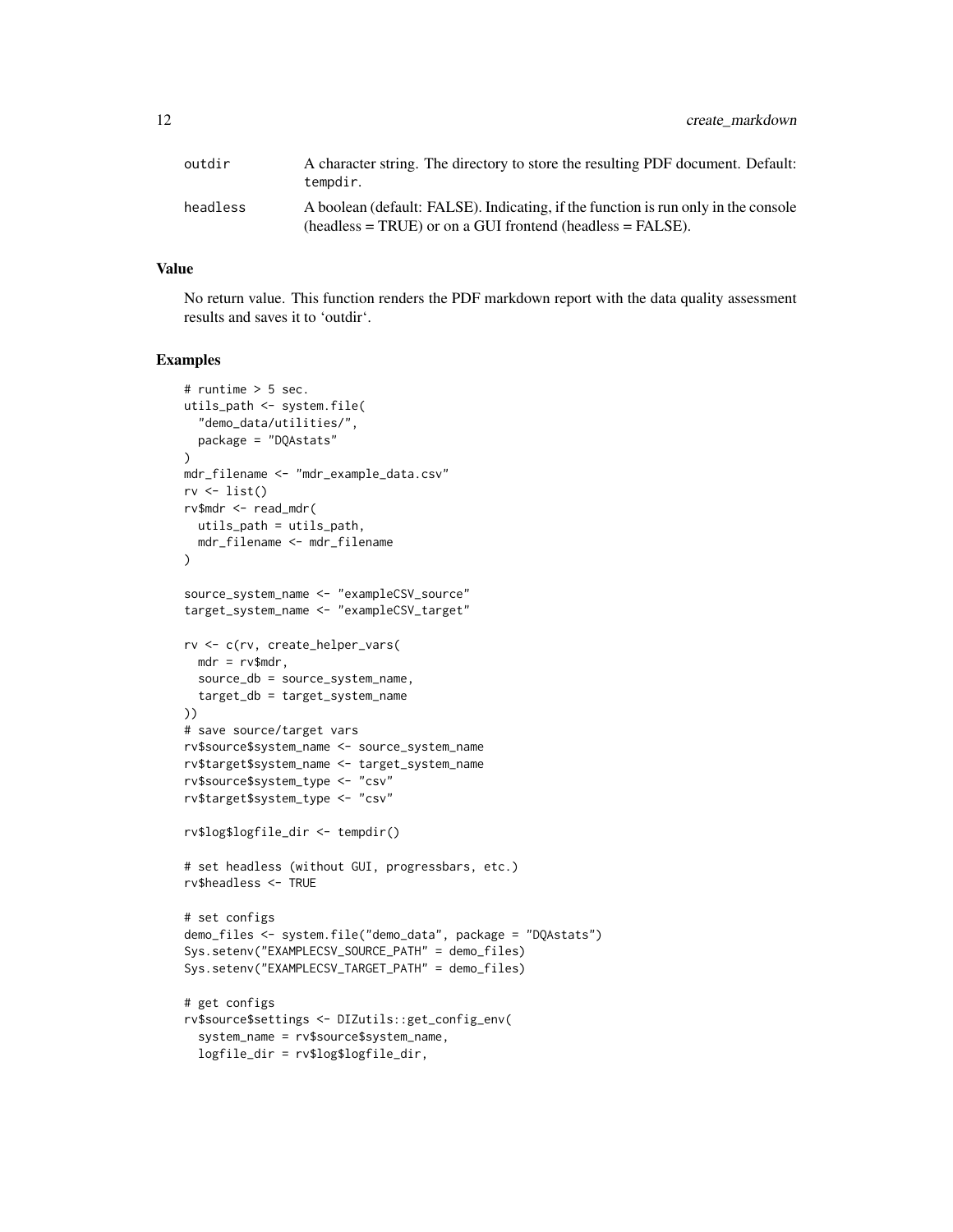| | |
|---|---|
| outdir | A character string. The directory to store the resulting PDF document. Default: tempdir. |
| headless | A boolean (default: FALSE). Indicating, if the function is run only in the console (headless = TRUE) or on a GUI frontend (headless = FALSE). |

### Value

No return value. This function renders the PDF markdown report with the data quality assessment results and saves it to 'outdir'.

### Examples

```
# runtime > 5 sec.
utils_path <- system.file(
  "demo_data/utilities/",
  package = "DQAstats"
)
mdr_filename <- "mdr_example_data.csv"
rv <- list()
rv$mdr <- read_mdr(
  utils_path = utils_path,
  mdr_filename <- mdr_filename
)

source_system_name <- "exampleCSV_source"
target_system_name <- "exampleCSV_target"

rv <- c(rv, create_helper_vars(
  mdr = rv$mdr,
  source_db = source_system_name,
  target_db = target_system_name
))
# save source/target vars
rv$source$system_name <- source_system_name
rv$target$system_name <- target_system_name
rv$source$system_type <- "csv"
rv$target$system_type <- "csv"

rv$log$logfile_dir <- tempdir()

# set headless (without GUI, progressbars, etc.)
rv$headless <- TRUE

# set configs
demo_files <- system.file("demo_data", package = "DQAstats")
Sys.setenv("EXAMPLECSV_SOURCE_PATH" = demo_files)
Sys.setenv("EXAMPLECSV_TARGET_PATH" = demo_files)

# get configs
rv$source$settings <- DIZutils::get_config_env(
  system_name = rv$source$system_name,
  logfile_dir = rv$log$logfile_dir,
```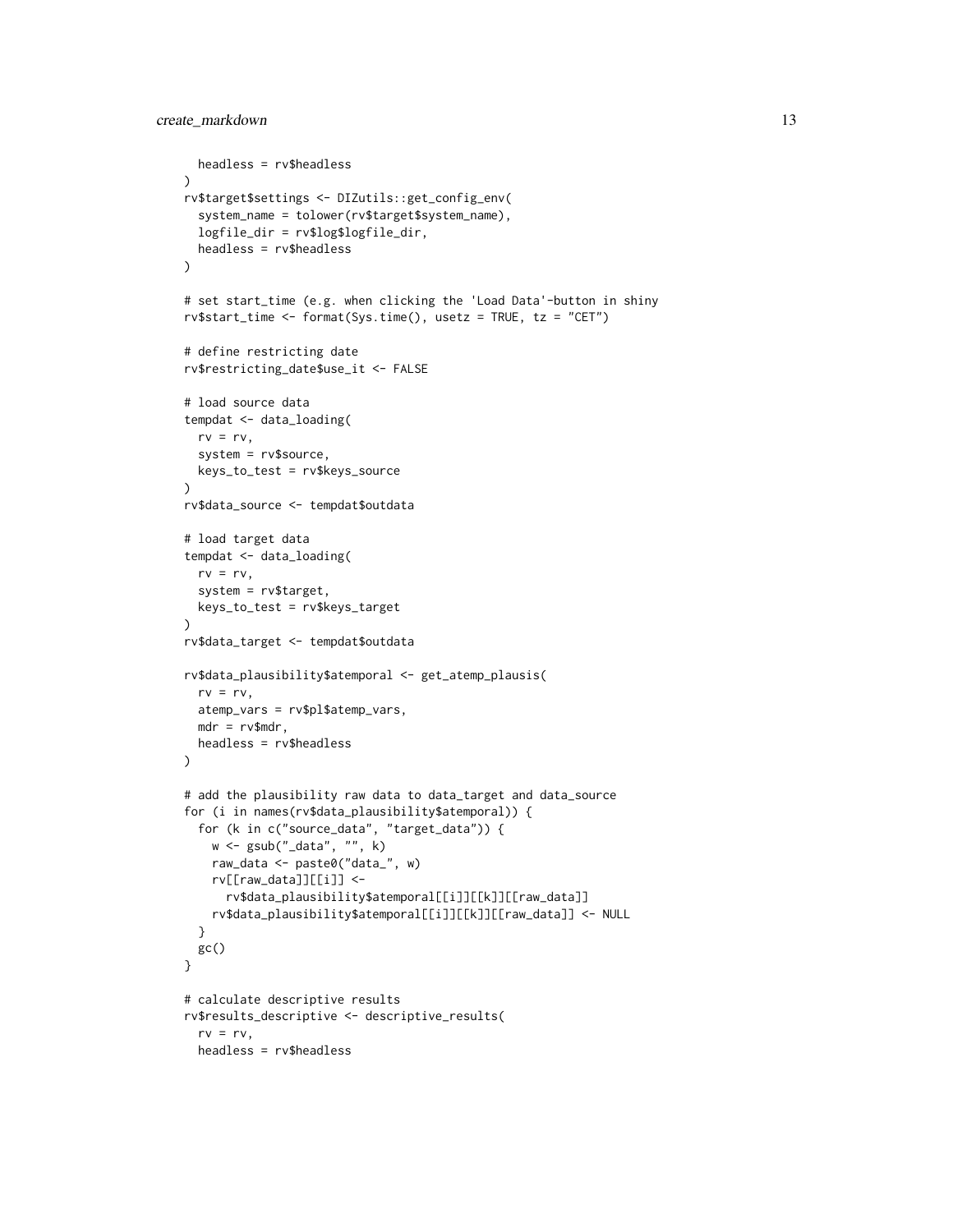```
    headless = rv$headless
  )
  rv$target$settings <- DIZutils::get_config_env(
    system_name = tolower(rv$target$system_name),
    logfile_dir = rv$log$logfile_dir,
    headless = rv$headless
  )

  # set start_time (e.g. when clicking the 'Load Data'-button in shiny
  rv$start_time <- format(Sys.time(), usetz = TRUE, tz = "CET")

  # define restricting date
  rv$restricting_date$use_it <- FALSE

  # load source data
  tempdat <- data_loading(
    rv = rv,
    system = rv$source,
    keys_to_test = rv$keys_source
  )
  rv$data_source <- tempdat$outdata

  # load target data
  tempdat <- data_loading(
    rv = rv,
    system = rv$target,
    keys_to_test = rv$keys_target
  )
  rv$data_target <- tempdat$outdata

  rv$data_plausibility$atemporal <- get_atemp_plausis(
    rv = rv,
    atemp_vars = rv$pl$atemp_vars,
    mdr = rv$mdr,
    headless = rv$headless
  )

  # add the plausibility raw data to data_target and data_source
  for (i in names(rv$data_plausibility$atemporal)) {
    for (k in c("source_data", "target_data")) {
      w <- gsub("_data", "", k)
      raw_data <- paste0("data_", w)
      rv[[raw_data]][[i]] <-
        rv$data_plausibility$atemporal[[i]][[k]][[raw_data]]
      rv$data_plausibility$atemporal[[i]][[k]][[raw_data]] <- NULL
    }
    gc()
  }

  # calculate descriptive results
  rv$results_descriptive <- descriptive_results(
    rv = rv,
    headless = rv$headless
```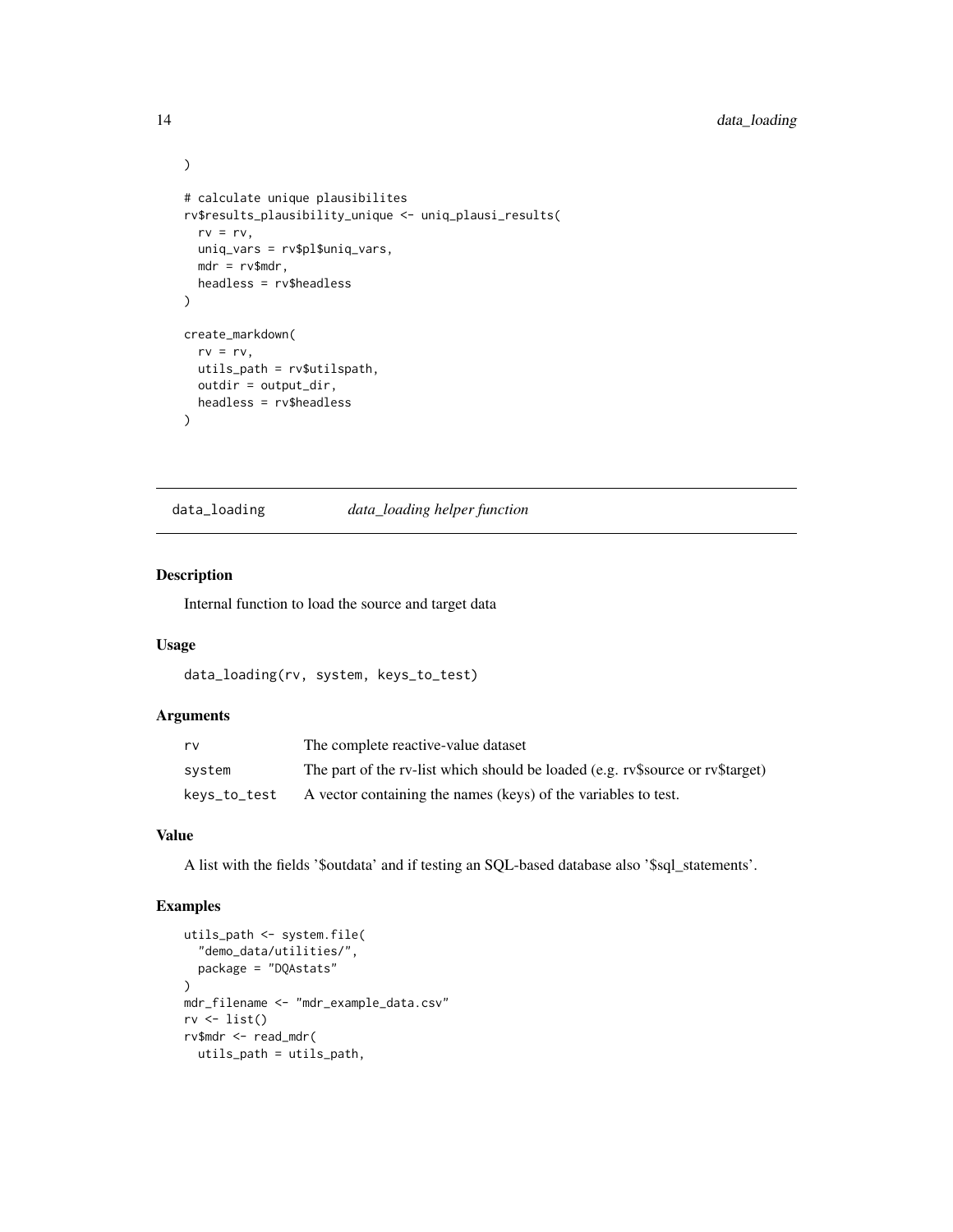```
)

# calculate unique plausibilites
rv$results_plausibility_unique <- uniq_plausi_results(
  rv = rv,
  uniq_vars = rv$pl$uniq_vars,
  mdr = rv$mdr,
  headless = rv$headless
)

create_markdown(
  rv = rv,
  utils_path = rv$utilspath,
  outdir = output_dir,
  headless = rv$headless
)
```

---

## data_loading — *data_loading helper function*

### Description

Internal function to load the source and target data

### Usage

```
data_loading(rv, system, keys_to_test)
```

### Arguments

| | |
|---|---|
| rv | The complete reactive-value dataset |
| system | The part of the rv-list which should be loaded (e.g. rv$source or rv$target) |
| keys_to_test | A vector containing the names (keys) of the variables to test. |

### Value

A list with the fields '$outdata' and if testing an SQL-based database also '$sql_statements'.

### Examples

```
utils_path <- system.file(
  "demo_data/utilities/",
  package = "DQAstats"
)
mdr_filename <- "mdr_example_data.csv"
rv <- list()
rv$mdr <- read_mdr(
  utils_path = utils_path,
```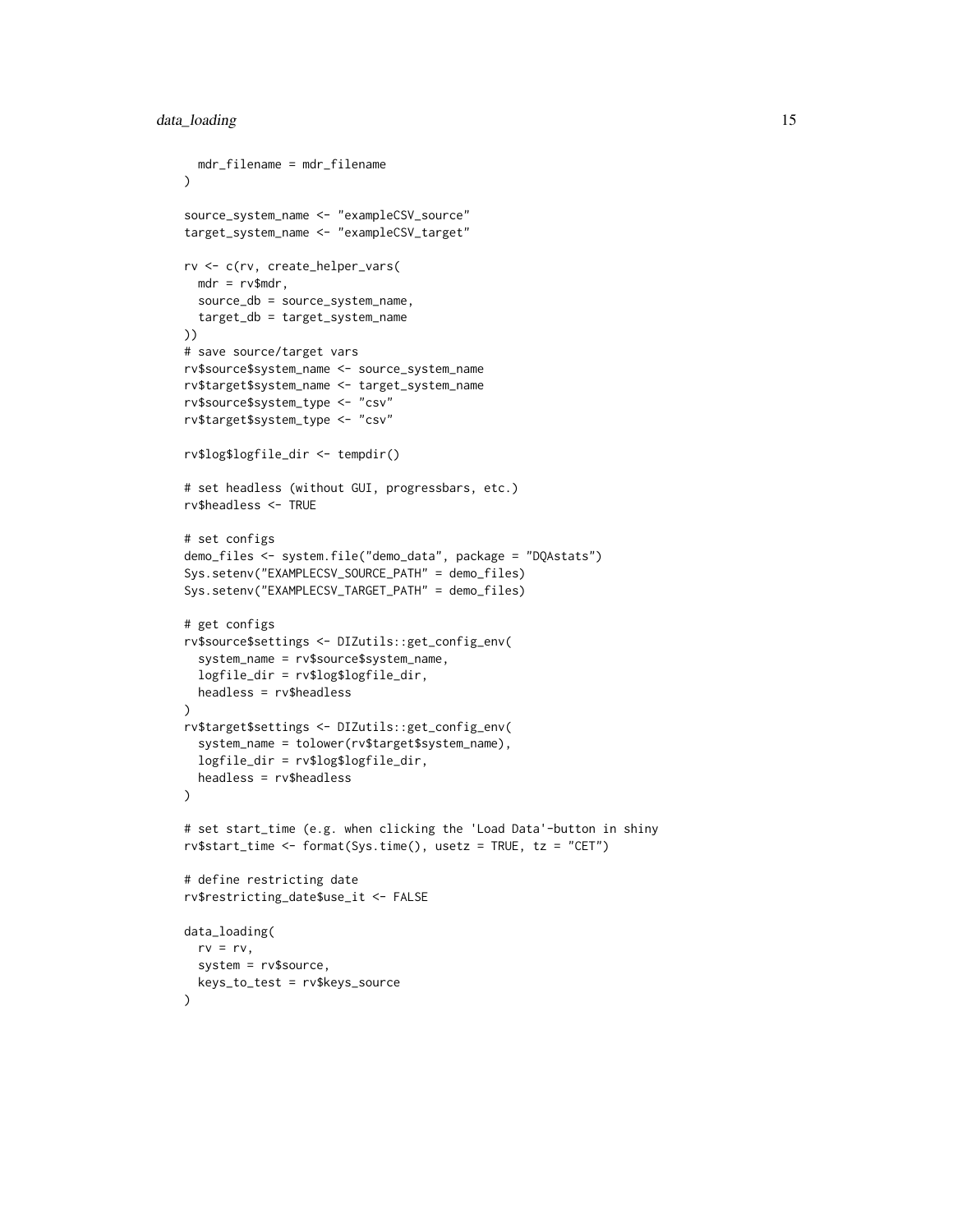```
  mdr_filename = mdr_filename
)

source_system_name <- "exampleCSV_source"
target_system_name <- "exampleCSV_target"

rv <- c(rv, create_helper_vars(
  mdr = rv$mdr,
  source_db = source_system_name,
  target_db = target_system_name
))
# save source/target vars
rv$source$system_name <- source_system_name
rv$target$system_name <- target_system_name
rv$source$system_type <- "csv"
rv$target$system_type <- "csv"

rv$log$logfile_dir <- tempdir()

# set headless (without GUI, progressbars, etc.)
rv$headless <- TRUE

# set configs
demo_files <- system.file("demo_data", package = "DQAstats")
Sys.setenv("EXAMPLECSV_SOURCE_PATH" = demo_files)
Sys.setenv("EXAMPLECSV_TARGET_PATH" = demo_files)

# get configs
rv$source$settings <- DIZutils::get_config_env(
  system_name = rv$source$system_name,
  logfile_dir = rv$log$logfile_dir,
  headless = rv$headless
)
rv$target$settings <- DIZutils::get_config_env(
  system_name = tolower(rv$target$system_name),
  logfile_dir = rv$log$logfile_dir,
  headless = rv$headless
)

# set start_time (e.g. when clicking the 'Load Data'-button in shiny
rv$start_time <- format(Sys.time(), usetz = TRUE, tz = "CET")

# define restricting date
rv$restricting_date$use_it <- FALSE

data_loading(
  rv = rv,
  system = rv$source,
  keys_to_test = rv$keys_source
)
```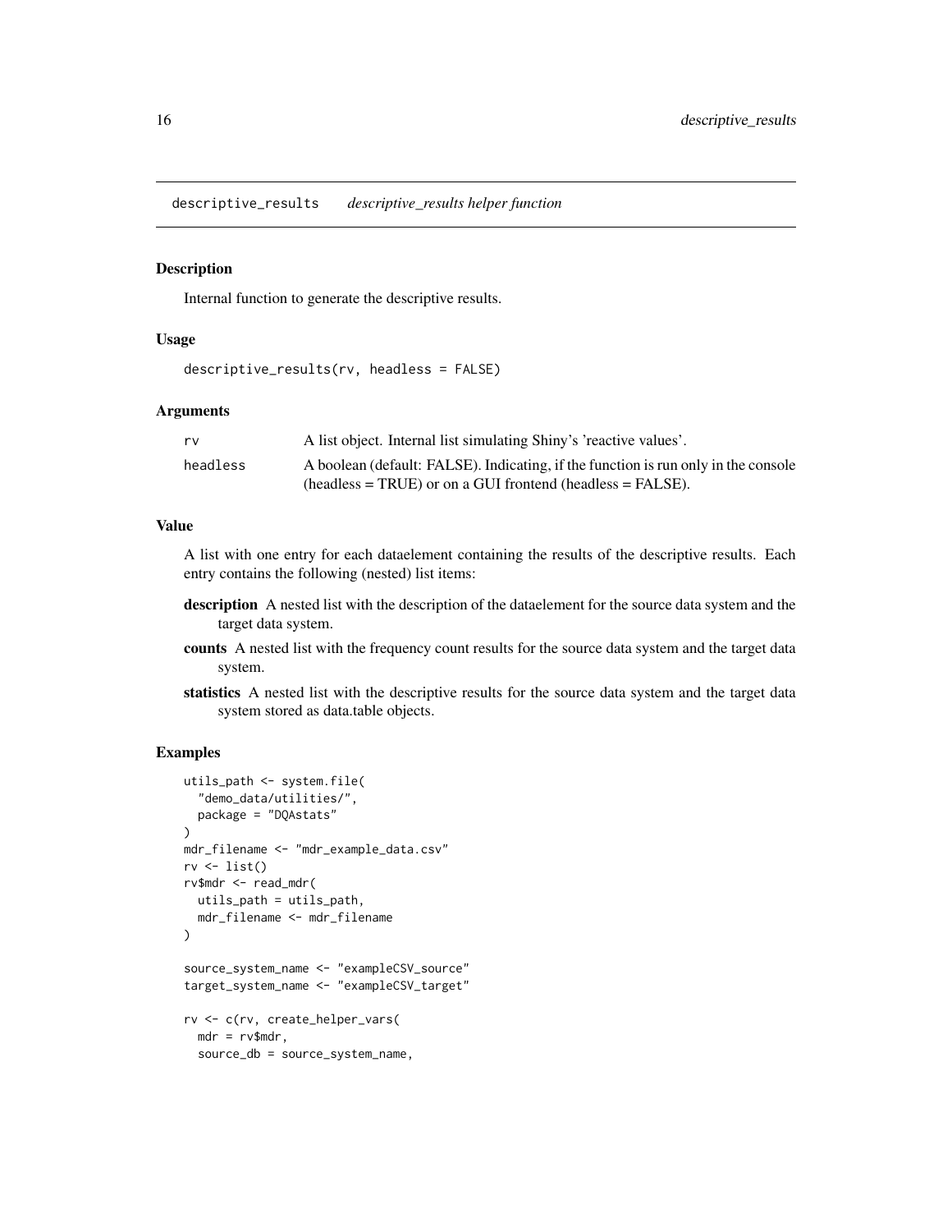## descriptive_results — *descriptive_results helper function*

### Description

Internal function to generate the descriptive results.

### Usage

```
descriptive_results(rv, headless = FALSE)
```

### Arguments

| | |
|---|---|
| rv | A list object. Internal list simulating Shiny's 'reactive values'. |
| headless | A boolean (default: FALSE). Indicating, if the function is run only in the console (headless = TRUE) or on a GUI frontend (headless = FALSE). |

### Value

A list with one entry for each dataelement containing the results of the descriptive results. Each entry contains the following (nested) list items:

**description** A nested list with the description of the dataelement for the source data system and the target data system.

**counts** A nested list with the frequency count results for the source data system and the target data system.

**statistics** A nested list with the descriptive results for the source data system and the target data system stored as data.table objects.

### Examples

```
utils_path <- system.file(
  "demo_data/utilities/",
  package = "DQAstats"
)
mdr_filename <- "mdr_example_data.csv"
rv <- list()
rv$mdr <- read_mdr(
  utils_path = utils_path,
  mdr_filename <- mdr_filename
)

source_system_name <- "exampleCSV_source"
target_system_name <- "exampleCSV_target"

rv <- c(rv, create_helper_vars(
  mdr = rv$mdr,
  source_db = source_system_name,
```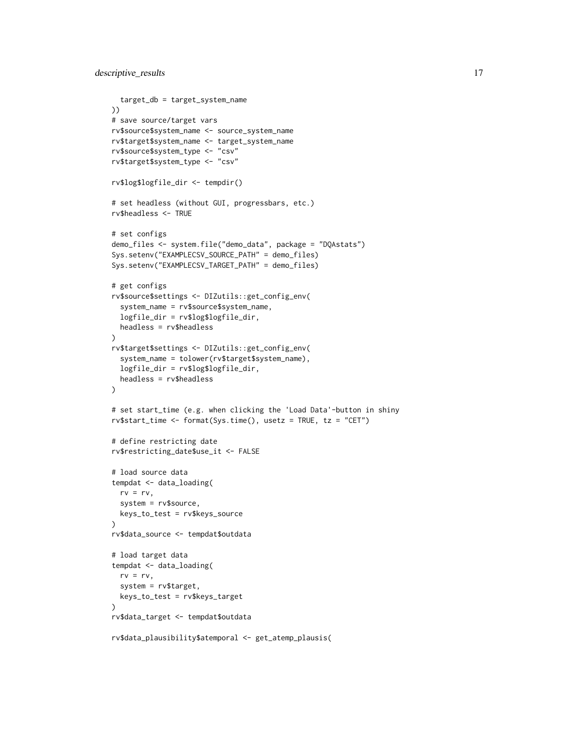```
  target_db = target_system_name
))
# save source/target vars
rv$source$system_name <- source_system_name
rv$target$system_name <- target_system_name
rv$source$system_type <- "csv"
rv$target$system_type <- "csv"

rv$log$logfile_dir <- tempdir()

# set headless (without GUI, progressbars, etc.)
rv$headless <- TRUE

# set configs
demo_files <- system.file("demo_data", package = "DQAstats")
Sys.setenv("EXAMPLECSV_SOURCE_PATH" = demo_files)
Sys.setenv("EXAMPLECSV_TARGET_PATH" = demo_files)

# get configs
rv$source$settings <- DIZutils::get_config_env(
  system_name = rv$source$system_name,
  logfile_dir = rv$log$logfile_dir,
  headless = rv$headless
)
rv$target$settings <- DIZutils::get_config_env(
  system_name = tolower(rv$target$system_name),
  logfile_dir = rv$log$logfile_dir,
  headless = rv$headless
)

# set start_time (e.g. when clicking the 'Load Data'-button in shiny
rv$start_time <- format(Sys.time(), usetz = TRUE, tz = "CET")

# define restricting date
rv$restricting_date$use_it <- FALSE

# load source data
tempdat <- data_loading(
  rv = rv,
  system = rv$source,
  keys_to_test = rv$keys_source
)
rv$data_source <- tempdat$outdata

# load target data
tempdat <- data_loading(
  rv = rv,
  system = rv$target,
  keys_to_test = rv$keys_target
)
rv$data_target <- tempdat$outdata

rv$data_plausibility$atemporal <- get_atemp_plausis(
```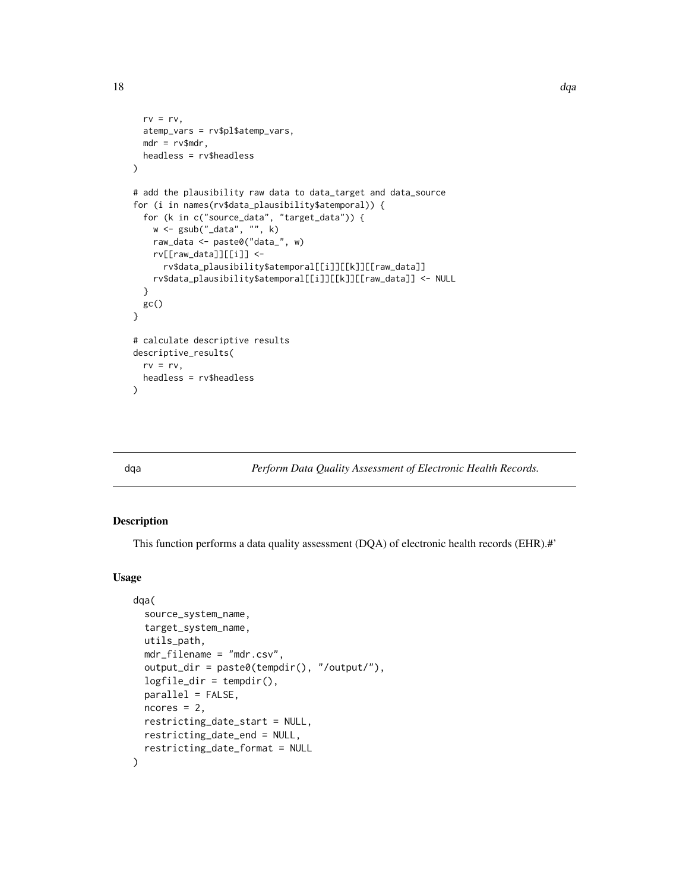```
  rv = rv,
  atemp_vars = rv$pl$atemp_vars,
  mdr = rv$mdr,
  headless = rv$headless
)

# add the plausibility raw data to data_target and data_source
for (i in names(rv$data_plausibility$atemporal)) {
  for (k in c("source_data", "target_data")) {
    w <- gsub("_data", "", k)
    raw_data <- paste0("data_", w)
    rv[[raw_data]][[i]] <-
      rv$data_plausibility$atemporal[[i]][[k]][[raw_data]]
    rv$data_plausibility$atemporal[[i]][[k]][[raw_data]] <- NULL
  }
  gc()
}

# calculate descriptive results
descriptive_results(
  rv = rv,
  headless = rv$headless
)
```

## dqa — *Perform Data Quality Assessment of Electronic Health Records.*

### Description

This function performs a data quality assessment (DQA) of electronic health records (EHR).#'

### Usage

```
dqa(
  source_system_name,
  target_system_name,
  utils_path,
  mdr_filename = "mdr.csv",
  output_dir = paste0(tempdir(), "/output/"),
  logfile_dir = tempdir(),
  parallel = FALSE,
  ncores = 2,
  restricting_date_start = NULL,
  restricting_date_end = NULL,
  restricting_date_format = NULL
)
```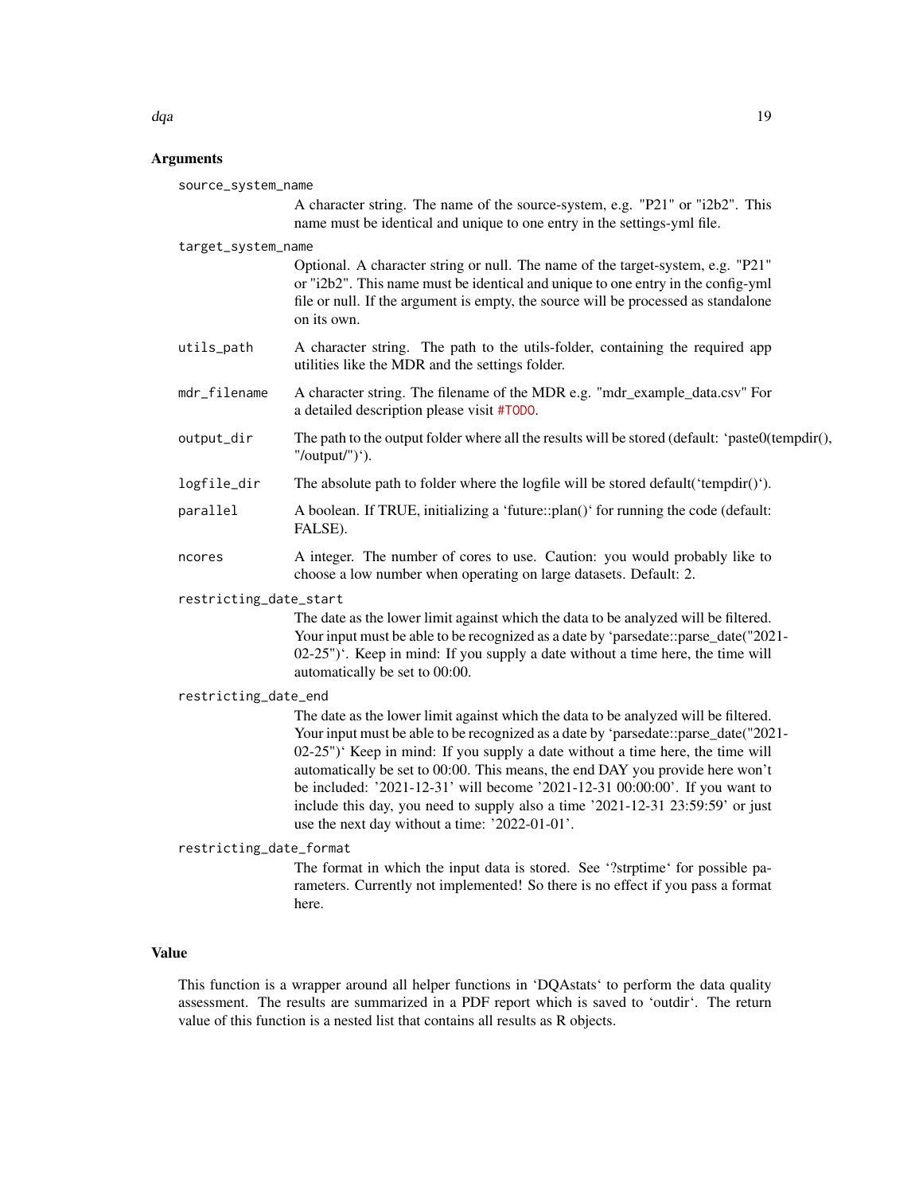## Arguments

`source_system_name`
: A character string. The name of the source-system, e.g. "P21" or "i2b2". This name must be identical and unique to one entry in the settings-yml file.

`target_system_name`
: Optional. A character string or null. The name of the target-system, e.g. "P21" or "i2b2". This name must be identical and unique to one entry in the config-yml file or null. If the argument is empty, the source will be processed as standalone on its own.

`utils_path`
: A character string. The path to the utils-folder, containing the required app utilities like the MDR and the settings folder.

`mdr_filename`
: A character string. The filename of the MDR e.g. "mdr_example_data.csv" For a detailed description please visit #TODO.

`output_dir`
: The path to the output folder where all the results will be stored (default: 'paste0(tempdir(), "/output/")').

`logfile_dir`
: The absolute path to folder where the logfile will be stored default('tempdir()').

`parallel`
: A boolean. If TRUE, initializing a 'future::plan()' for running the code (default: FALSE).

`ncores`
: A integer. The number of cores to use. Caution: you would probably like to choose a low number when operating on large datasets. Default: 2.

`restricting_date_start`
: The date as the lower limit against which the data to be analyzed will be filtered. Your input must be able to be recognized as a date by 'parsedate::parse_date("2021-02-25")'. Keep in mind: If you supply a date without a time here, the time will automatically be set to 00:00.

`restricting_date_end`
: The date as the lower limit against which the data to be analyzed will be filtered. Your input must be able to be recognized as a date by 'parsedate::parse_date("2021-02-25")' Keep in mind: If you supply a date without a time here, the time will automatically be set to 00:00. This means, the end DAY you provide here won't be included: '2021-12-31' will become '2021-12-31 00:00:00'. If you want to include this day, you need to supply also a time '2021-12-31 23:59:59' or just use the next day without a time: '2022-01-01'.

`restricting_date_format`
: The format in which the input data is stored. See '?strptime' for possible parameters. Currently not implemented! So there is no effect if you pass a format here.

## Value

This function is a wrapper around all helper functions in 'DQAstats' to perform the data quality assessment. The results are summarized in a PDF report which is saved to 'outdir'. The return value of this function is a nested list that contains all results as R objects.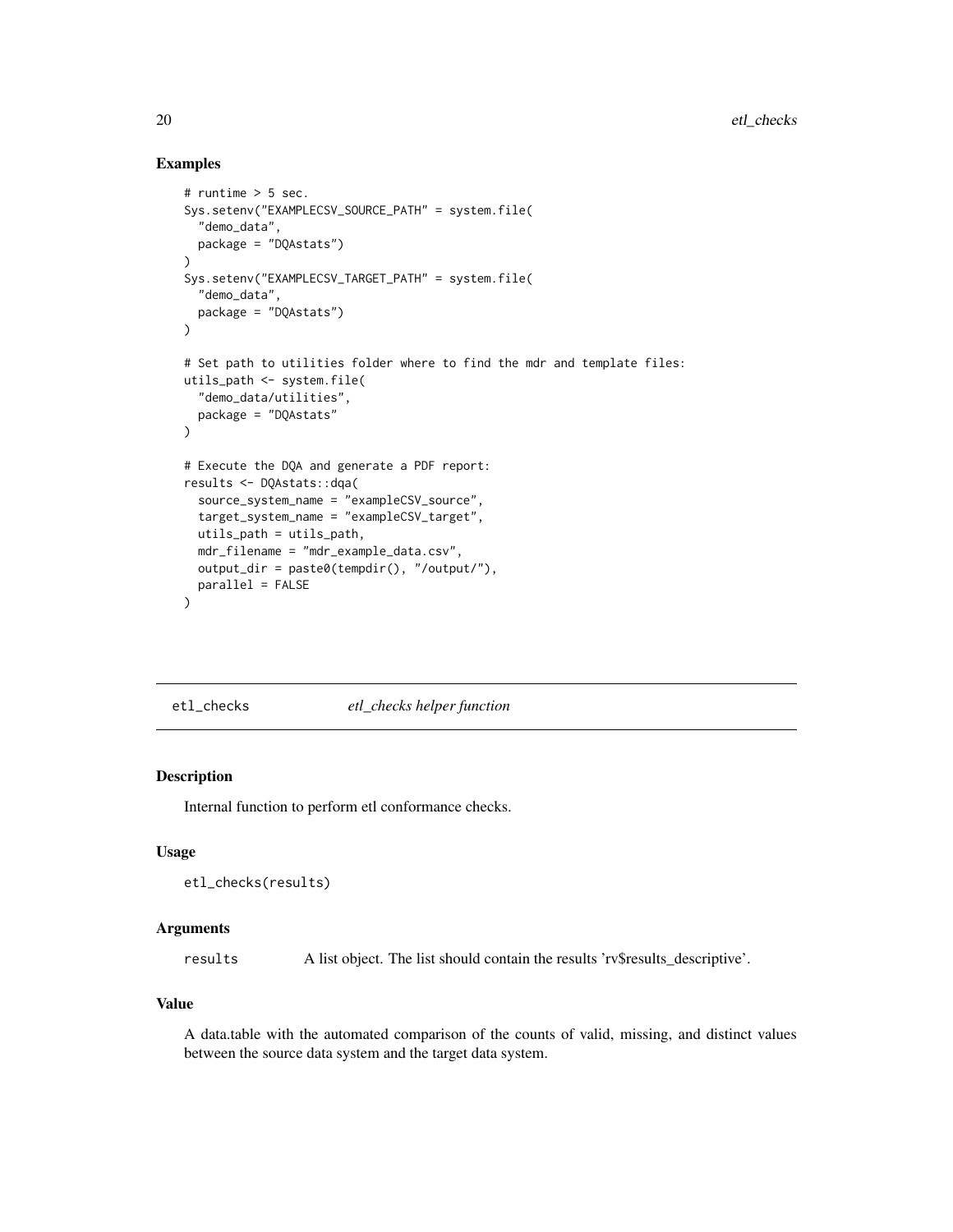## Examples

```
# runtime > 5 sec.
Sys.setenv("EXAMPLECSV_SOURCE_PATH" = system.file(
  "demo_data",
  package = "DQAstats")
)
Sys.setenv("EXAMPLECSV_TARGET_PATH" = system.file(
  "demo_data",
  package = "DQAstats")
)

# Set path to utilities folder where to find the mdr and template files:
utils_path <- system.file(
  "demo_data/utilities",
  package = "DQAstats"
)

# Execute the DQA and generate a PDF report:
results <- DQAstats::dqa(
  source_system_name = "exampleCSV_source",
  target_system_name = "exampleCSV_target",
  utils_path = utils_path,
  mdr_filename = "mdr_example_data.csv",
  output_dir = paste0(tempdir(), "/output/"),
  parallel = FALSE
)
```

---

# etl_checks — *etl_checks helper function*

## Description

Internal function to perform etl conformance checks.

## Usage

```
etl_checks(results)
```

## Arguments

| | |
|---|---|
| results | A list object. The list should contain the results 'rv$results_descriptive'. |

## Value

A data.table with the automated comparison of the counts of valid, missing, and distinct values between the source data system and the target data system.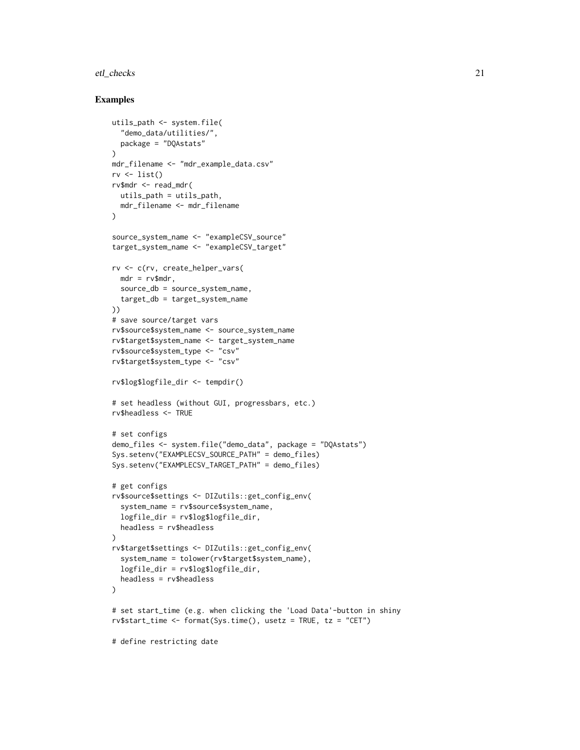## Examples

```
utils_path <- system.file(
  "demo_data/utilities/",
  package = "DQAstats"
)
mdr_filename <- "mdr_example_data.csv"
rv <- list()
rv$mdr <- read_mdr(
  utils_path = utils_path,
  mdr_filename <- mdr_filename
)

source_system_name <- "exampleCSV_source"
target_system_name <- "exampleCSV_target"

rv <- c(rv, create_helper_vars(
  mdr = rv$mdr,
  source_db = source_system_name,
  target_db = target_system_name
))
# save source/target vars
rv$source$system_name <- source_system_name
rv$target$system_name <- target_system_name
rv$source$system_type <- "csv"
rv$target$system_type <- "csv"

rv$log$logfile_dir <- tempdir()

# set headless (without GUI, progressbars, etc.)
rv$headless <- TRUE

# set configs
demo_files <- system.file("demo_data", package = "DQAstats")
Sys.setenv("EXAMPLECSV_SOURCE_PATH" = demo_files)
Sys.setenv("EXAMPLECSV_TARGET_PATH" = demo_files)

# get configs
rv$source$settings <- DIZutils::get_config_env(
  system_name = rv$source$system_name,
  logfile_dir = rv$log$logfile_dir,
  headless = rv$headless
)
rv$target$settings <- DIZutils::get_config_env(
  system_name = tolower(rv$target$system_name),
  logfile_dir = rv$log$logfile_dir,
  headless = rv$headless
)

# set start_time (e.g. when clicking the 'Load Data'-button in shiny
rv$start_time <- format(Sys.time(), usetz = TRUE, tz = "CET")

# define restricting date
```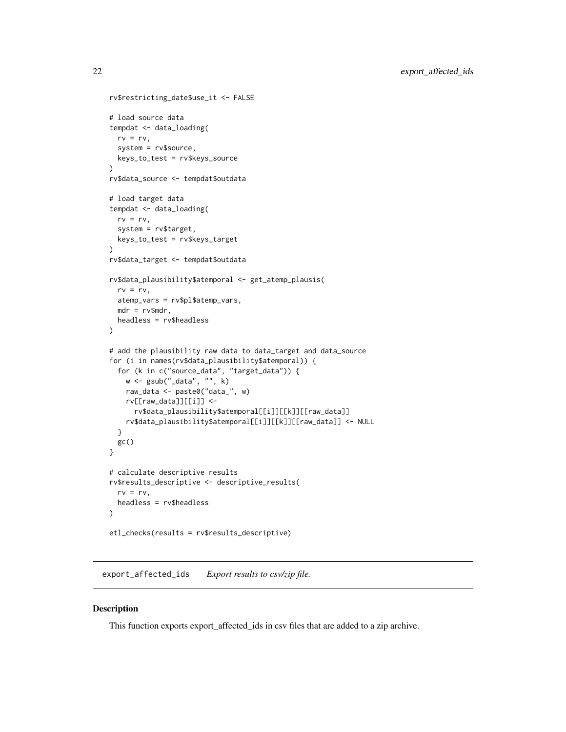```
rv$restricting_date$use_it <- FALSE

# load source data
tempdat <- data_loading(
  rv = rv,
  system = rv$source,
  keys_to_test = rv$keys_source
)
rv$data_source <- tempdat$outdata

# load target data
tempdat <- data_loading(
  rv = rv,
  system = rv$target,
  keys_to_test = rv$keys_target
)
rv$data_target <- tempdat$outdata

rv$data_plausibility$atemporal <- get_atemp_plausis(
  rv = rv,
  atemp_vars = rv$pl$atemp_vars,
  mdr = rv$mdr,
  headless = rv$headless
)

# add the plausibility raw data to data_target and data_source
for (i in names(rv$data_plausibility$atemporal)) {
  for (k in c("source_data", "target_data")) {
    w <- gsub("_data", "", k)
    raw_data <- paste0("data_", w)
    rv[[raw_data]][[i]] <-
      rv$data_plausibility$atemporal[[i]][[k]][[raw_data]]
    rv$data_plausibility$atemporal[[i]][[k]][[raw_data]] <- NULL
  }
  gc()
}

# calculate descriptive results
rv$results_descriptive <- descriptive_results(
  rv = rv,
  headless = rv$headless
)

etl_checks(results = rv$results_descriptive)
```

## export_affected_ids *Export results to csv/zip file.*

### Description

This function exports export_affected_ids in csv files that are added to a zip archive.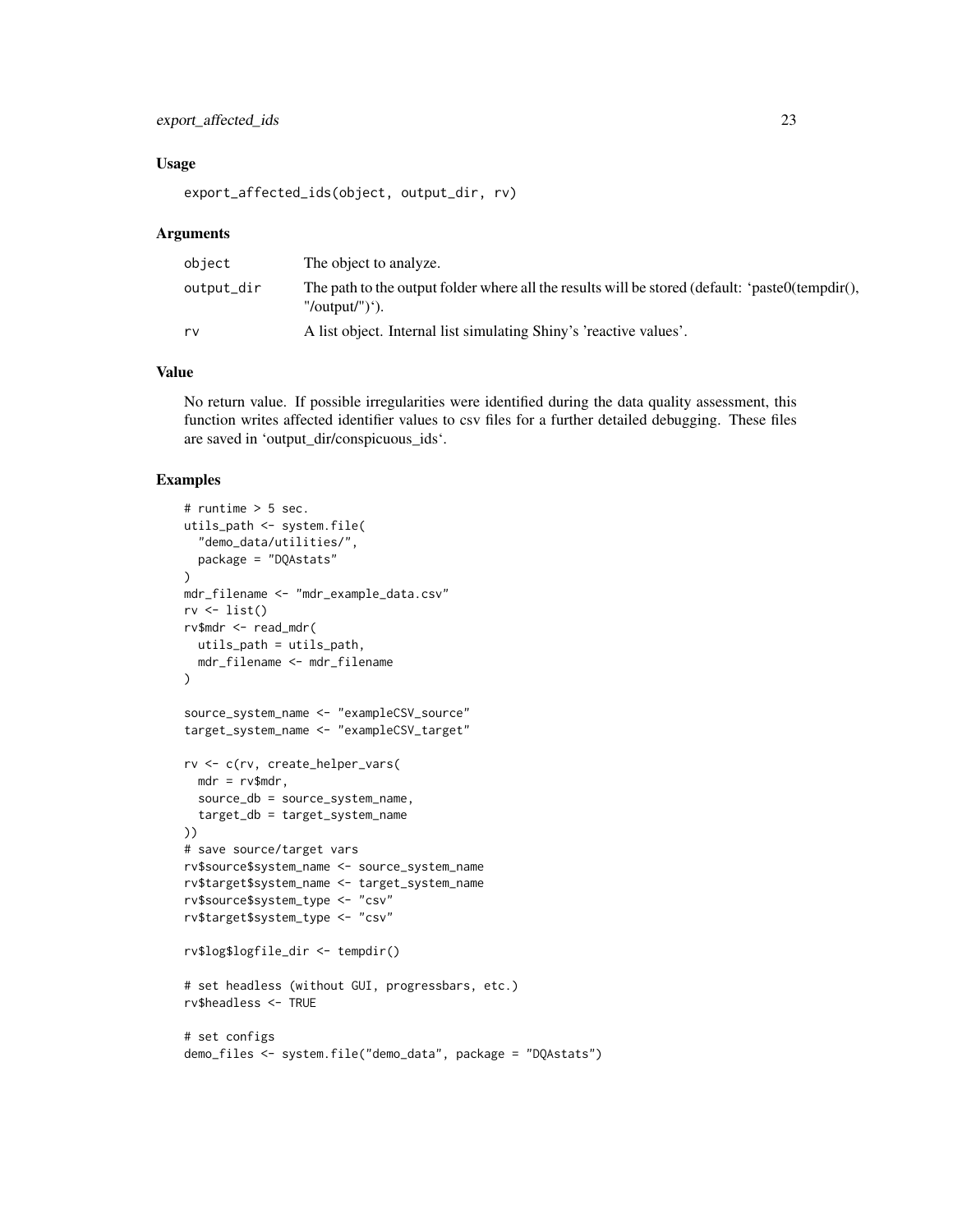### Usage

```
export_affected_ids(object, output_dir, rv)
```

### Arguments

| | |
|---|---|
| object | The object to analyze. |
| output_dir | The path to the output folder where all the results will be stored (default: 'paste0(tempdir(), "/output/")'). |
| rv | A list object. Internal list simulating Shiny's 'reactive values'. |

### Value

No return value. If possible irregularities were identified during the data quality assessment, this function writes affected identifier values to csv files for a further detailed debugging. These files are saved in 'output_dir/conspicuous_ids'.

### Examples

```
# runtime > 5 sec.
utils_path <- system.file(
  "demo_data/utilities/",
  package = "DQAstats"
)
mdr_filename <- "mdr_example_data.csv"
rv <- list()
rv$mdr <- read_mdr(
  utils_path = utils_path,
  mdr_filename <- mdr_filename
)

source_system_name <- "exampleCSV_source"
target_system_name <- "exampleCSV_target"

rv <- c(rv, create_helper_vars(
  mdr = rv$mdr,
  source_db = source_system_name,
  target_db = target_system_name
))
# save source/target vars
rv$source$system_name <- source_system_name
rv$target$system_name <- target_system_name
rv$source$system_type <- "csv"
rv$target$system_type <- "csv"

rv$log$logfile_dir <- tempdir()

# set headless (without GUI, progressbars, etc.)
rv$headless <- TRUE

# set configs
demo_files <- system.file("demo_data", package = "DQAstats")
```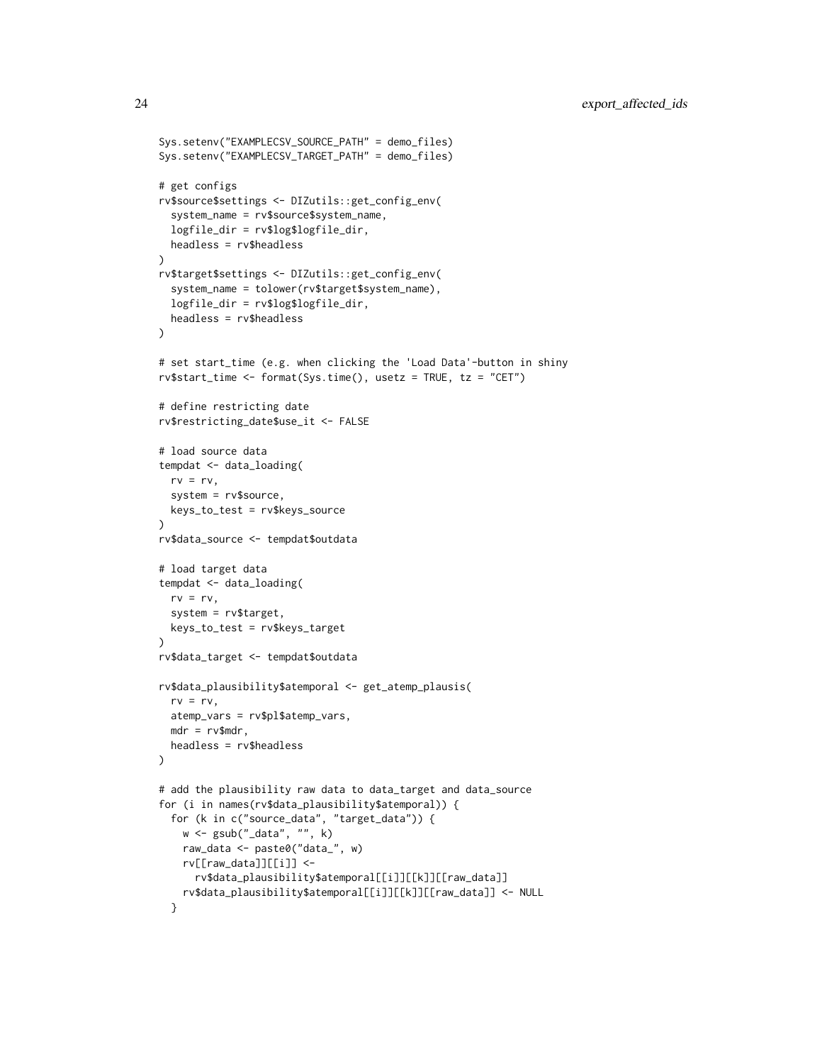```
Sys.setenv("EXAMPLECSV_SOURCE_PATH" = demo_files)
Sys.setenv("EXAMPLECSV_TARGET_PATH" = demo_files)

# get configs
rv$source$settings <- DIZutils::get_config_env(
  system_name = rv$source$system_name,
  logfile_dir = rv$log$logfile_dir,
  headless = rv$headless
)
rv$target$settings <- DIZutils::get_config_env(
  system_name = tolower(rv$target$system_name),
  logfile_dir = rv$log$logfile_dir,
  headless = rv$headless
)

# set start_time (e.g. when clicking the 'Load Data'-button in shiny
rv$start_time <- format(Sys.time(), usetz = TRUE, tz = "CET")

# define restricting date
rv$restricting_date$use_it <- FALSE

# load source data
tempdat <- data_loading(
  rv = rv,
  system = rv$source,
  keys_to_test = rv$keys_source
)
rv$data_source <- tempdat$outdata

# load target data
tempdat <- data_loading(
  rv = rv,
  system = rv$target,
  keys_to_test = rv$keys_target
)
rv$data_target <- tempdat$outdata

rv$data_plausibility$atemporal <- get_atemp_plausis(
  rv = rv,
  atemp_vars = rv$pl$atemp_vars,
  mdr = rv$mdr,
  headless = rv$headless
)

# add the plausibility raw data to data_target and data_source
for (i in names(rv$data_plausibility$atemporal)) {
  for (k in c("source_data", "target_data")) {
    w <- gsub("_data", "", k)
    raw_data <- paste0("data_", w)
    rv[[raw_data]][[i]] <-
      rv$data_plausibility$atemporal[[i]][[k]][[raw_data]]
    rv$data_plausibility$atemporal[[i]][[k]][[raw_data]] <- NULL
  }
```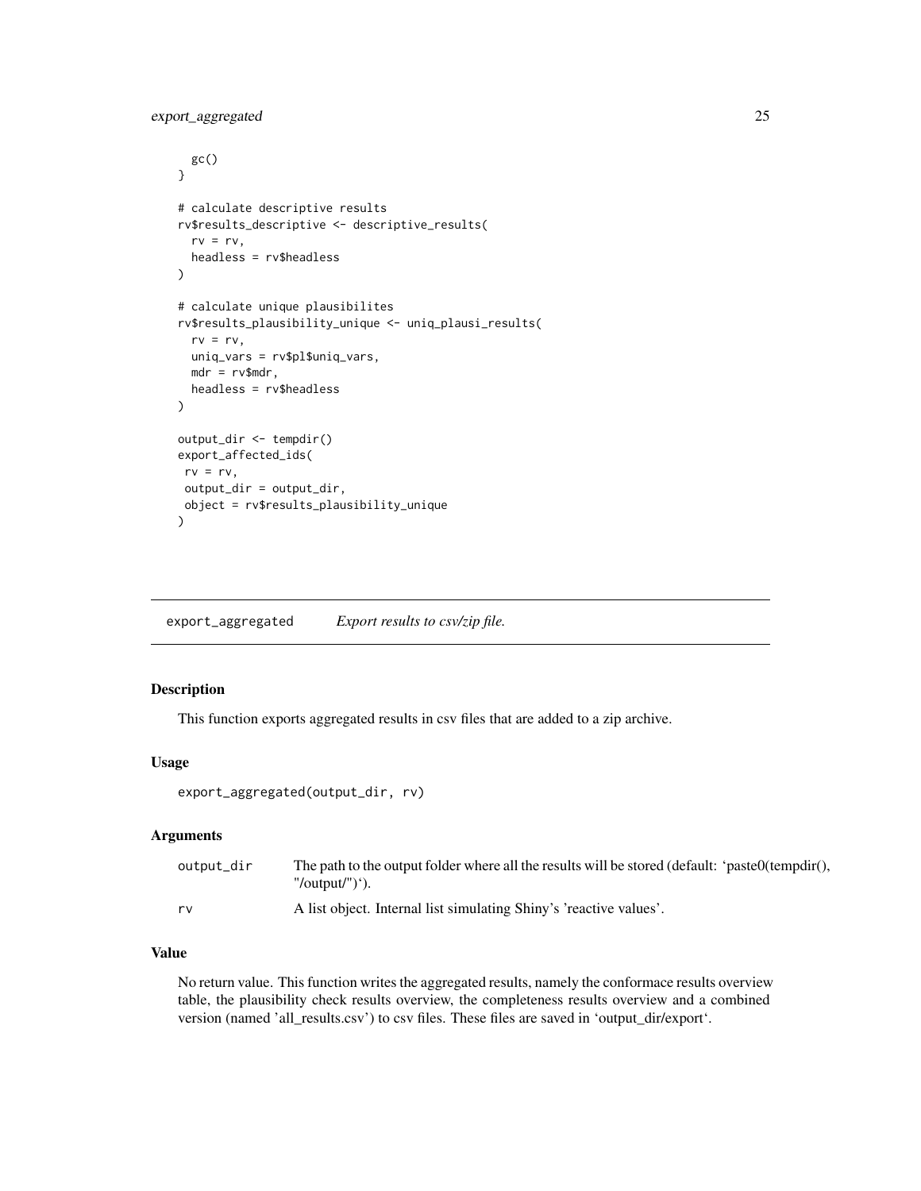```
  gc()
}

# calculate descriptive results
rv$results_descriptive <- descriptive_results(
  rv = rv,
  headless = rv$headless
)

# calculate unique plausibilites
rv$results_plausibility_unique <- uniq_plausi_results(
  rv = rv,
  uniq_vars = rv$pl$uniq_vars,
  mdr = rv$mdr,
  headless = rv$headless
)

output_dir <- tempdir()
export_affected_ids(
 rv = rv,
 output_dir = output_dir,
 object = rv$results_plausibility_unique
)
```

## export_aggregated    *Export results to csv/zip file.*

### Description

This function exports aggregated results in csv files that are added to a zip archive.

### Usage

```
export_aggregated(output_dir, rv)
```

### Arguments

| | |
|---|---|
| output_dir | The path to the output folder where all the results will be stored (default: 'paste0(tempdir(), "/output/")'). |
| rv | A list object. Internal list simulating Shiny's 'reactive values'. |

### Value

No return value. This function writes the aggregated results, namely the conformace results overview table, the plausibility check results overview, the completeness results overview and a combined version (named 'all_results.csv') to csv files. These files are saved in 'output_dir/export'.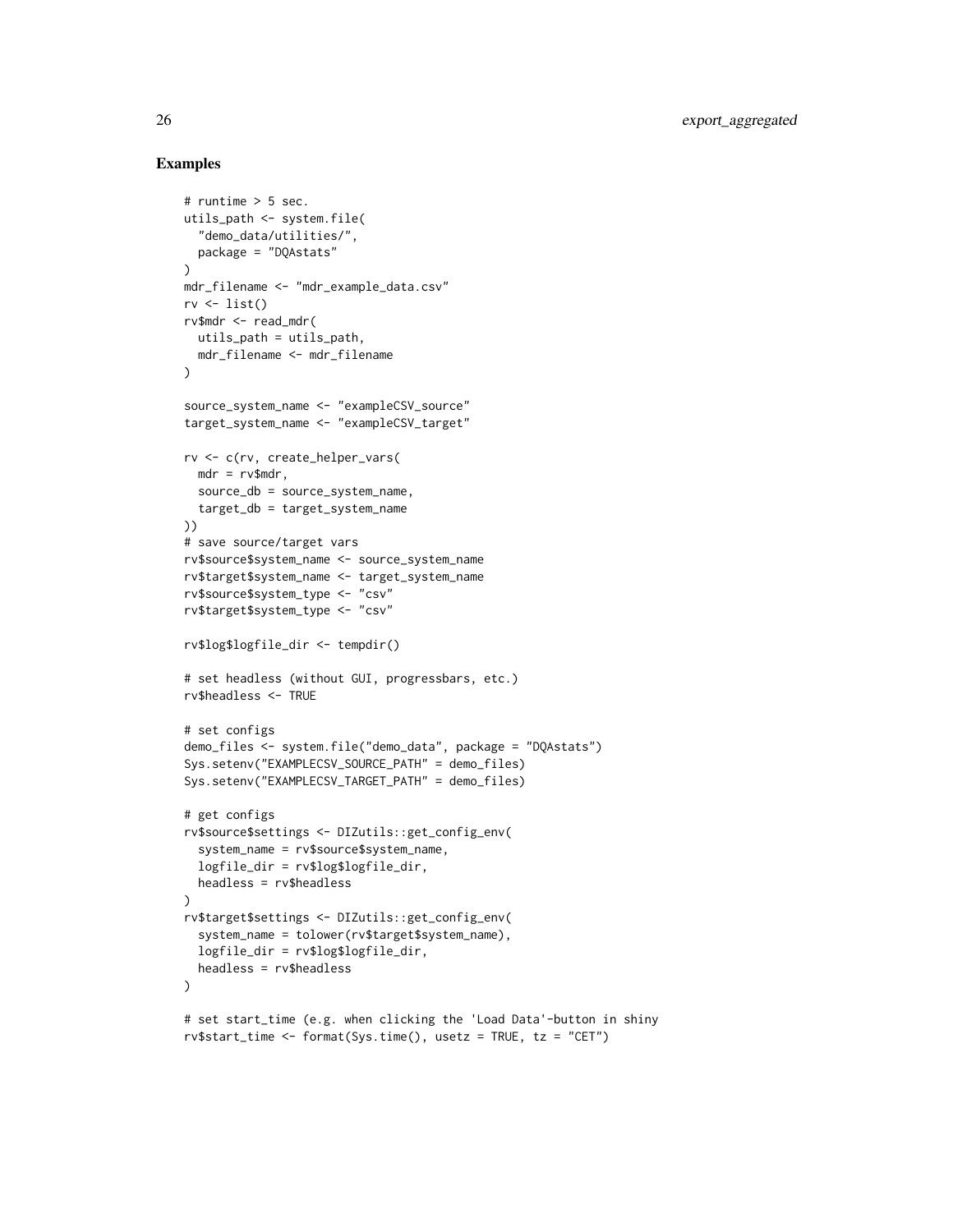## Examples

```
# runtime > 5 sec.
utils_path <- system.file(
  "demo_data/utilities/",
  package = "DQAstats"
)
mdr_filename <- "mdr_example_data.csv"
rv <- list()
rv$mdr <- read_mdr(
  utils_path = utils_path,
  mdr_filename <- mdr_filename
)

source_system_name <- "exampleCSV_source"
target_system_name <- "exampleCSV_target"

rv <- c(rv, create_helper_vars(
  mdr = rv$mdr,
  source_db = source_system_name,
  target_db = target_system_name
))
# save source/target vars
rv$source$system_name <- source_system_name
rv$target$system_name <- target_system_name
rv$source$system_type <- "csv"
rv$target$system_type <- "csv"

rv$log$logfile_dir <- tempdir()

# set headless (without GUI, progressbars, etc.)
rv$headless <- TRUE

# set configs
demo_files <- system.file("demo_data", package = "DQAstats")
Sys.setenv("EXAMPLECSV_SOURCE_PATH" = demo_files)
Sys.setenv("EXAMPLECSV_TARGET_PATH" = demo_files)

# get configs
rv$source$settings <- DIZutils::get_config_env(
  system_name = rv$source$system_name,
  logfile_dir = rv$log$logfile_dir,
  headless = rv$headless
)
rv$target$settings <- DIZutils::get_config_env(
  system_name = tolower(rv$target$system_name),
  logfile_dir = rv$log$logfile_dir,
  headless = rv$headless
)

# set start_time (e.g. when clicking the 'Load Data'-button in shiny
rv$start_time <- format(Sys.time(), usetz = TRUE, tz = "CET")
```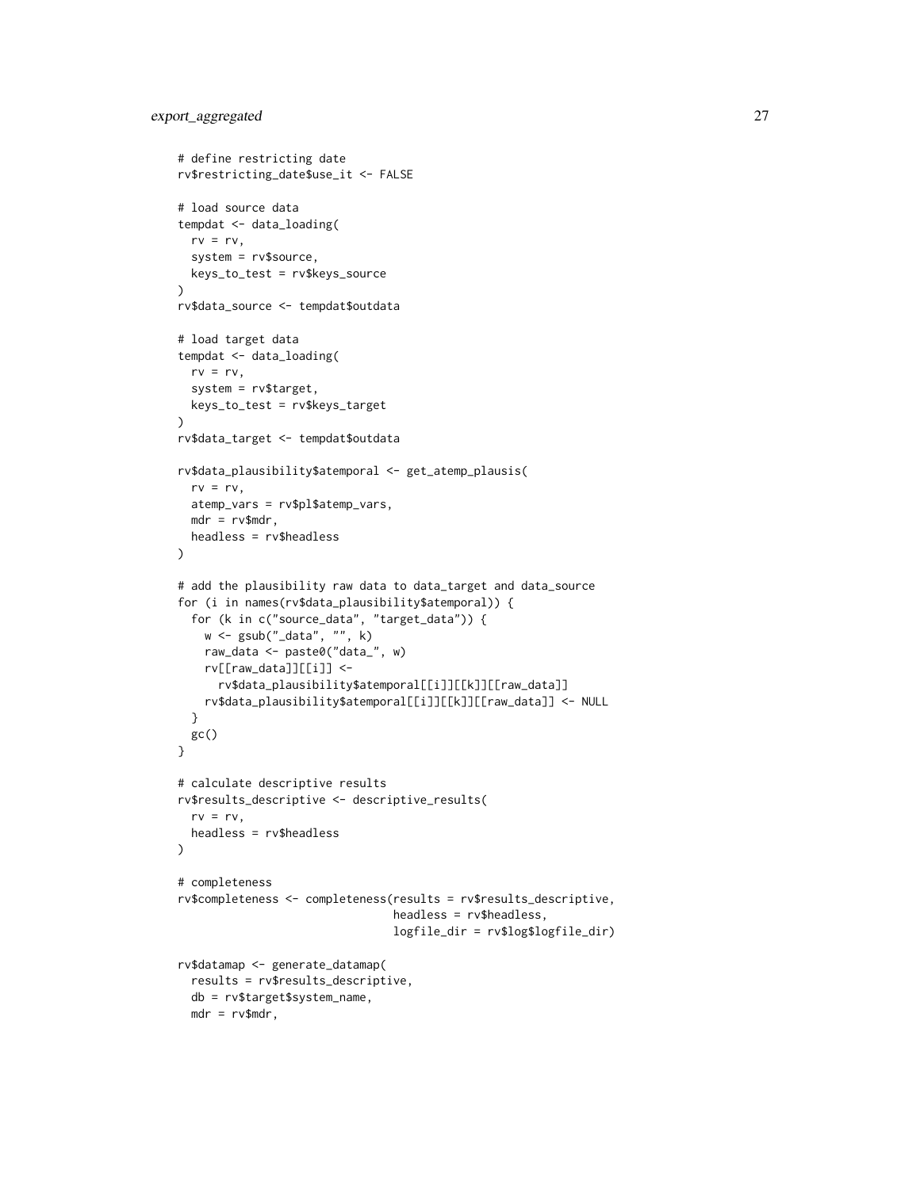```
# define restricting date
rv$restricting_date$use_it <- FALSE

# load source data
tempdat <- data_loading(
  rv = rv,
  system = rv$source,
  keys_to_test = rv$keys_source
)
rv$data_source <- tempdat$outdata

# load target data
tempdat <- data_loading(
  rv = rv,
  system = rv$target,
  keys_to_test = rv$keys_target
)
rv$data_target <- tempdat$outdata

rv$data_plausibility$atemporal <- get_atemp_plausis(
  rv = rv,
  atemp_vars = rv$pl$atemp_vars,
  mdr = rv$mdr,
  headless = rv$headless
)

# add the plausibility raw data to data_target and data_source
for (i in names(rv$data_plausibility$atemporal)) {
  for (k in c("source_data", "target_data")) {
    w <- gsub("_data", "", k)
    raw_data <- paste0("data_", w)
    rv[[raw_data]][[i]] <-
      rv$data_plausibility$atemporal[[i]][[k]][[raw_data]]
    rv$data_plausibility$atemporal[[i]][[k]][[raw_data]] <- NULL
  }
  gc()
}

# calculate descriptive results
rv$results_descriptive <- descriptive_results(
  rv = rv,
  headless = rv$headless
)

# completeness
rv$completeness <- completeness(results = rv$results_descriptive,
                                headless = rv$headless,
                                logfile_dir = rv$log$logfile_dir)

rv$datamap <- generate_datamap(
  results = rv$results_descriptive,
  db = rv$target$system_name,
  mdr = rv$mdr,
```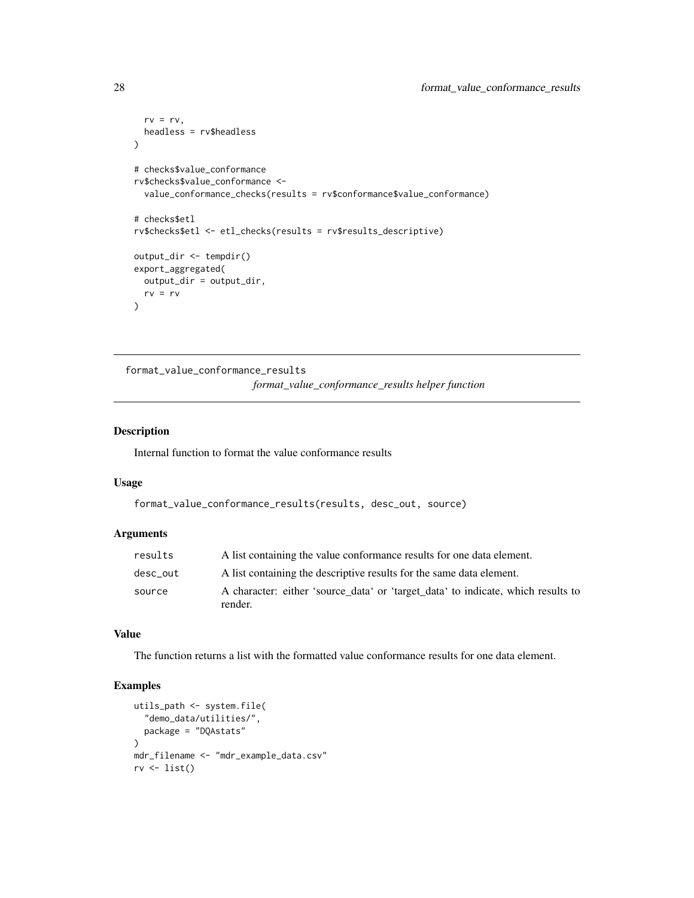```
  rv = rv,
  headless = rv$headless
)

# checks$value_conformance
rv$checks$value_conformance <-
  value_conformance_checks(results = rv$conformance$value_conformance)

# checks$etl
rv$checks$etl <- etl_checks(results = rv$results_descriptive)

output_dir <- tempdir()
export_aggregated(
  output_dir = output_dir,
  rv = rv
)
```

---

## format_value_conformance_results

*format_value_conformance_results helper function*

---

### Description

Internal function to format the value conformance results

### Usage

```
format_value_conformance_results(results, desc_out, source)
```

### Arguments

| | |
|---|---|
| `results` | A list containing the value conformance results for one data element. |
| `desc_out` | A list containing the descriptive results for the same data element. |
| `source` | A character: either 'source_data' or 'target_data' to indicate, which results to render. |

### Value

The function returns a list with the formatted value conformance results for one data element.

### Examples

```
utils_path <- system.file(
  "demo_data/utilities/",
  package = "DQAstats"
)
mdr_filename <- "mdr_example_data.csv"
rv <- list()
```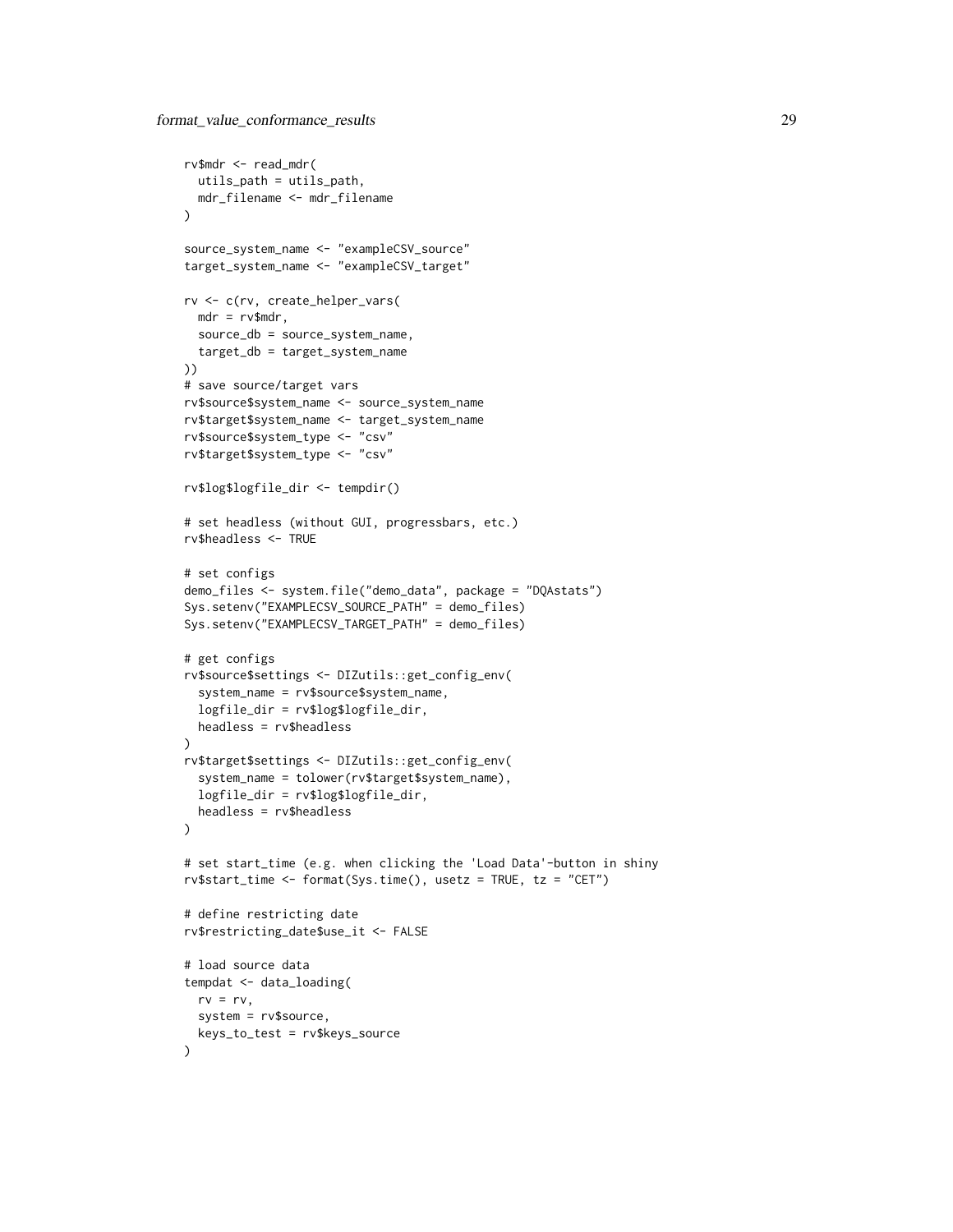```
rv$mdr <- read_mdr(
  utils_path = utils_path,
  mdr_filename <- mdr_filename
)

source_system_name <- "exampleCSV_source"
target_system_name <- "exampleCSV_target"

rv <- c(rv, create_helper_vars(
  mdr = rv$mdr,
  source_db = source_system_name,
  target_db = target_system_name
))
# save source/target vars
rv$source$system_name <- source_system_name
rv$target$system_name <- target_system_name
rv$source$system_type <- "csv"
rv$target$system_type <- "csv"

rv$log$logfile_dir <- tempdir()

# set headless (without GUI, progressbars, etc.)
rv$headless <- TRUE

# set configs
demo_files <- system.file("demo_data", package = "DQAstats")
Sys.setenv("EXAMPLECSV_SOURCE_PATH" = demo_files)
Sys.setenv("EXAMPLECSV_TARGET_PATH" = demo_files)

# get configs
rv$source$settings <- DIZutils::get_config_env(
  system_name = rv$source$system_name,
  logfile_dir = rv$log$logfile_dir,
  headless = rv$headless
)
rv$target$settings <- DIZutils::get_config_env(
  system_name = tolower(rv$target$system_name),
  logfile_dir = rv$log$logfile_dir,
  headless = rv$headless
)

# set start_time (e.g. when clicking the 'Load Data'-button in shiny
rv$start_time <- format(Sys.time(), usetz = TRUE, tz = "CET")

# define restricting date
rv$restricting_date$use_it <- FALSE

# load source data
tempdat <- data_loading(
  rv = rv,
  system = rv$source,
  keys_to_test = rv$keys_source
)
```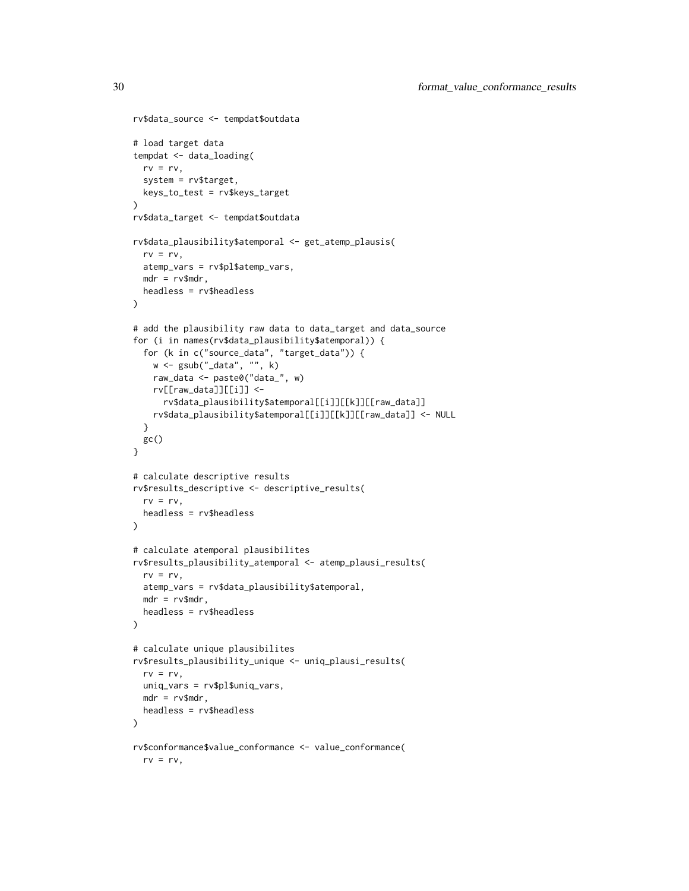```
rv$data_source <- tempdat$outdata

# load target data
tempdat <- data_loading(
  rv = rv,
  system = rv$target,
  keys_to_test = rv$keys_target
)
rv$data_target <- tempdat$outdata

rv$data_plausibility$atemporal <- get_atemp_plausis(
  rv = rv,
  atemp_vars = rv$pl$atemp_vars,
  mdr = rv$mdr,
  headless = rv$headless
)

# add the plausibility raw data to data_target and data_source
for (i in names(rv$data_plausibility$atemporal)) {
  for (k in c("source_data", "target_data")) {
    w <- gsub("_data", "", k)
    raw_data <- paste0("data_", w)
    rv[[raw_data]][[i]] <-
      rv$data_plausibility$atemporal[[i]][[k]][[raw_data]]
    rv$data_plausibility$atemporal[[i]][[k]][[raw_data]] <- NULL
  }
  gc()
}

# calculate descriptive results
rv$results_descriptive <- descriptive_results(
  rv = rv,
  headless = rv$headless
)

# calculate atemporal plausibilites
rv$results_plausibility_atemporal <- atemp_plausi_results(
  rv = rv,
  atemp_vars = rv$data_plausibility$atemporal,
  mdr = rv$mdr,
  headless = rv$headless
)

# calculate unique plausibilites
rv$results_plausibility_unique <- uniq_plausi_results(
  rv = rv,
  uniq_vars = rv$pl$uniq_vars,
  mdr = rv$mdr,
  headless = rv$headless
)

rv$conformance$value_conformance <- value_conformance(
  rv = rv,
```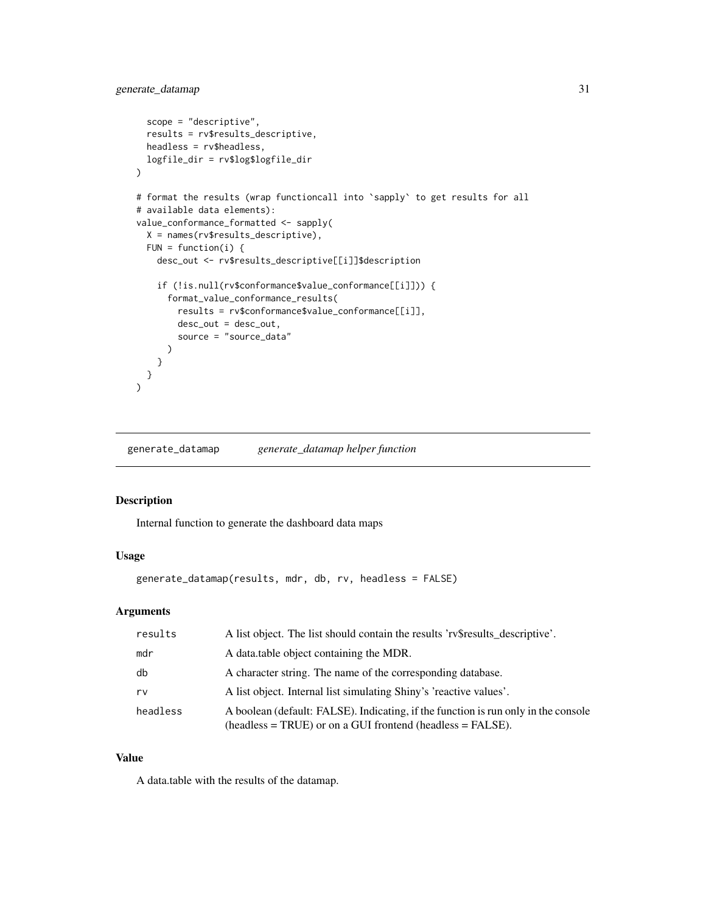```
  scope = "descriptive",
  results = rv$results_descriptive,
  headless = rv$headless,
  logfile_dir = rv$log$logfile_dir
)

# format the results (wrap functioncall into `sapply` to get results for all
# available data elements):
value_conformance_formatted <- sapply(
  X = names(rv$results_descriptive),
  FUN = function(i) {
    desc_out <- rv$results_descriptive[[i]]$description

    if (!is.null(rv$conformance$value_conformance[[i]])) {
      format_value_conformance_results(
        results = rv$conformance$value_conformance[[i]],
        desc_out = desc_out,
        source = "source_data"
      )
    }
  }
)
```

## generate_datamap — *generate_datamap helper function*

### Description

Internal function to generate the dashboard data maps

### Usage

```
generate_datamap(results, mdr, db, rv, headless = FALSE)
```

### Arguments

| | |
|---|---|
| results | A list object. The list should contain the results 'rv$results_descriptive'. |
| mdr | A data.table object containing the MDR. |
| db | A character string. The name of the corresponding database. |
| rv | A list object. Internal list simulating Shiny's 'reactive values'. |
| headless | A boolean (default: FALSE). Indicating, if the function is run only in the console (headless = TRUE) or on a GUI frontend (headless = FALSE). |

### Value

A data.table with the results of the datamap.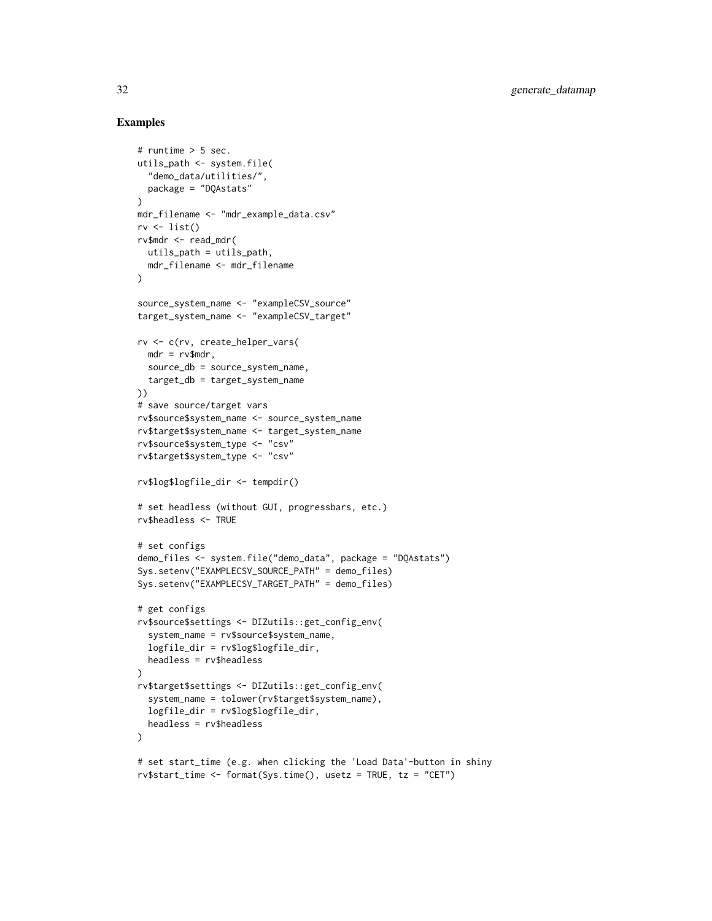## Examples

```
# runtime > 5 sec.
utils_path <- system.file(
  "demo_data/utilities/",
  package = "DQAstats"
)
mdr_filename <- "mdr_example_data.csv"
rv <- list()
rv$mdr <- read_mdr(
  utils_path = utils_path,
  mdr_filename <- mdr_filename
)

source_system_name <- "exampleCSV_source"
target_system_name <- "exampleCSV_target"

rv <- c(rv, create_helper_vars(
  mdr = rv$mdr,
  source_db = source_system_name,
  target_db = target_system_name
))
# save source/target vars
rv$source$system_name <- source_system_name
rv$target$system_name <- target_system_name
rv$source$system_type <- "csv"
rv$target$system_type <- "csv"

rv$log$logfile_dir <- tempdir()

# set headless (without GUI, progressbars, etc.)
rv$headless <- TRUE

# set configs
demo_files <- system.file("demo_data", package = "DQAstats")
Sys.setenv("EXAMPLECSV_SOURCE_PATH" = demo_files)
Sys.setenv("EXAMPLECSV_TARGET_PATH" = demo_files)

# get configs
rv$source$settings <- DIZutils::get_config_env(
  system_name = rv$source$system_name,
  logfile_dir = rv$log$logfile_dir,
  headless = rv$headless
)
rv$target$settings <- DIZutils::get_config_env(
  system_name = tolower(rv$target$system_name),
  logfile_dir = rv$log$logfile_dir,
  headless = rv$headless
)

# set start_time (e.g. when clicking the 'Load Data'-button in shiny
rv$start_time <- format(Sys.time(), usetz = TRUE, tz = "CET")
```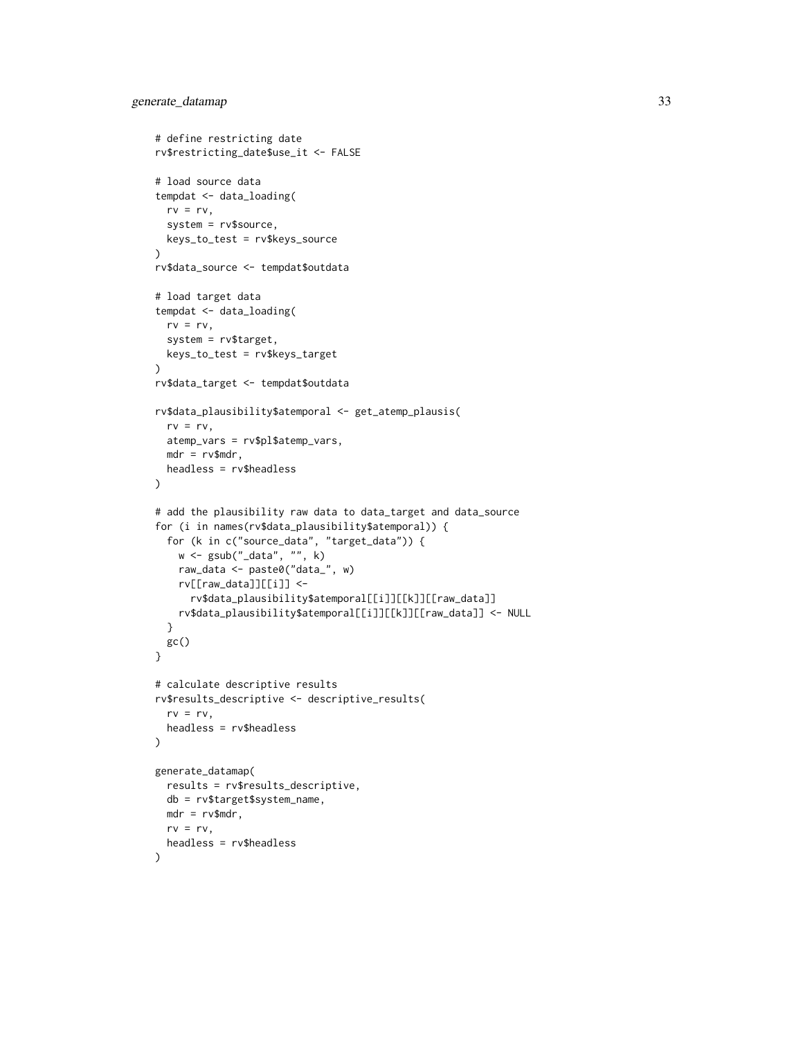```
# define restricting date
rv$restricting_date$use_it <- FALSE

# load source data
tempdat <- data_loading(
  rv = rv,
  system = rv$source,
  keys_to_test = rv$keys_source
)
rv$data_source <- tempdat$outdata

# load target data
tempdat <- data_loading(
  rv = rv,
  system = rv$target,
  keys_to_test = rv$keys_target
)
rv$data_target <- tempdat$outdata

rv$data_plausibility$atemporal <- get_atemp_plausis(
  rv = rv,
  atemp_vars = rv$pl$atemp_vars,
  mdr = rv$mdr,
  headless = rv$headless
)

# add the plausibility raw data to data_target and data_source
for (i in names(rv$data_plausibility$atemporal)) {
  for (k in c("source_data", "target_data")) {
    w <- gsub("_data", "", k)
    raw_data <- paste0("data_", w)
    rv[[raw_data]][[i]] <-
      rv$data_plausibility$atemporal[[i]][[k]][[raw_data]]
    rv$data_plausibility$atemporal[[i]][[k]][[raw_data]] <- NULL
  }
  gc()
}

# calculate descriptive results
rv$results_descriptive <- descriptive_results(
  rv = rv,
  headless = rv$headless
)

generate_datamap(
  results = rv$results_descriptive,
  db = rv$target$system_name,
  mdr = rv$mdr,
  rv = rv,
  headless = rv$headless
)
```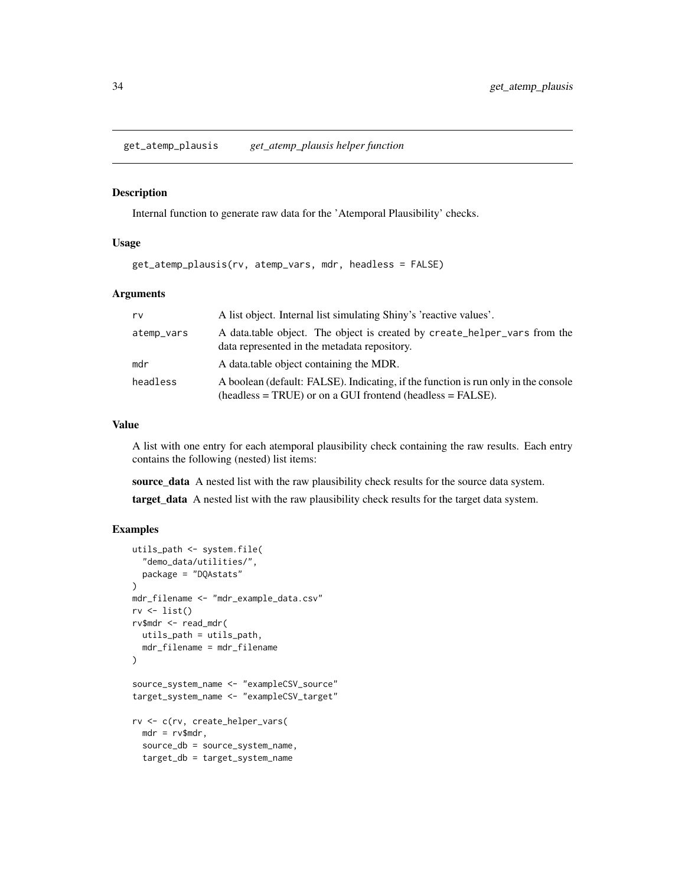## get_atemp_plausis — *get_atemp_plausis helper function*

### Description

Internal function to generate raw data for the 'Atemporal Plausibility' checks.

### Usage

```
get_atemp_plausis(rv, atemp_vars, mdr, headless = FALSE)
```

### Arguments

| | |
|---|---|
| rv | A list object. Internal list simulating Shiny's 'reactive values'. |
| atemp_vars | A data.table object. The object is created by create_helper_vars from the data represented in the metadata repository. |
| mdr | A data.table object containing the MDR. |
| headless | A boolean (default: FALSE). Indicating, if the function is run only in the console (headless = TRUE) or on a GUI frontend (headless = FALSE). |

### Value

A list with one entry for each atemporal plausibility check containing the raw results. Each entry contains the following (nested) list items:

**source_data** A nested list with the raw plausibility check results for the source data system.

**target_data** A nested list with the raw plausibility check results for the target data system.

### Examples

```
utils_path <- system.file(
  "demo_data/utilities/",
  package = "DQAstats"
)
mdr_filename <- "mdr_example_data.csv"
rv <- list()
rv$mdr <- read_mdr(
  utils_path = utils_path,
  mdr_filename = mdr_filename
)

source_system_name <- "exampleCSV_source"
target_system_name <- "exampleCSV_target"

rv <- c(rv, create_helper_vars(
  mdr = rv$mdr,
  source_db = source_system_name,
  target_db = target_system_name
```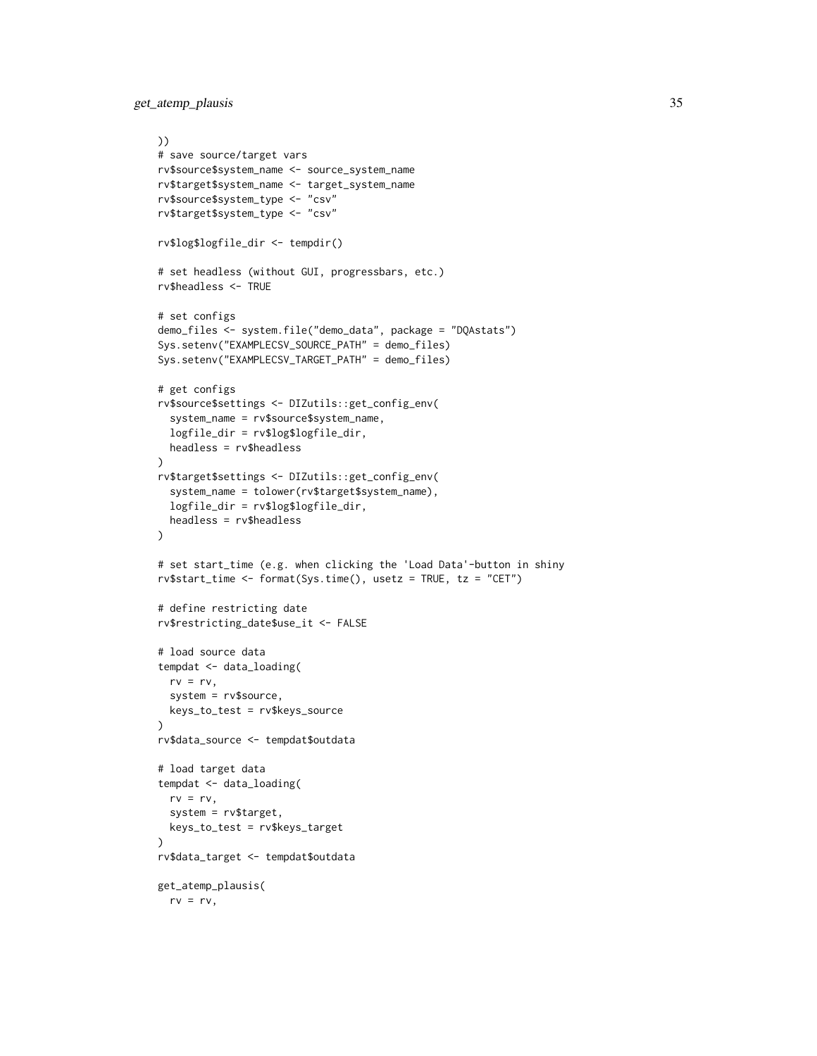```
))
# save source/target vars
rv$source$system_name <- source_system_name
rv$target$system_name <- target_system_name
rv$source$system_type <- "csv"
rv$target$system_type <- "csv"

rv$log$logfile_dir <- tempdir()

# set headless (without GUI, progressbars, etc.)
rv$headless <- TRUE

# set configs
demo_files <- system.file("demo_data", package = "DQAstats")
Sys.setenv("EXAMPLECSV_SOURCE_PATH" = demo_files)
Sys.setenv("EXAMPLECSV_TARGET_PATH" = demo_files)

# get configs
rv$source$settings <- DIZutils::get_config_env(
  system_name = rv$source$system_name,
  logfile_dir = rv$log$logfile_dir,
  headless = rv$headless
)
rv$target$settings <- DIZutils::get_config_env(
  system_name = tolower(rv$target$system_name),
  logfile_dir = rv$log$logfile_dir,
  headless = rv$headless
)

# set start_time (e.g. when clicking the 'Load Data'-button in shiny
rv$start_time <- format(Sys.time(), usetz = TRUE, tz = "CET")

# define restricting date
rv$restricting_date$use_it <- FALSE

# load source data
tempdat <- data_loading(
  rv = rv,
  system = rv$source,
  keys_to_test = rv$keys_source
)
rv$data_source <- tempdat$outdata

# load target data
tempdat <- data_loading(
  rv = rv,
  system = rv$target,
  keys_to_test = rv$keys_target
)
rv$data_target <- tempdat$outdata

get_atemp_plausis(
  rv = rv,
```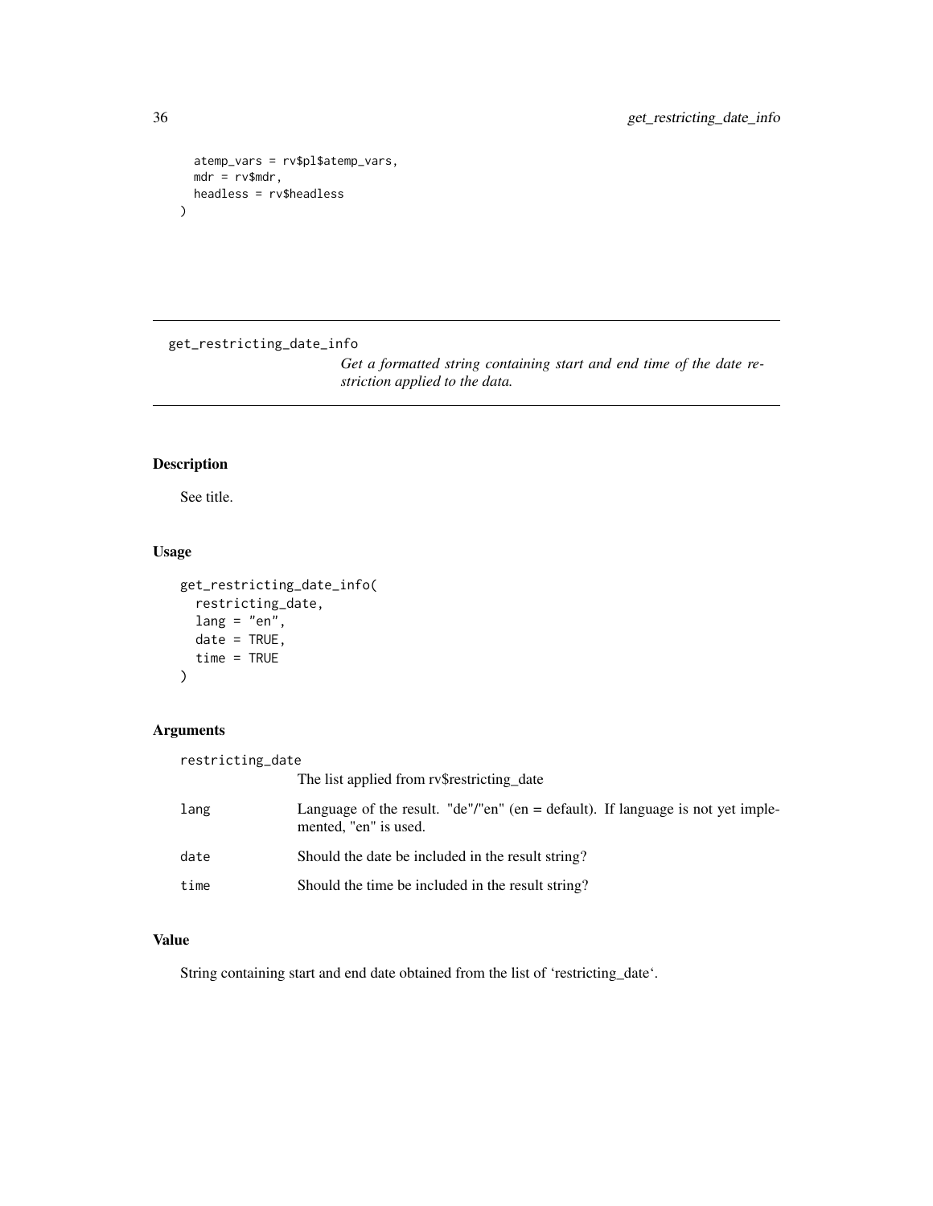```
  atemp_vars = rv$pl$atemp_vars,
  mdr = rv$mdr,
  headless = rv$headless
)
```

---

## get_restricting_date_info

*Get a formatted string containing start and end time of the date restriction applied to the data.*

---

### Description

See title.

### Usage

```
get_restricting_date_info(
  restricting_date,
  lang = "en",
  date = TRUE,
  time = TRUE
)
```

### Arguments

| | |
|---|---|
| `restricting_date` | The list applied from rv$restricting_date |
| `lang` | Language of the result. "de"/"en" (en = default). If language is not yet implemented, "en" is used. |
| `date` | Should the date be included in the result string? |
| `time` | Should the time be included in the result string? |

### Value

String containing start and end date obtained from the list of 'restricting_date'.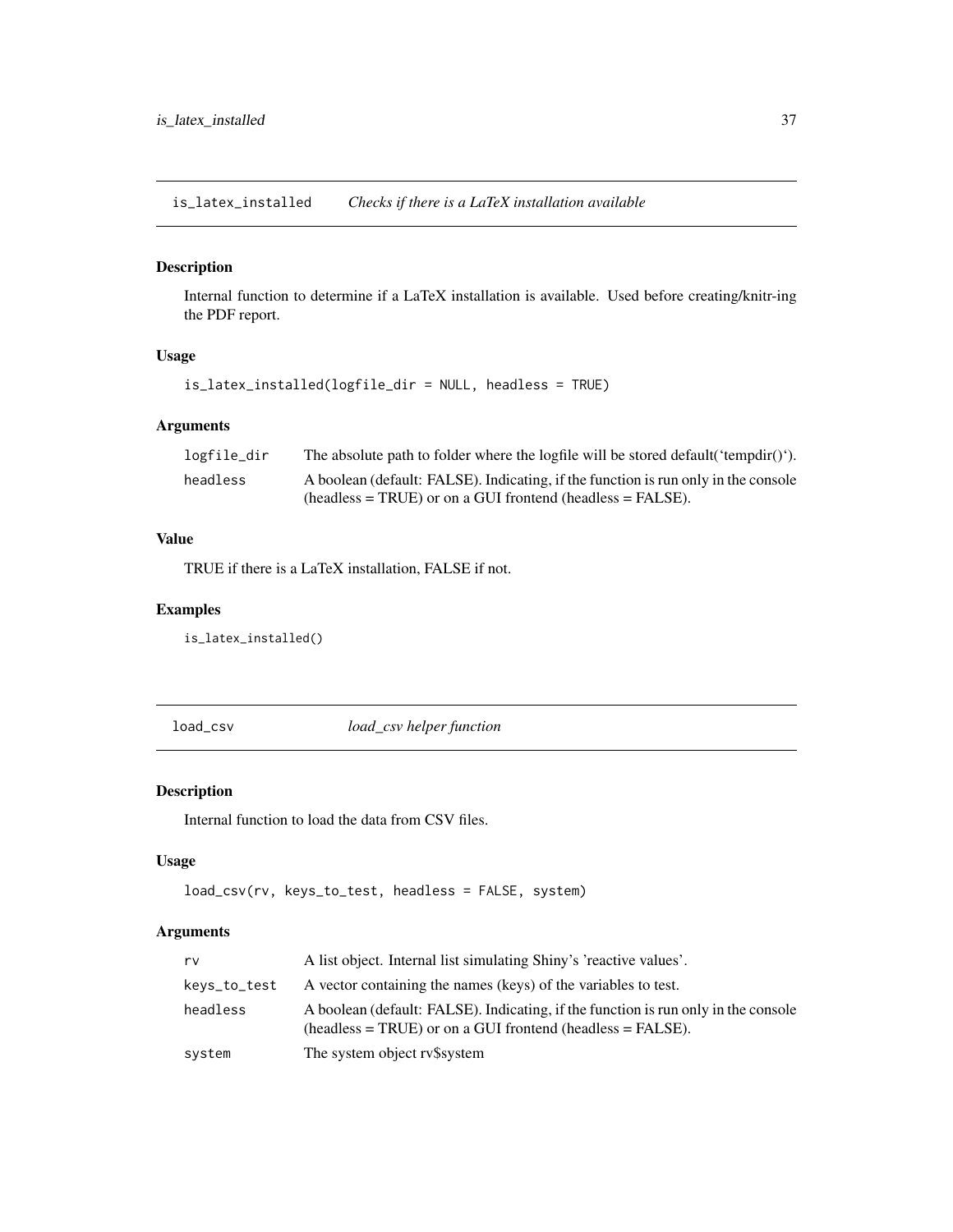## is_latex_installed *Checks if there is a LaTeX installation available*

### Description

Internal function to determine if a LaTeX installation is available. Used before creating/knitr-ing the PDF report.

### Usage

```
is_latex_installed(logfile_dir = NULL, headless = TRUE)
```

### Arguments

| | |
|---|---|
| logfile_dir | The absolute path to folder where the logfile will be stored default('tempdir()'). |
| headless | A boolean (default: FALSE). Indicating, if the function is run only in the console (headless = TRUE) or on a GUI frontend (headless = FALSE). |

### Value

TRUE if there is a LaTeX installation, FALSE if not.

### Examples

```
is_latex_installed()
```

## load_csv *load_csv helper function*

### Description

Internal function to load the data from CSV files.

### Usage

```
load_csv(rv, keys_to_test, headless = FALSE, system)
```

### Arguments

| | |
|---|---|
| rv | A list object. Internal list simulating Shiny's 'reactive values'. |
| keys_to_test | A vector containing the names (keys) of the variables to test. |
| headless | A boolean (default: FALSE). Indicating, if the function is run only in the console (headless = TRUE) or on a GUI frontend (headless = FALSE). |
| system | The system object rv$system |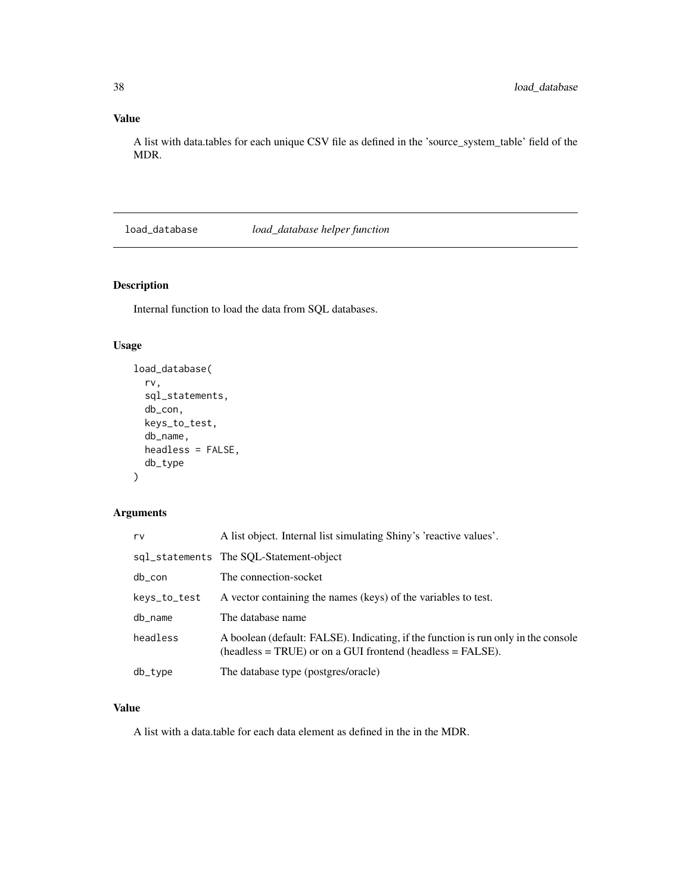## Value

A list with data.tables for each unique CSV file as defined in the 'source_system_table' field of the MDR.

---

# load_database    *load_database helper function*

---

## Description

Internal function to load the data from SQL databases.

## Usage

```
load_database(
  rv,
  sql_statements,
  db_con,
  keys_to_test,
  db_name,
  headless = FALSE,
  db_type
)
```

## Arguments

| | |
|---|---|
| rv | A list object. Internal list simulating Shiny's 'reactive values'. |
| sql_statements | The SQL-Statement-object |
| db_con | The connection-socket |
| keys_to_test | A vector containing the names (keys) of the variables to test. |
| db_name | The database name |
| headless | A boolean (default: FALSE). Indicating, if the function is run only in the console (headless = TRUE) or on a GUI frontend (headless = FALSE). |
| db_type | The database type (postgres/oracle) |

## Value

A list with a data.table for each data element as defined in the in the MDR.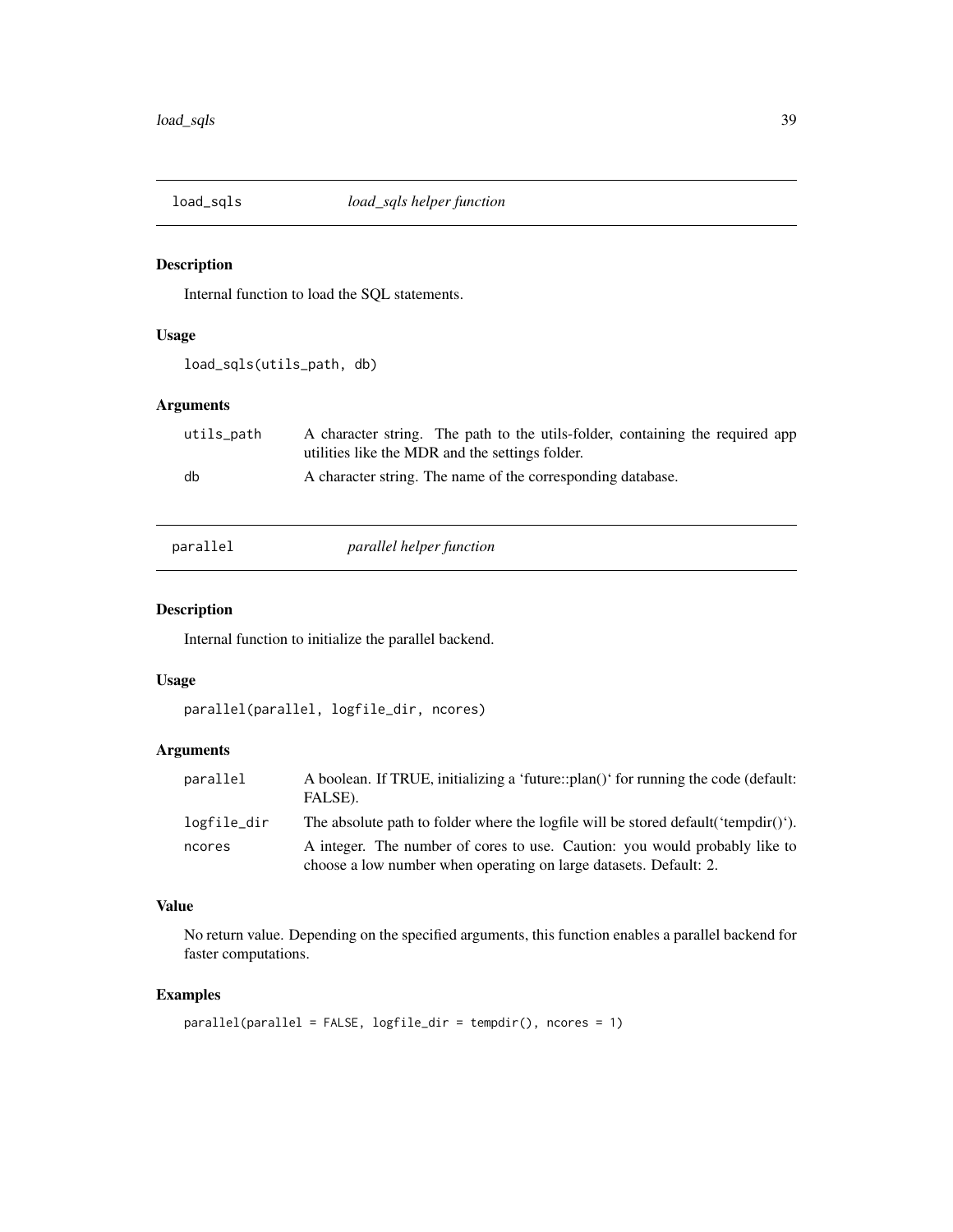## load_sqls    *load_sqls helper function*

### Description

Internal function to load the SQL statements.

### Usage

```
load_sqls(utils_path, db)
```

### Arguments

| | |
|---|---|
| utils_path | A character string. The path to the utils-folder, containing the required app utilities like the MDR and the settings folder. |
| db | A character string. The name of the corresponding database. |

## parallel    *parallel helper function*

### Description

Internal function to initialize the parallel backend.

### Usage

```
parallel(parallel, logfile_dir, ncores)
```

### Arguments

| | |
|---|---|
| parallel | A boolean. If TRUE, initializing a 'future::plan()' for running the code (default: FALSE). |
| logfile_dir | The absolute path to folder where the logfile will be stored default('tempdir()'). |
| ncores | A integer. The number of cores to use. Caution: you would probably like to choose a low number when operating on large datasets. Default: 2. |

### Value

No return value. Depending on the specified arguments, this function enables a parallel backend for faster computations.

### Examples

```
parallel(parallel = FALSE, logfile_dir = tempdir(), ncores = 1)
```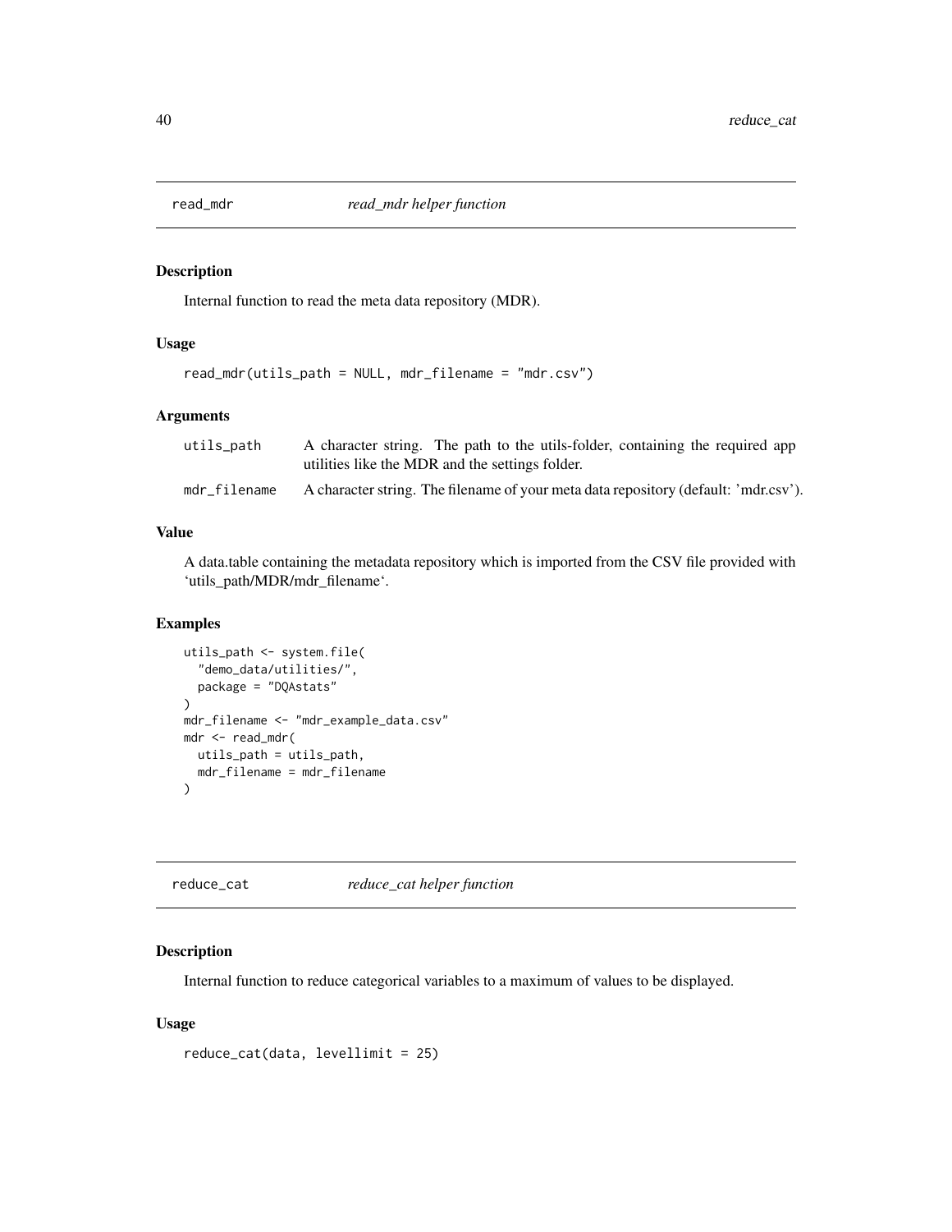## read_mdr — *read_mdr helper function*

### Description

Internal function to read the meta data repository (MDR).

### Usage

```
read_mdr(utils_path = NULL, mdr_filename = "mdr.csv")
```

### Arguments

| | |
|---|---|
| utils_path | A character string. The path to the utils-folder, containing the required app utilities like the MDR and the settings folder. |
| mdr_filename | A character string. The filename of your meta data repository (default: 'mdr.csv'). |

### Value

A data.table containing the metadata repository which is imported from the CSV file provided with 'utils_path/MDR/mdr_filename'.

### Examples

```
utils_path <- system.file(
  "demo_data/utilities/",
  package = "DQAstats"
)
mdr_filename <- "mdr_example_data.csv"
mdr <- read_mdr(
  utils_path = utils_path,
  mdr_filename = mdr_filename
)
```

## reduce_cat — *reduce_cat helper function*

### Description

Internal function to reduce categorical variables to a maximum of values to be displayed.

### Usage

```
reduce_cat(data, levellimit = 25)
```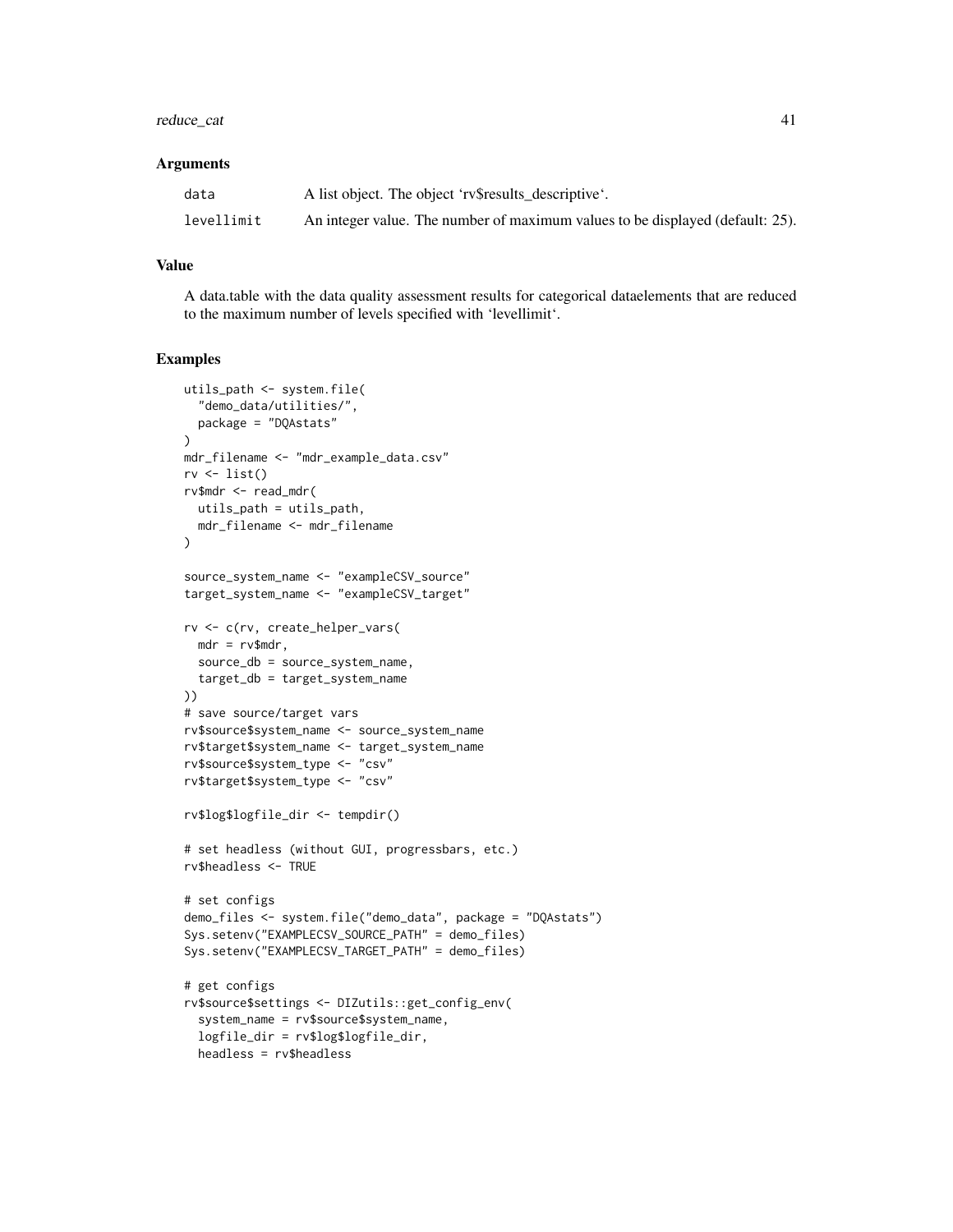### Arguments

| | |
|---|---|
| data | A list object. The object 'rv$results_descriptive'. |
| levellimit | An integer value. The number of maximum values to be displayed (default: 25). |

### Value

A data.table with the data quality assessment results for categorical dataelements that are reduced to the maximum number of levels specified with 'levellimit'.

### Examples

```
utils_path <- system.file(
  "demo_data/utilities/",
  package = "DQAstats"
)
mdr_filename <- "mdr_example_data.csv"
rv <- list()
rv$mdr <- read_mdr(
  utils_path = utils_path,
  mdr_filename <- mdr_filename
)

source_system_name <- "exampleCSV_source"
target_system_name <- "exampleCSV_target"

rv <- c(rv, create_helper_vars(
  mdr = rv$mdr,
  source_db = source_system_name,
  target_db = target_system_name
))
# save source/target vars
rv$source$system_name <- source_system_name
rv$target$system_name <- target_system_name
rv$source$system_type <- "csv"
rv$target$system_type <- "csv"

rv$log$logfile_dir <- tempdir()

# set headless (without GUI, progressbars, etc.)
rv$headless <- TRUE

# set configs
demo_files <- system.file("demo_data", package = "DQAstats")
Sys.setenv("EXAMPLECSV_SOURCE_PATH" = demo_files)
Sys.setenv("EXAMPLECSV_TARGET_PATH" = demo_files)

# get configs
rv$source$settings <- DIZutils::get_config_env(
  system_name = rv$source$system_name,
  logfile_dir = rv$log$logfile_dir,
  headless = rv$headless
```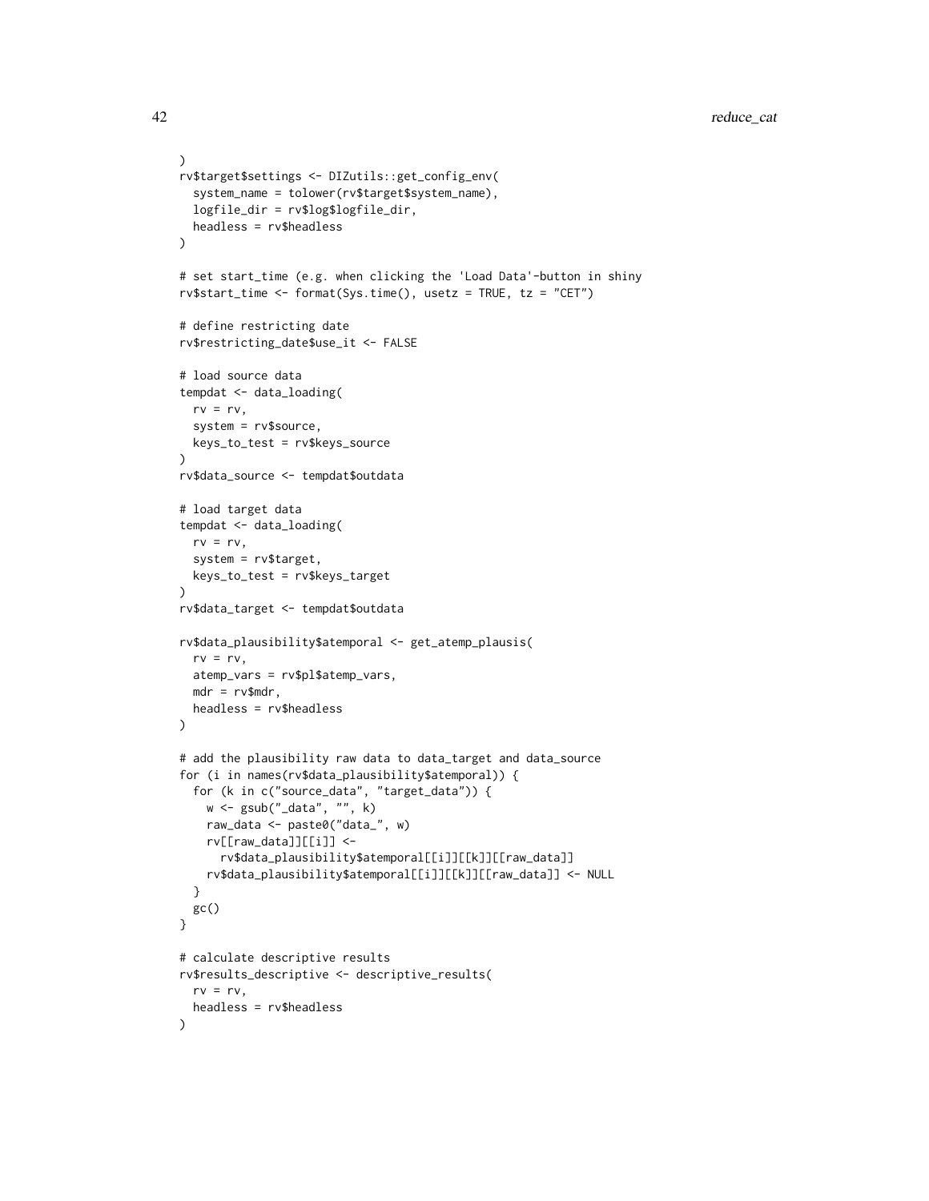```
)
rv$target$settings <- DIZutils::get_config_env(
  system_name = tolower(rv$target$system_name),
  logfile_dir = rv$log$logfile_dir,
  headless = rv$headless
)

# set start_time (e.g. when clicking the 'Load Data'-button in shiny
rv$start_time <- format(Sys.time(), usetz = TRUE, tz = "CET")

# define restricting date
rv$restricting_date$use_it <- FALSE

# load source data
tempdat <- data_loading(
  rv = rv,
  system = rv$source,
  keys_to_test = rv$keys_source
)
rv$data_source <- tempdat$outdata

# load target data
tempdat <- data_loading(
  rv = rv,
  system = rv$target,
  keys_to_test = rv$keys_target
)
rv$data_target <- tempdat$outdata

rv$data_plausibility$atemporal <- get_atemp_plausis(
  rv = rv,
  atemp_vars = rv$pl$atemp_vars,
  mdr = rv$mdr,
  headless = rv$headless
)

# add the plausibility raw data to data_target and data_source
for (i in names(rv$data_plausibility$atemporal)) {
  for (k in c("source_data", "target_data")) {
    w <- gsub("_data", "", k)
    raw_data <- paste0("data_", w)
    rv[[raw_data]][[i]] <-
      rv$data_plausibility$atemporal[[i]][[k]][[raw_data]]
    rv$data_plausibility$atemporal[[i]][[k]][[raw_data]] <- NULL
  }
  gc()
}

# calculate descriptive results
rv$results_descriptive <- descriptive_results(
  rv = rv,
  headless = rv$headless
)
```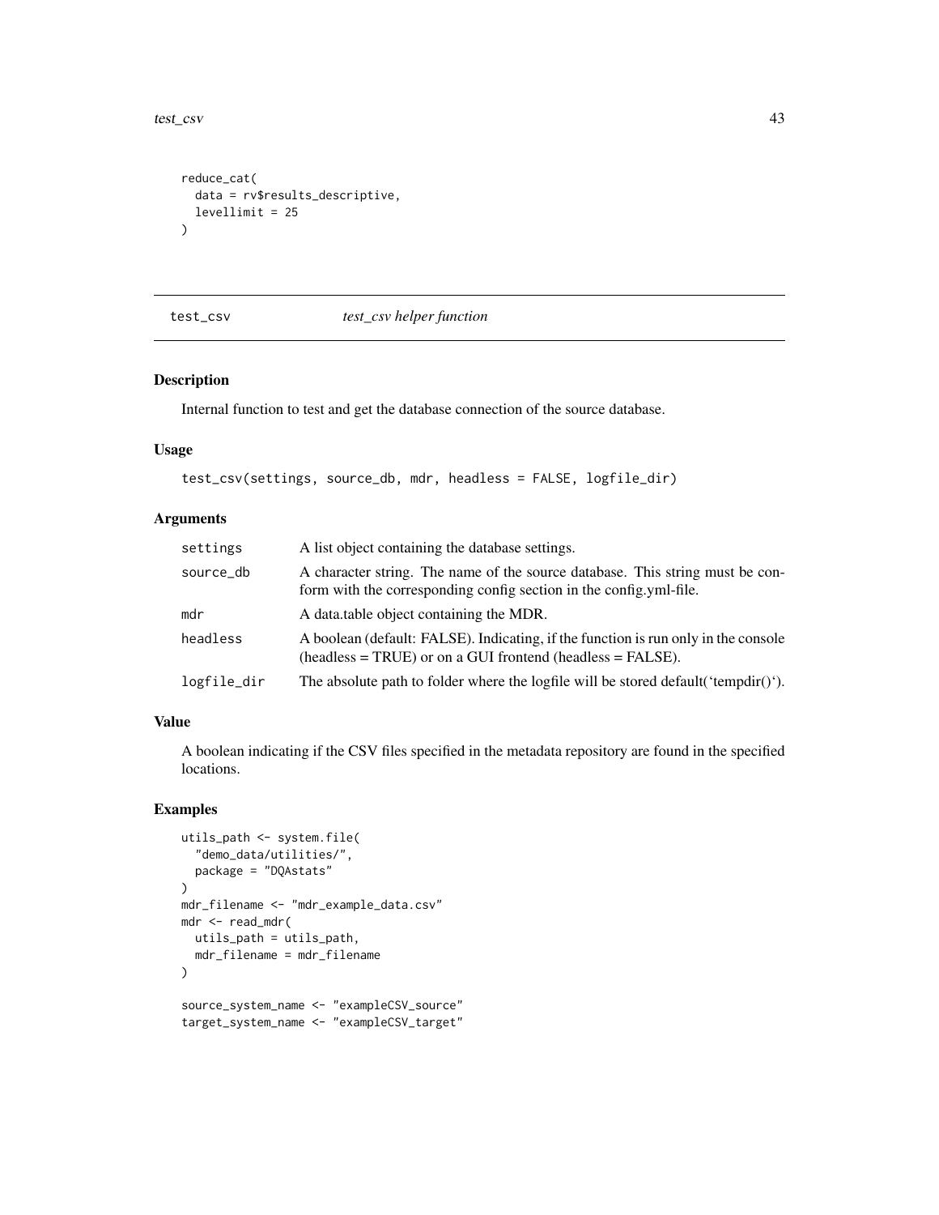```
reduce_cat(
  data = rv$results_descriptive,
  levellimit = 25
)
```

## test_csv *test_csv helper function*

### Description

Internal function to test and get the database connection of the source database.

### Usage

```
test_csv(settings, source_db, mdr, headless = FALSE, logfile_dir)
```

### Arguments

| | |
|---|---|
| settings | A list object containing the database settings. |
| source_db | A character string. The name of the source database. This string must be conform with the corresponding config section in the config.yml-file. |
| mdr | A data.table object containing the MDR. |
| headless | A boolean (default: FALSE). Indicating, if the function is run only in the console (headless = TRUE) or on a GUI frontend (headless = FALSE). |
| logfile_dir | The absolute path to folder where the logfile will be stored default('tempdir()'). |

### Value

A boolean indicating if the CSV files specified in the metadata repository are found in the specified locations.

### Examples

```
utils_path <- system.file(
  "demo_data/utilities/",
  package = "DQAstats"
)
mdr_filename <- "mdr_example_data.csv"
mdr <- read_mdr(
  utils_path = utils_path,
  mdr_filename = mdr_filename
)

source_system_name <- "exampleCSV_source"
target_system_name <- "exampleCSV_target"
```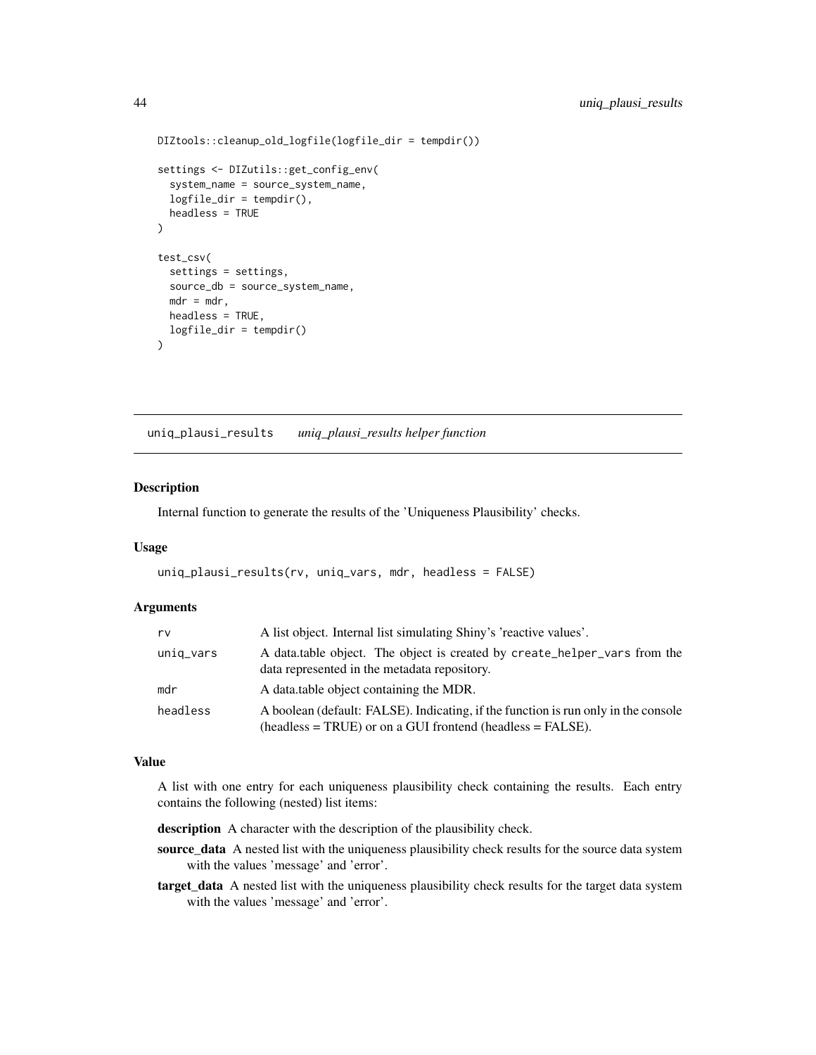```
DIZtools::cleanup_old_logfile(logfile_dir = tempdir())

settings <- DIZutils::get_config_env(
  system_name = source_system_name,
  logfile_dir = tempdir(),
  headless = TRUE
)

test_csv(
  settings = settings,
  source_db = source_system_name,
  mdr = mdr,
  headless = TRUE,
  logfile_dir = tempdir()
)
```

---

## uniq_plausi_results *uniq_plausi_results helper function*

---

### Description

Internal function to generate the results of the 'Uniqueness Plausibility' checks.

### Usage

```
uniq_plausi_results(rv, uniq_vars, mdr, headless = FALSE)
```

### Arguments

| | |
|---|---|
| rv | A list object. Internal list simulating Shiny's 'reactive values'. |
| uniq_vars | A data.table object. The object is created by `create_helper_vars` from the data represented in the metadata repository. |
| mdr | A data.table object containing the MDR. |
| headless | A boolean (default: FALSE). Indicating, if the function is run only in the console (headless = TRUE) or on a GUI frontend (headless = FALSE). |

### Value

A list with one entry for each uniqueness plausibility check containing the results. Each entry contains the following (nested) list items:

**description** A character with the description of the plausibility check.

**source_data** A nested list with the uniqueness plausibility check results for the source data system with the values 'message' and 'error'.

**target_data** A nested list with the uniqueness plausibility check results for the target data system with the values 'message' and 'error'.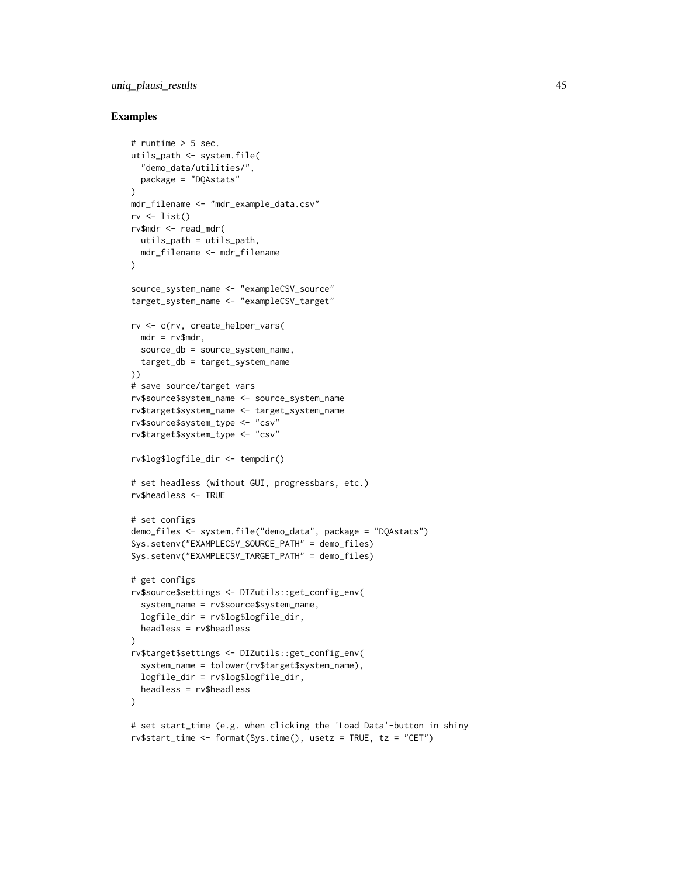## Examples

```
# runtime > 5 sec.
utils_path <- system.file(
  "demo_data/utilities/",
  package = "DQAstats"
)
mdr_filename <- "mdr_example_data.csv"
rv <- list()
rv$mdr <- read_mdr(
  utils_path = utils_path,
  mdr_filename <- mdr_filename
)

source_system_name <- "exampleCSV_source"
target_system_name <- "exampleCSV_target"

rv <- c(rv, create_helper_vars(
  mdr = rv$mdr,
  source_db = source_system_name,
  target_db = target_system_name
))
# save source/target vars
rv$source$system_name <- source_system_name
rv$target$system_name <- target_system_name
rv$source$system_type <- "csv"
rv$target$system_type <- "csv"

rv$log$logfile_dir <- tempdir()

# set headless (without GUI, progressbars, etc.)
rv$headless <- TRUE

# set configs
demo_files <- system.file("demo_data", package = "DQAstats")
Sys.setenv("EXAMPLECSV_SOURCE_PATH" = demo_files)
Sys.setenv("EXAMPLECSV_TARGET_PATH" = demo_files)

# get configs
rv$source$settings <- DIZutils::get_config_env(
  system_name = rv$source$system_name,
  logfile_dir = rv$log$logfile_dir,
  headless = rv$headless
)
rv$target$settings <- DIZutils::get_config_env(
  system_name = tolower(rv$target$system_name),
  logfile_dir = rv$log$logfile_dir,
  headless = rv$headless
)

# set start_time (e.g. when clicking the 'Load Data'-button in shiny
rv$start_time <- format(Sys.time(), usetz = TRUE, tz = "CET")
```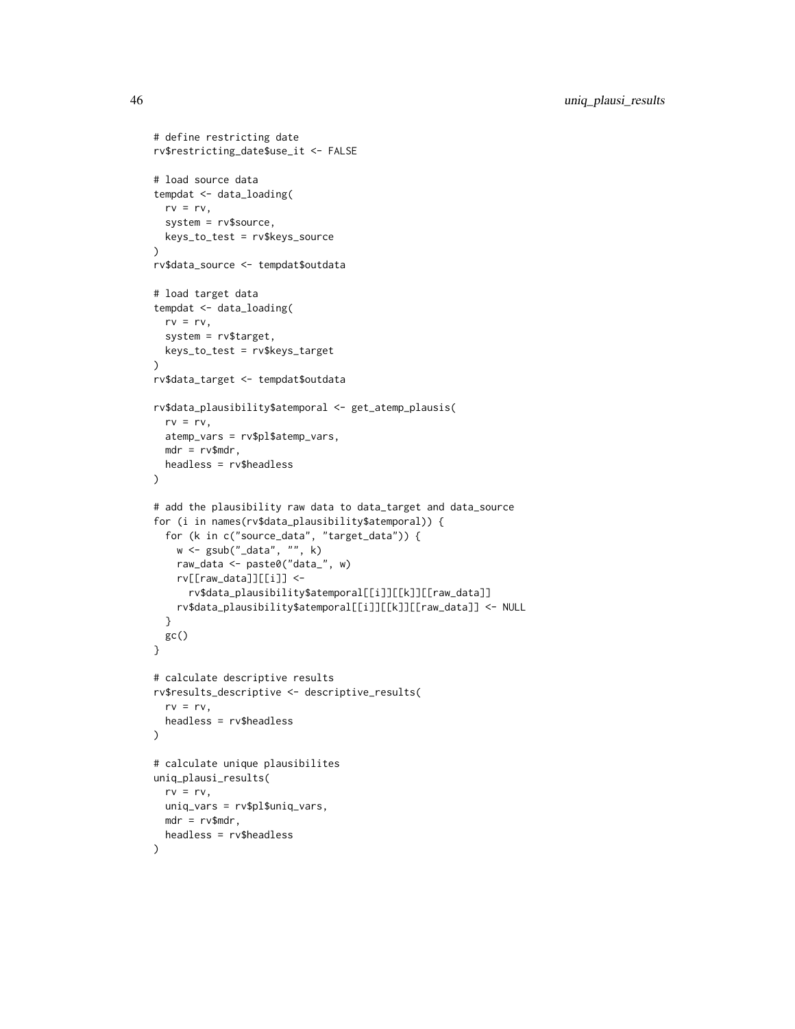```
# define restricting date
rv$restricting_date$use_it <- FALSE

# load source data
tempdat <- data_loading(
  rv = rv,
  system = rv$source,
  keys_to_test = rv$keys_source
)
rv$data_source <- tempdat$outdata

# load target data
tempdat <- data_loading(
  rv = rv,
  system = rv$target,
  keys_to_test = rv$keys_target
)
rv$data_target <- tempdat$outdata

rv$data_plausibility$atemporal <- get_atemp_plausis(
  rv = rv,
  atemp_vars = rv$pl$atemp_vars,
  mdr = rv$mdr,
  headless = rv$headless
)

# add the plausibility raw data to data_target and data_source
for (i in names(rv$data_plausibility$atemporal)) {
  for (k in c("source_data", "target_data")) {
    w <- gsub("_data", "", k)
    raw_data <- paste0("data_", w)
    rv[[raw_data]][[i]] <-
      rv$data_plausibility$atemporal[[i]][[k]][[raw_data]]
    rv$data_plausibility$atemporal[[i]][[k]][[raw_data]] <- NULL
  }
  gc()
}

# calculate descriptive results
rv$results_descriptive <- descriptive_results(
  rv = rv,
  headless = rv$headless
)

# calculate unique plausibilites
uniq_plausi_results(
  rv = rv,
  uniq_vars = rv$pl$uniq_vars,
  mdr = rv$mdr,
  headless = rv$headless
)
```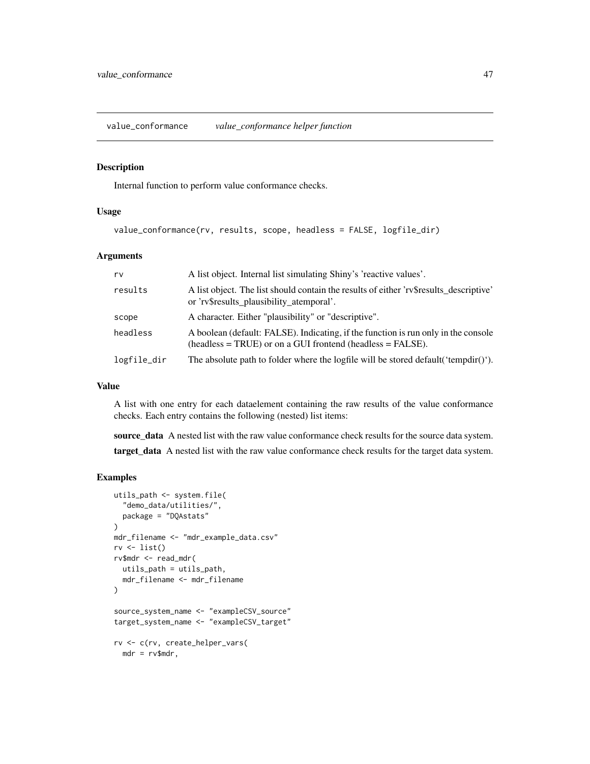## value_conformance    *value_conformance helper function*

### Description

Internal function to perform value conformance checks.

### Usage

```
value_conformance(rv, results, scope, headless = FALSE, logfile_dir)
```

### Arguments

| | |
|---|---|
| rv | A list object. Internal list simulating Shiny's 'reactive values'. |
| results | A list object. The list should contain the results of either 'rv$results_descriptive' or 'rv$results_plausibility_atemporal'. |
| scope | A character. Either "plausibility" or "descriptive". |
| headless | A boolean (default: FALSE). Indicating, if the function is run only in the console (headless = TRUE) or on a GUI frontend (headless = FALSE). |
| logfile_dir | The absolute path to folder where the logfile will be stored default('tempdir()'). |

### Value

A list with one entry for each dataelement containing the raw results of the value conformance checks. Each entry contains the following (nested) list items:

**source_data** A nested list with the raw value conformance check results for the source data system.

**target_data** A nested list with the raw value conformance check results for the target data system.

### Examples

```
utils_path <- system.file(
  "demo_data/utilities/",
  package = "DQAstats"
)
mdr_filename <- "mdr_example_data.csv"
rv <- list()
rv$mdr <- read_mdr(
  utils_path = utils_path,
  mdr_filename <- mdr_filename
)

source_system_name <- "exampleCSV_source"
target_system_name <- "exampleCSV_target"

rv <- c(rv, create_helper_vars(
  mdr = rv$mdr,
```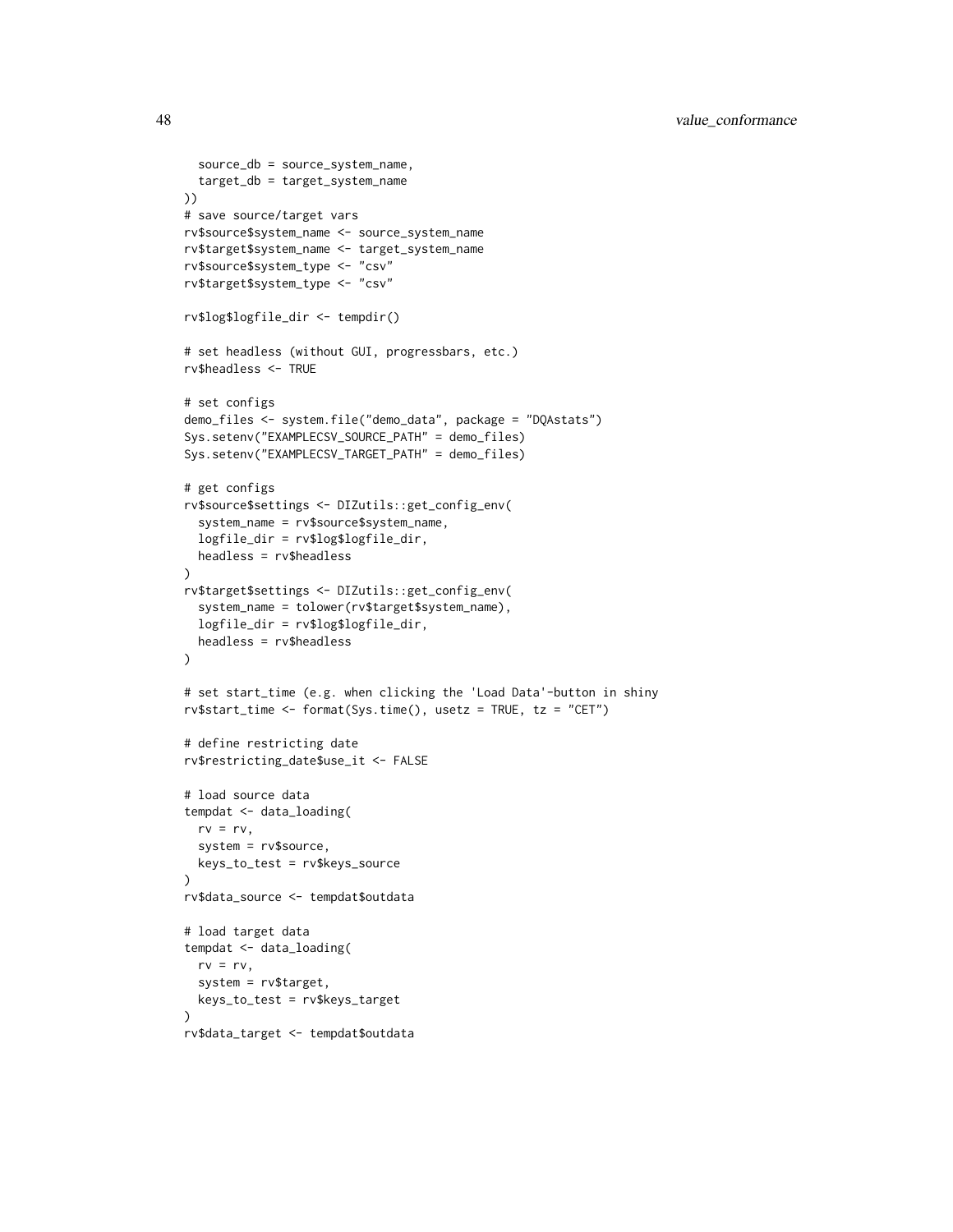```
  source_db = source_system_name,
  target_db = target_system_name
))
# save source/target vars
rv$source$system_name <- source_system_name
rv$target$system_name <- target_system_name
rv$source$system_type <- "csv"
rv$target$system_type <- "csv"

rv$log$logfile_dir <- tempdir()

# set headless (without GUI, progressbars, etc.)
rv$headless <- TRUE

# set configs
demo_files <- system.file("demo_data", package = "DQAstats")
Sys.setenv("EXAMPLECSV_SOURCE_PATH" = demo_files)
Sys.setenv("EXAMPLECSV_TARGET_PATH" = demo_files)

# get configs
rv$source$settings <- DIZutils::get_config_env(
  system_name = rv$source$system_name,
  logfile_dir = rv$log$logfile_dir,
  headless = rv$headless
)
rv$target$settings <- DIZutils::get_config_env(
  system_name = tolower(rv$target$system_name),
  logfile_dir = rv$log$logfile_dir,
  headless = rv$headless
)

# set start_time (e.g. when clicking the 'Load Data'-button in shiny
rv$start_time <- format(Sys.time(), usetz = TRUE, tz = "CET")

# define restricting date
rv$restricting_date$use_it <- FALSE

# load source data
tempdat <- data_loading(
  rv = rv,
  system = rv$source,
  keys_to_test = rv$keys_source
)
rv$data_source <- tempdat$outdata

# load target data
tempdat <- data_loading(
  rv = rv,
  system = rv$target,
  keys_to_test = rv$keys_target
)
rv$data_target <- tempdat$outdata
```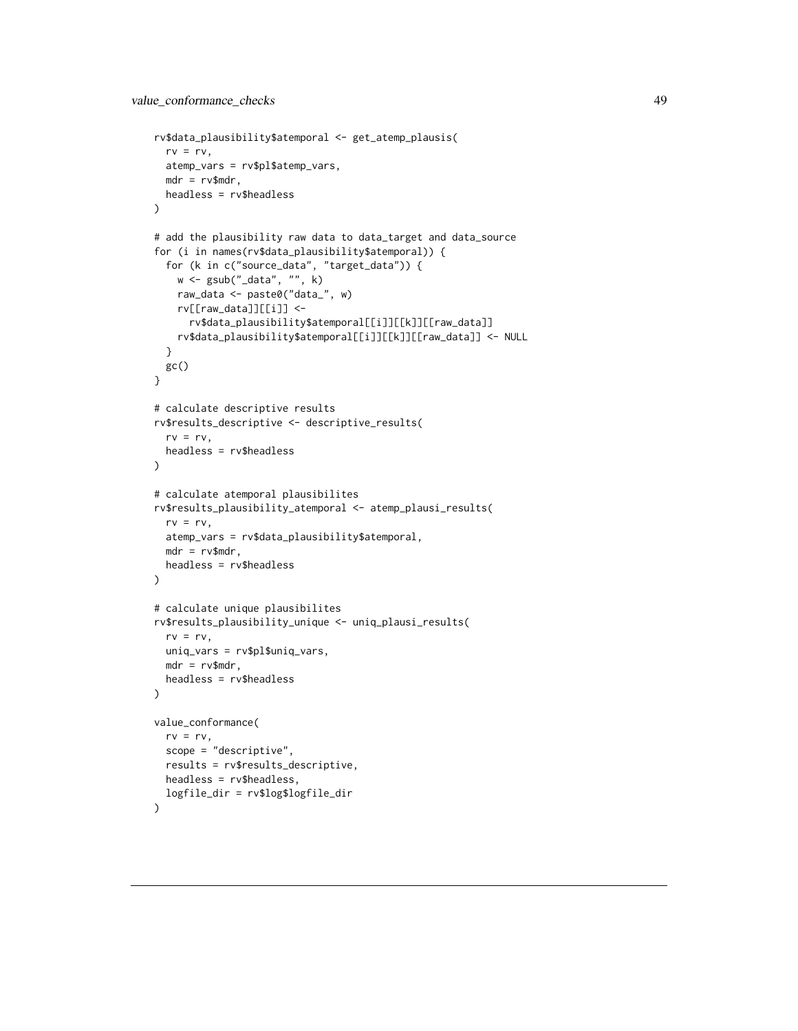```
rv$data_plausibility$atemporal <- get_atemp_plausis(
  rv = rv,
  atemp_vars = rv$pl$atemp_vars,
  mdr = rv$mdr,
  headless = rv$headless
)

# add the plausibility raw data to data_target and data_source
for (i in names(rv$data_plausibility$atemporal)) {
  for (k in c("source_data", "target_data")) {
    w <- gsub("_data", "", k)
    raw_data <- paste0("data_", w)
    rv[[raw_data]][[i]] <-
      rv$data_plausibility$atemporal[[i]][[k]][[raw_data]]
    rv$data_plausibility$atemporal[[i]][[k]][[raw_data]] <- NULL
  }
  gc()
}

# calculate descriptive results
rv$results_descriptive <- descriptive_results(
  rv = rv,
  headless = rv$headless
)

# calculate atemporal plausibilites
rv$results_plausibility_atemporal <- atemp_plausi_results(
  rv = rv,
  atemp_vars = rv$data_plausibility$atemporal,
  mdr = rv$mdr,
  headless = rv$headless
)

# calculate unique plausibilites
rv$results_plausibility_unique <- uniq_plausi_results(
  rv = rv,
  uniq_vars = rv$pl$uniq_vars,
  mdr = rv$mdr,
  headless = rv$headless
)

value_conformance(
  rv = rv,
  scope = "descriptive",
  results = rv$results_descriptive,
  headless = rv$headless,
  logfile_dir = rv$log$logfile_dir
)
```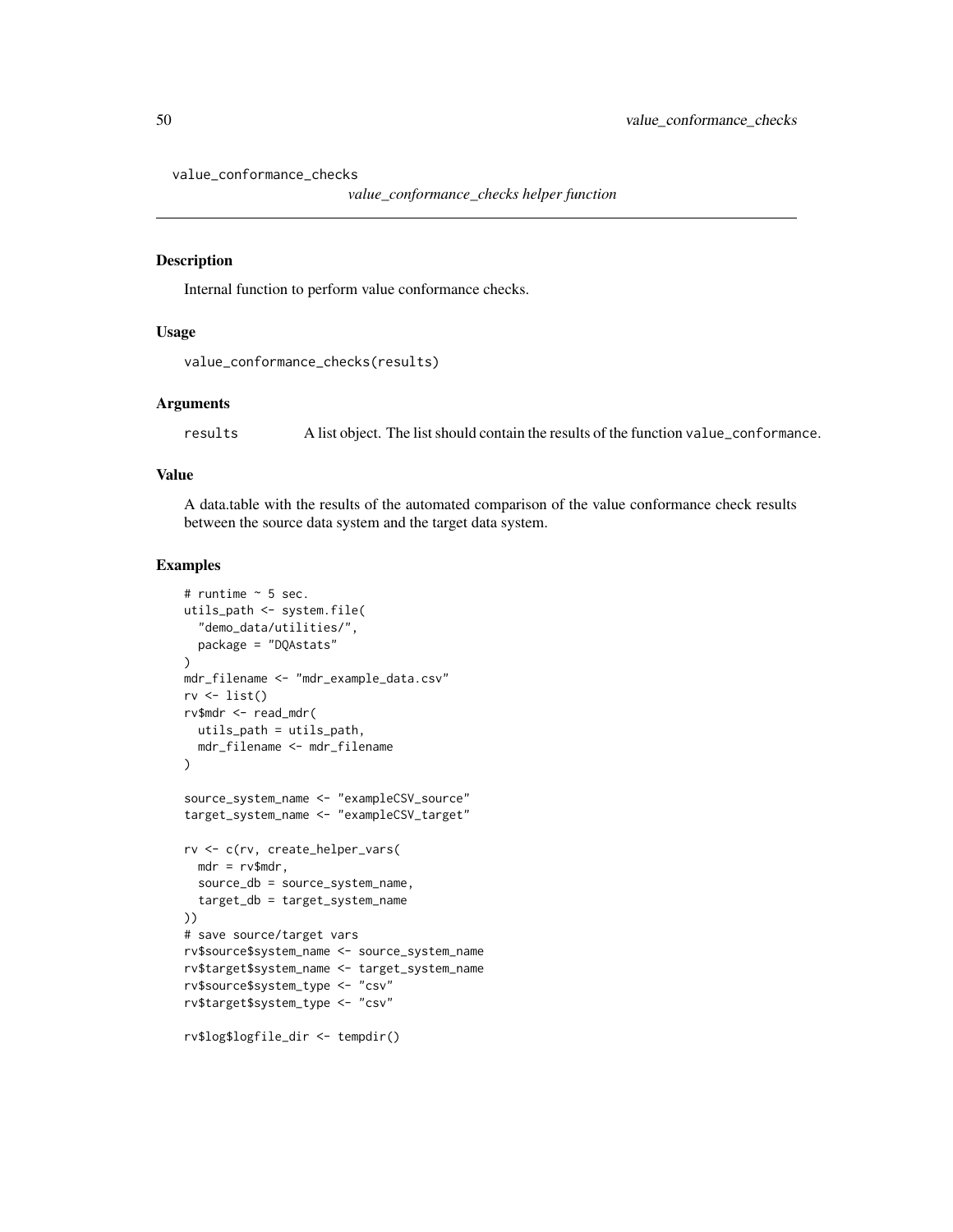value_conformance_checks

*value_conformance_checks helper function*

---

### Description

Internal function to perform value conformance checks.

### Usage

```
value_conformance_checks(results)
```

### Arguments

| | |
|---|---|
| results | A list object. The list should contain the results of the function value_conformance. |

### Value

A data.table with the results of the automated comparison of the value conformance check results between the source data system and the target data system.

### Examples

```
# runtime ~ 5 sec.
utils_path <- system.file(
  "demo_data/utilities/",
  package = "DQAstats"
)
mdr_filename <- "mdr_example_data.csv"
rv <- list()
rv$mdr <- read_mdr(
  utils_path = utils_path,
  mdr_filename <- mdr_filename
)

source_system_name <- "exampleCSV_source"
target_system_name <- "exampleCSV_target"

rv <- c(rv, create_helper_vars(
  mdr = rv$mdr,
  source_db = source_system_name,
  target_db = target_system_name
))
# save source/target vars
rv$source$system_name <- source_system_name
rv$target$system_name <- target_system_name
rv$source$system_type <- "csv"
rv$target$system_type <- "csv"

rv$log$logfile_dir <- tempdir()
```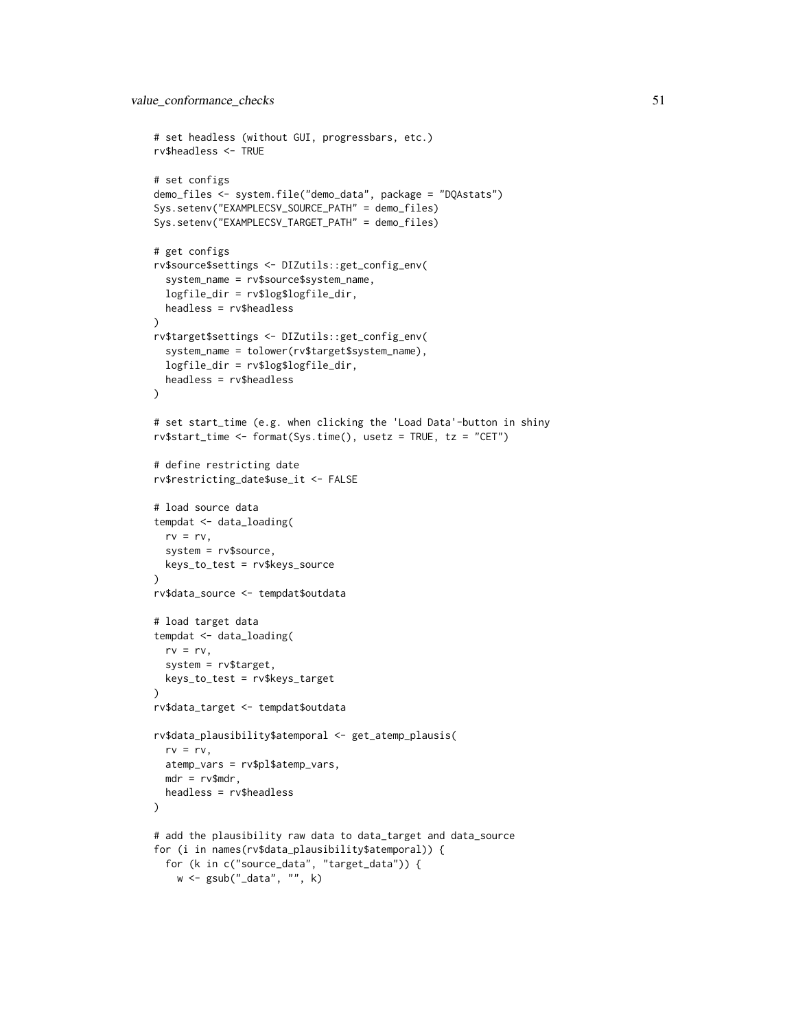```
# set headless (without GUI, progressbars, etc.)
rv$headless <- TRUE

# set configs
demo_files <- system.file("demo_data", package = "DQAstats")
Sys.setenv("EXAMPLECSV_SOURCE_PATH" = demo_files)
Sys.setenv("EXAMPLECSV_TARGET_PATH" = demo_files)

# get configs
rv$source$settings <- DIZutils::get_config_env(
  system_name = rv$source$system_name,
  logfile_dir = rv$log$logfile_dir,
  headless = rv$headless
)
rv$target$settings <- DIZutils::get_config_env(
  system_name = tolower(rv$target$system_name),
  logfile_dir = rv$log$logfile_dir,
  headless = rv$headless
)

# set start_time (e.g. when clicking the 'Load Data'-button in shiny
rv$start_time <- format(Sys.time(), usetz = TRUE, tz = "CET")

# define restricting date
rv$restricting_date$use_it <- FALSE

# load source data
tempdat <- data_loading(
  rv = rv,
  system = rv$source,
  keys_to_test = rv$keys_source
)
rv$data_source <- tempdat$outdata

# load target data
tempdat <- data_loading(
  rv = rv,
  system = rv$target,
  keys_to_test = rv$keys_target
)
rv$data_target <- tempdat$outdata

rv$data_plausibility$atemporal <- get_atemp_plausis(
  rv = rv,
  atemp_vars = rv$pl$atemp_vars,
  mdr = rv$mdr,
  headless = rv$headless
)

# add the plausibility raw data to data_target and data_source
for (i in names(rv$data_plausibility$atemporal)) {
  for (k in c("source_data", "target_data")) {
    w <- gsub("_data", "", k)
```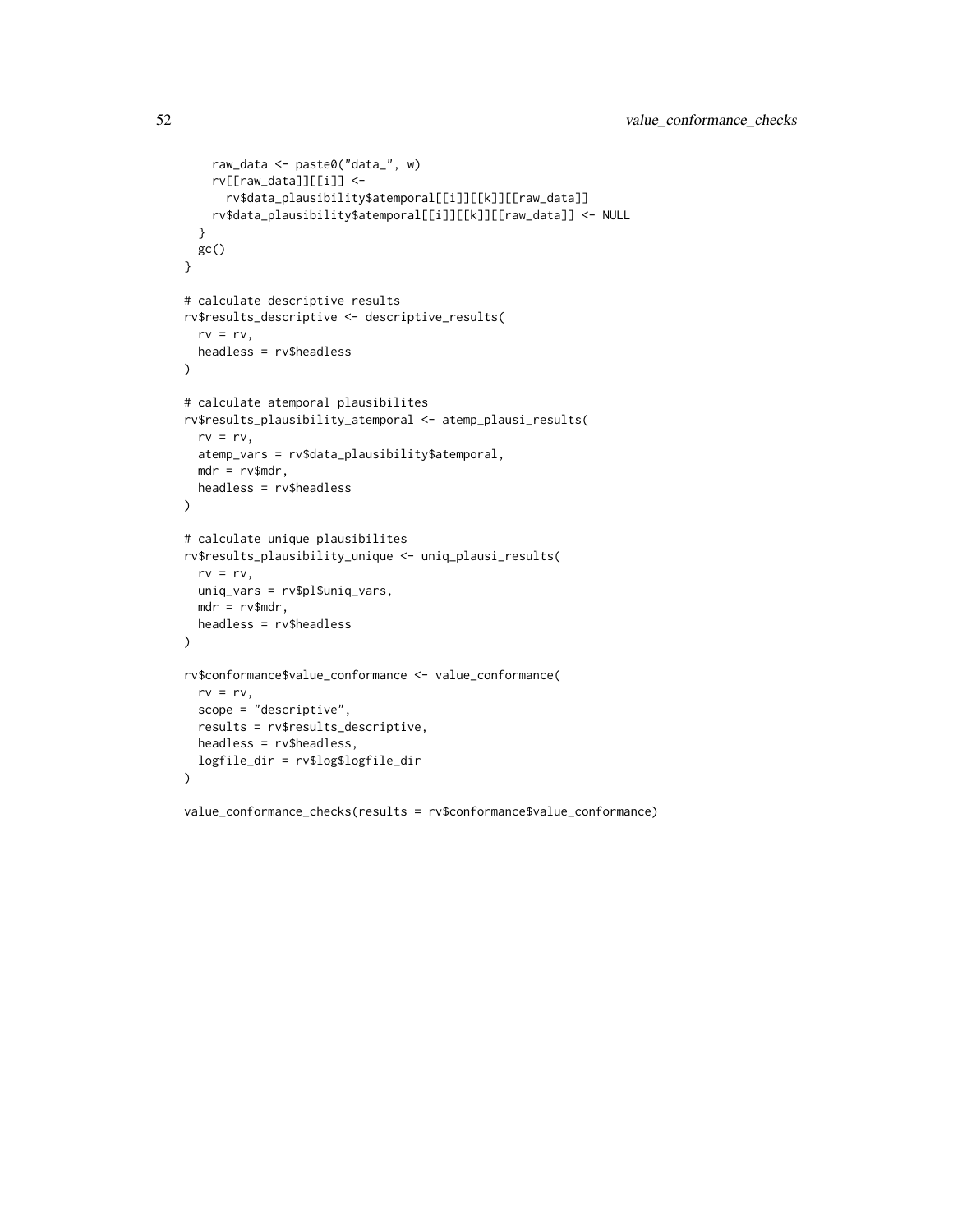```
    raw_data <- paste0("data_", w)
    rv[[raw_data]][[i]] <-
      rv$data_plausibility$atemporal[[i]][[k]][[raw_data]]
    rv$data_plausibility$atemporal[[i]][[k]][[raw_data]] <- NULL
  }
  gc()
}

# calculate descriptive results
rv$results_descriptive <- descriptive_results(
  rv = rv,
  headless = rv$headless
)

# calculate atemporal plausibilites
rv$results_plausibility_atemporal <- atemp_plausi_results(
  rv = rv,
  atemp_vars = rv$data_plausibility$atemporal,
  mdr = rv$mdr,
  headless = rv$headless
)

# calculate unique plausibilites
rv$results_plausibility_unique <- uniq_plausi_results(
  rv = rv,
  uniq_vars = rv$pl$uniq_vars,
  mdr = rv$mdr,
  headless = rv$headless
)

rv$conformance$value_conformance <- value_conformance(
  rv = rv,
  scope = "descriptive",
  results = rv$results_descriptive,
  headless = rv$headless,
  logfile_dir = rv$log$logfile_dir
)

value_conformance_checks(results = rv$conformance$value_conformance)
```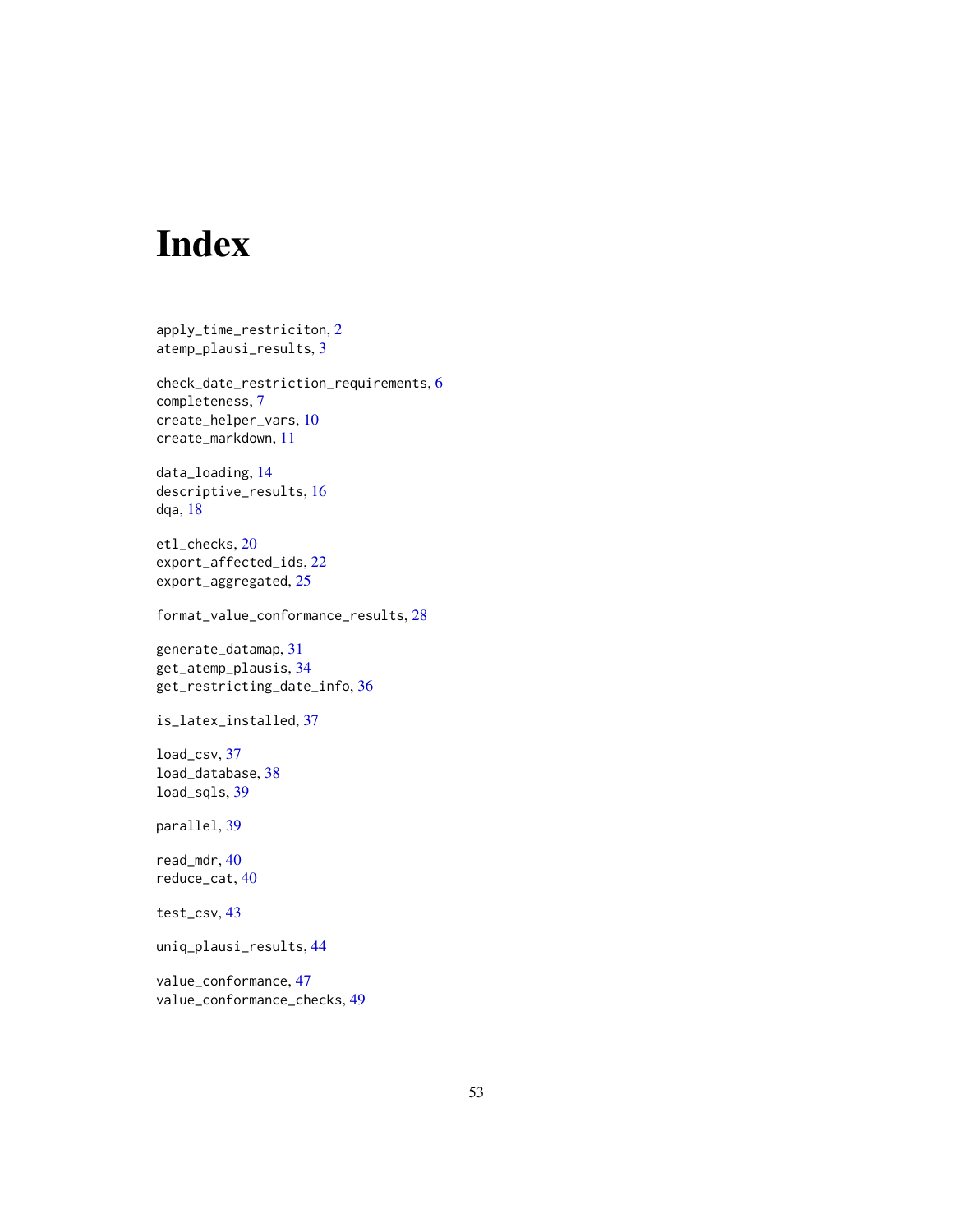# Index

apply_time_restriciton, 2
atemp_plausi_results, 3

check_date_restriction_requirements, 6
completeness, 7
create_helper_vars, 10
create_markdown, 11

data_loading, 14
descriptive_results, 16
dqa, 18

etl_checks, 20
export_affected_ids, 22
export_aggregated, 25

format_value_conformance_results, 28

generate_datamap, 31
get_atemp_plausis, 34
get_restricting_date_info, 36

is_latex_installed, 37

load_csv, 37
load_database, 38
load_sqls, 39

parallel, 39

read_mdr, 40
reduce_cat, 40

test_csv, 43

uniq_plausi_results, 44

value_conformance, 47
value_conformance_checks, 49